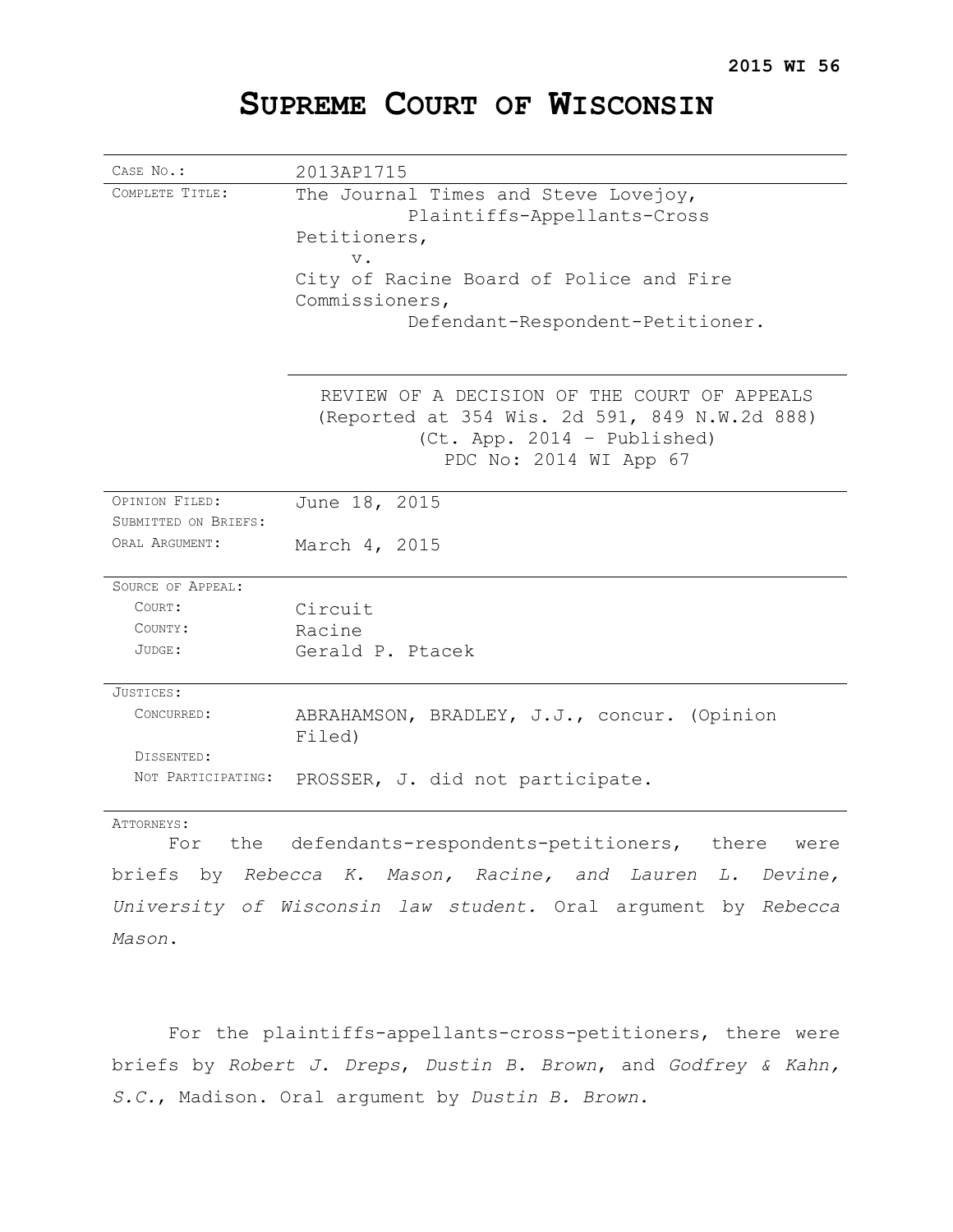**2015 WI 56**

# SUPREME COURT OF WISCONSIN

| | |
|---|---|
| CASE NO.: | 2013AP1715 |
| COMPLETE TITLE: | The Journal Times and Steve Lovejoy, Plaintiffs-Appellants-Cross Petitioners, v. City of Racine Board of Police and Fire Commissioners, Defendant-Respondent-Petitioner. |
| | REVIEW OF A DECISION OF THE COURT OF APPEALS (Reported at 354 Wis. 2d 591, 849 N.W.2d 888) (Ct. App. 2014 – Published) PDC No: 2014 WI App 67 |
| OPINION FILED: | June 18, 2015 |
| SUBMITTED ON BRIEFS: | |
| ORAL ARGUMENT: | March 4, 2015 |
| SOURCE OF APPEAL: | |
| COURT: | Circuit |
| COUNTY: | Racine |
| JUDGE: | Gerald P. Ptacek |
| JUSTICES: | |
| CONCURRED: | ABRAHAMSON, BRADLEY, J.J., concur. (Opinion Filed) |
| DISSENTED: | |
| NOT PARTICIPATING: | PROSSER, J. did not participate. |

ATTORNEYS:

For the defendants-respondents-petitioners, there were briefs by *Rebecca K. Mason, Racine, and Lauren L. Devine, University of Wisconsin law student.* Oral argument by *Rebecca Mason*.

For the plaintiffs-appellants-cross-petitioners, there were briefs by *Robert J. Dreps*, *Dustin B. Brown*, and *Godfrey & Kahn, S.C.*, Madison. Oral argument by *Dustin B. Brown.*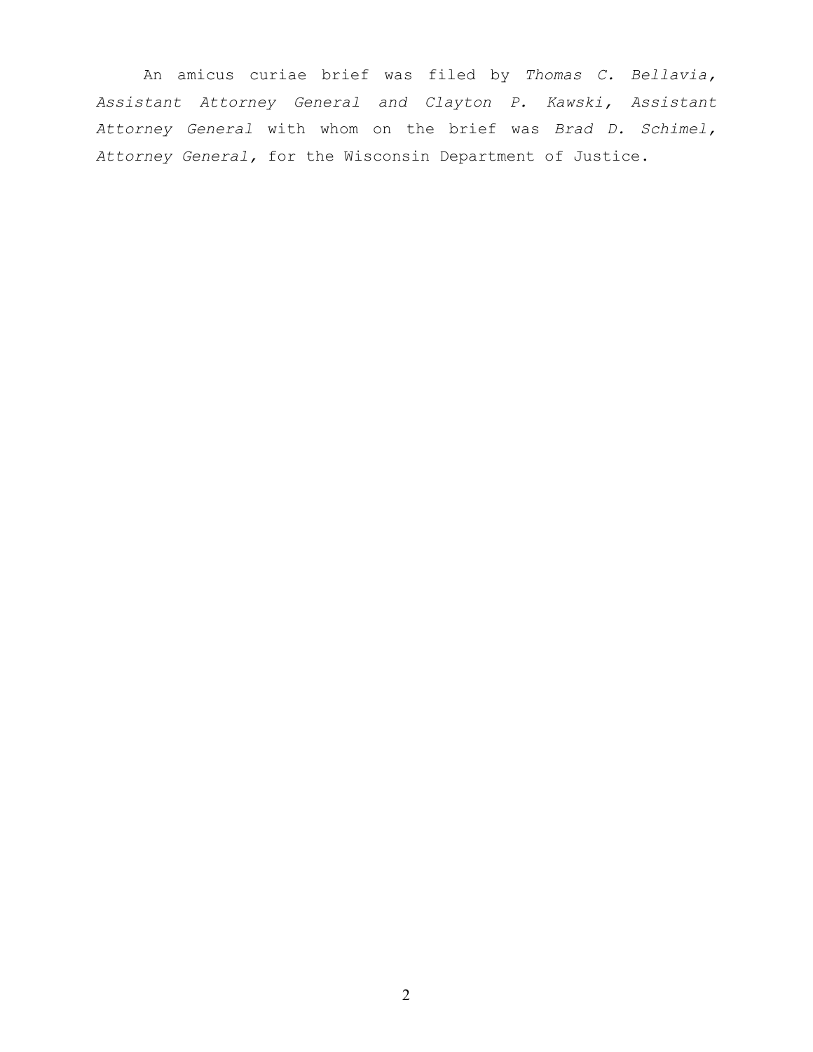An amicus curiae brief was filed by *Thomas C. Bellavia, Assistant Attorney General and Clayton P. Kawski, Assistant Attorney General* with whom on the brief was *Brad D. Schimel, Attorney General,* for the Wisconsin Department of Justice.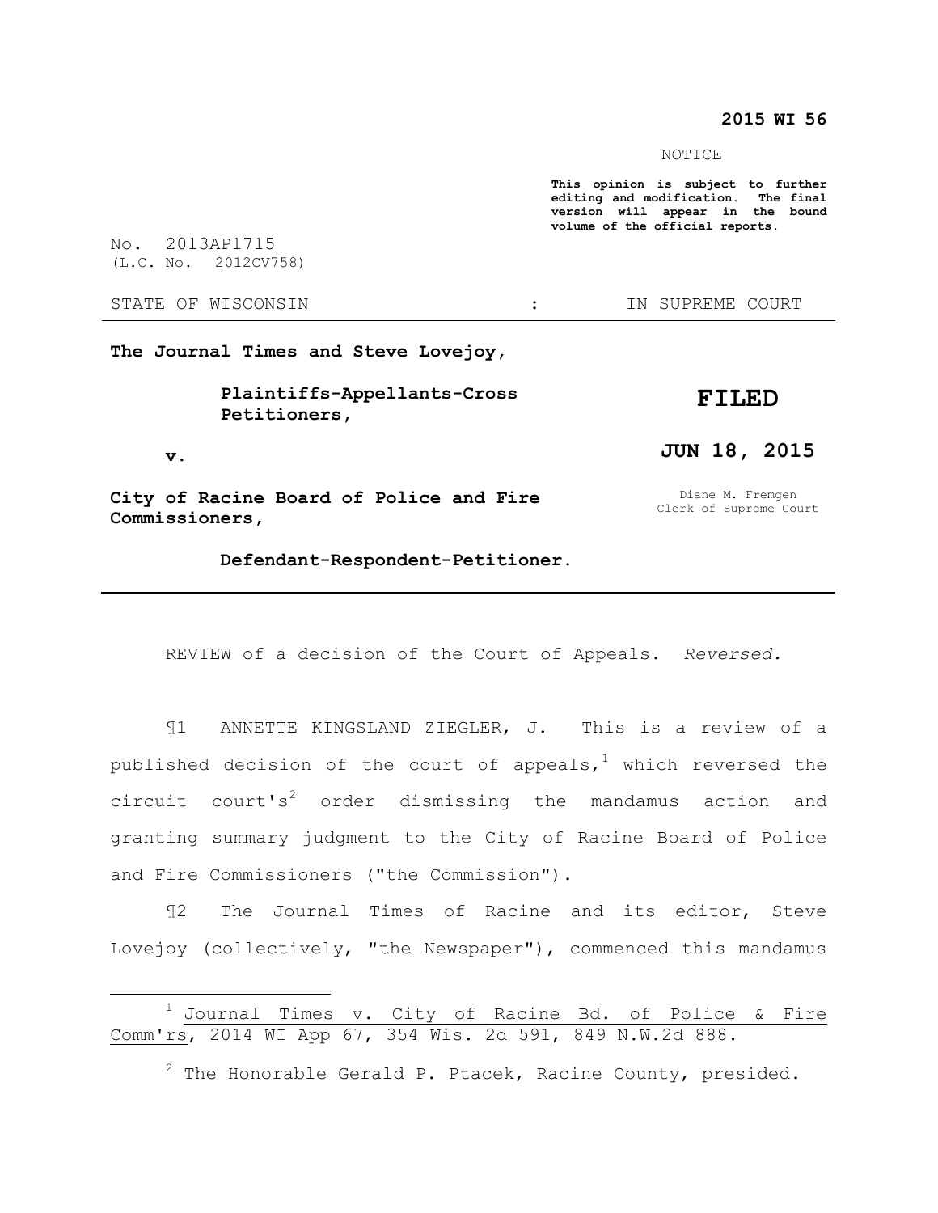**2015 WI 56**

NOTICE

**This opinion is subject to further editing and modification. The final version will appear in the bound volume of the official reports.**

No. 2013AP1715
(L.C. No. 2012CV758)

STATE OF WISCONSIN : IN SUPREME COURT

**The Journal Times and Steve Lovejoy,**

**Plaintiffs-Appellants-Cross Petitioners,**

**v.**

**City of Racine Board of Police and Fire Commissioners,**

**Defendant-Respondent-Petitioner.**

**FILED**

**JUN 18, 2015**

Diane M. Fremgen
Clerk of Supreme Court

---

REVIEW of a decision of the Court of Appeals. *Reversed.*

¶1 ANNETTE KINGSLAND ZIEGLER, J. This is a review of a published decision of the court of appeals,[1] which reversed the circuit court's[2] order dismissing the mandamus action and granting summary judgment to the City of Racine Board of Police and Fire Commissioners ("the Commission").

¶2 The Journal Times of Racine and its editor, Steve Lovejoy (collectively, "the Newspaper"), commenced this mandamus

---

[1] Journal Times v. City of Racine Bd. of Police & Fire Comm'rs, 2014 WI App 67, 354 Wis. 2d 591, 849 N.W.2d 888.

[2] The Honorable Gerald P. Ptacek, Racine County, presided.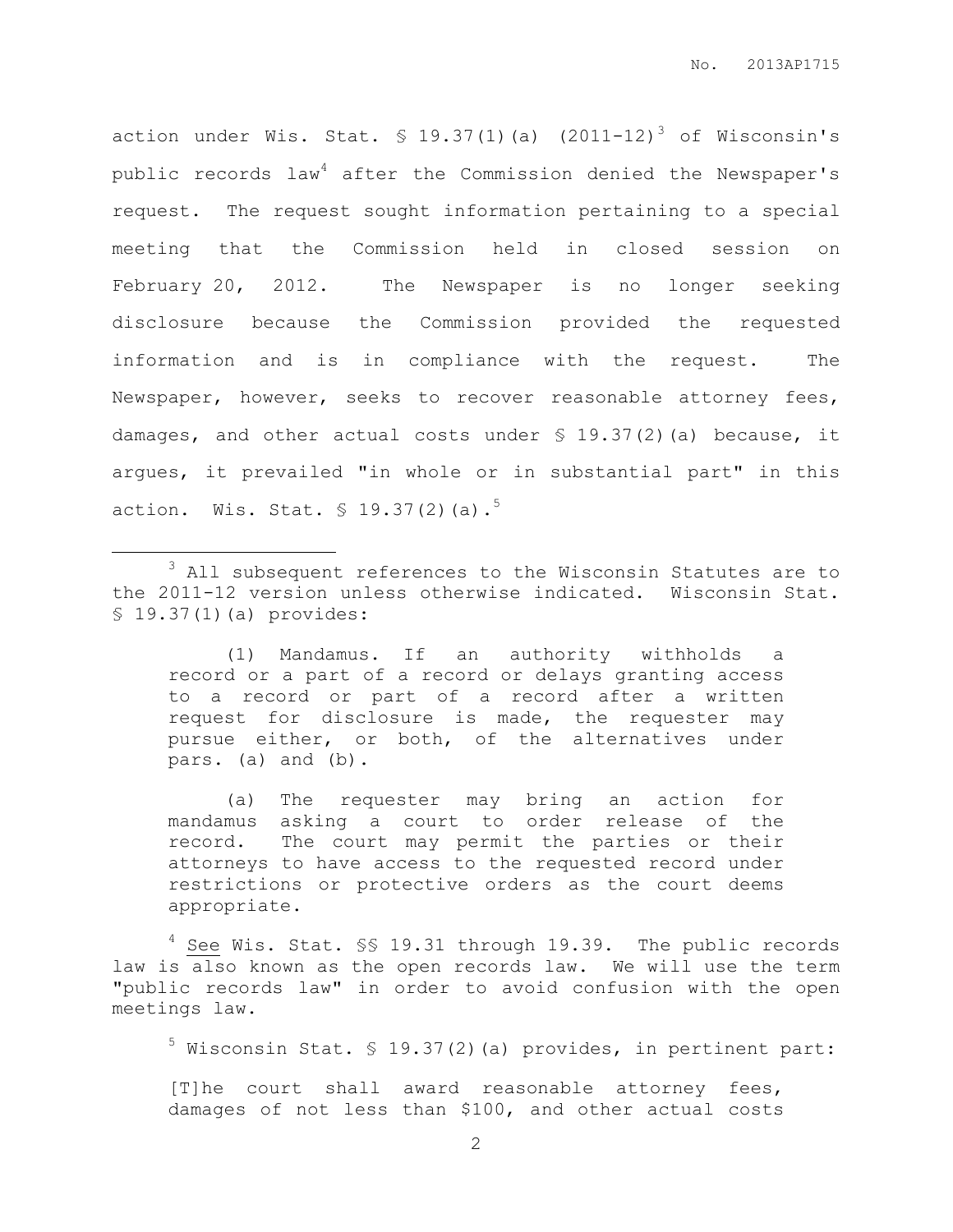action under Wis. Stat. § 19.37(1)(a) (2011-12)[3] of Wisconsin's public records law[4] after the Commission denied the Newspaper's request. The request sought information pertaining to a special meeting that the Commission held in closed session on February 20, 2012. The Newspaper is no longer seeking disclosure because the Commission provided the requested information and is in compliance with the request. The Newspaper, however, seeks to recover reasonable attorney fees, damages, and other actual costs under § 19.37(2)(a) because, it argues, it prevailed "in whole or in substantial part" in this action. Wis. Stat. § 19.37(2)(a).[5]

---

[3] All subsequent references to the Wisconsin Statutes are to the 2011-12 version unless otherwise indicated. Wisconsin Stat. § 19.37(1)(a) provides:

> (1) Mandamus. If an authority withholds a record or a part of a record or delays granting access to a record or part of a record after a written request for disclosure is made, the requester may pursue either, or both, of the alternatives under pars. (a) and (b).
>
> (a) The requester may bring an action for mandamus asking a court to order release of the record. The court may permit the parties or their attorneys to have access to the requested record under restrictions or protective orders as the court deems appropriate.

[4] See Wis. Stat. §§ 19.31 through 19.39. The public records law is also known as the open records law. We will use the term "public records law" in order to avoid confusion with the open meetings law.

[5] Wisconsin Stat. § 19.37(2)(a) provides, in pertinent part:

> [T]he court shall award reasonable attorney fees, damages of not less than $100, and other actual costs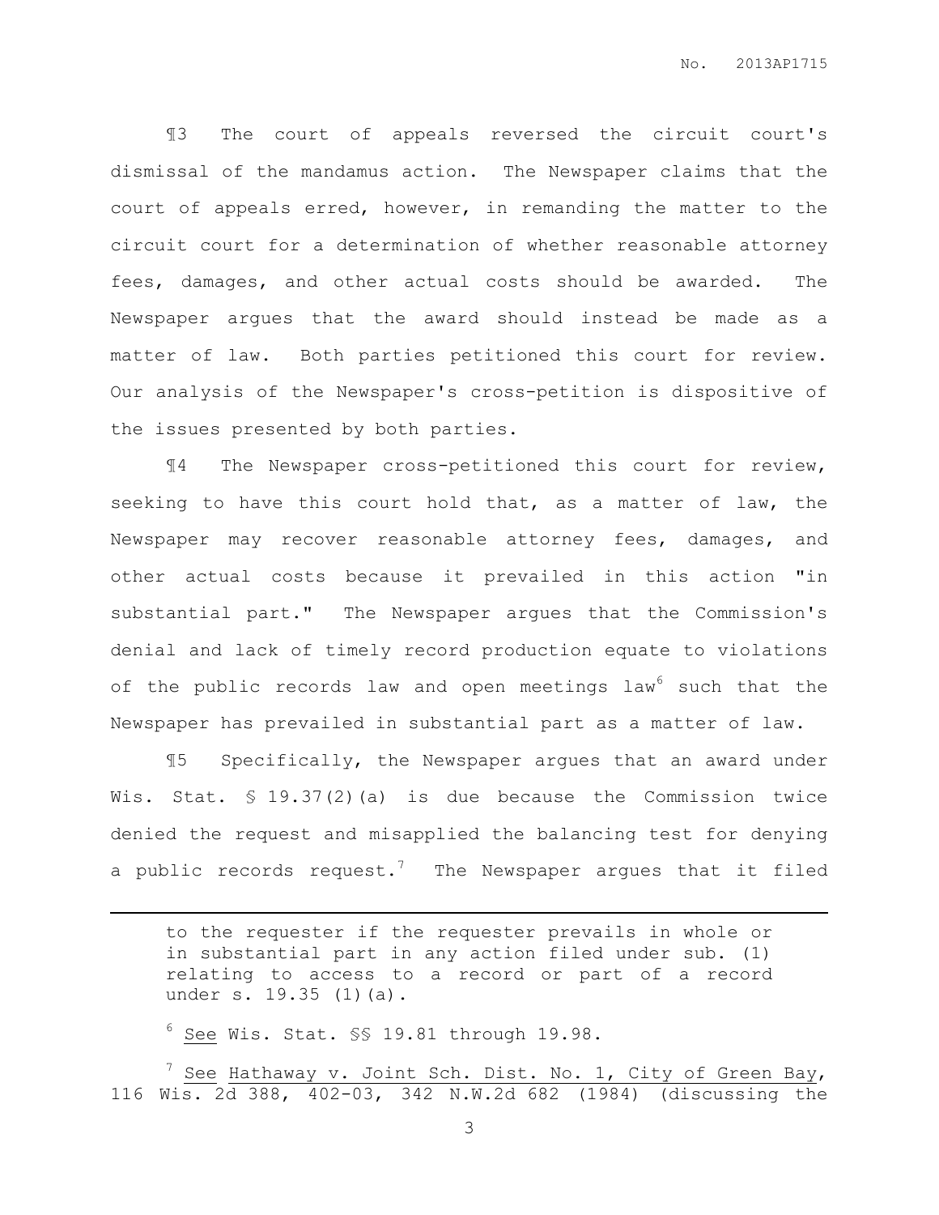¶3 The court of appeals reversed the circuit court's dismissal of the mandamus action. The Newspaper claims that the court of appeals erred, however, in remanding the matter to the circuit court for a determination of whether reasonable attorney fees, damages, and other actual costs should be awarded. The Newspaper argues that the award should instead be made as a matter of law. Both parties petitioned this court for review. Our analysis of the Newspaper's cross-petition is dispositive of the issues presented by both parties.

¶4 The Newspaper cross-petitioned this court for review, seeking to have this court hold that, as a matter of law, the Newspaper may recover reasonable attorney fees, damages, and other actual costs because it prevailed in this action "in substantial part." The Newspaper argues that the Commission's denial and lack of timely record production equate to violations of the public records law and open meetings law[6] such that the Newspaper has prevailed in substantial part as a matter of law.

¶5 Specifically, the Newspaper argues that an award under Wis. Stat. § 19.37(2)(a) is due because the Commission twice denied the request and misapplied the balancing test for denying a public records request.[7] The Newspaper argues that it filed

---

> to the requester if the requester prevails in whole or in substantial part in any action filed under sub. (1) relating to access to a record or part of a record under s. 19.35 (1)(a).

[6] See Wis. Stat. §§ 19.81 through 19.98.

[7] See Hathaway v. Joint Sch. Dist. No. 1, City of Green Bay, 116 Wis. 2d 388, 402-03, 342 N.W.2d 682 (1984) (discussing the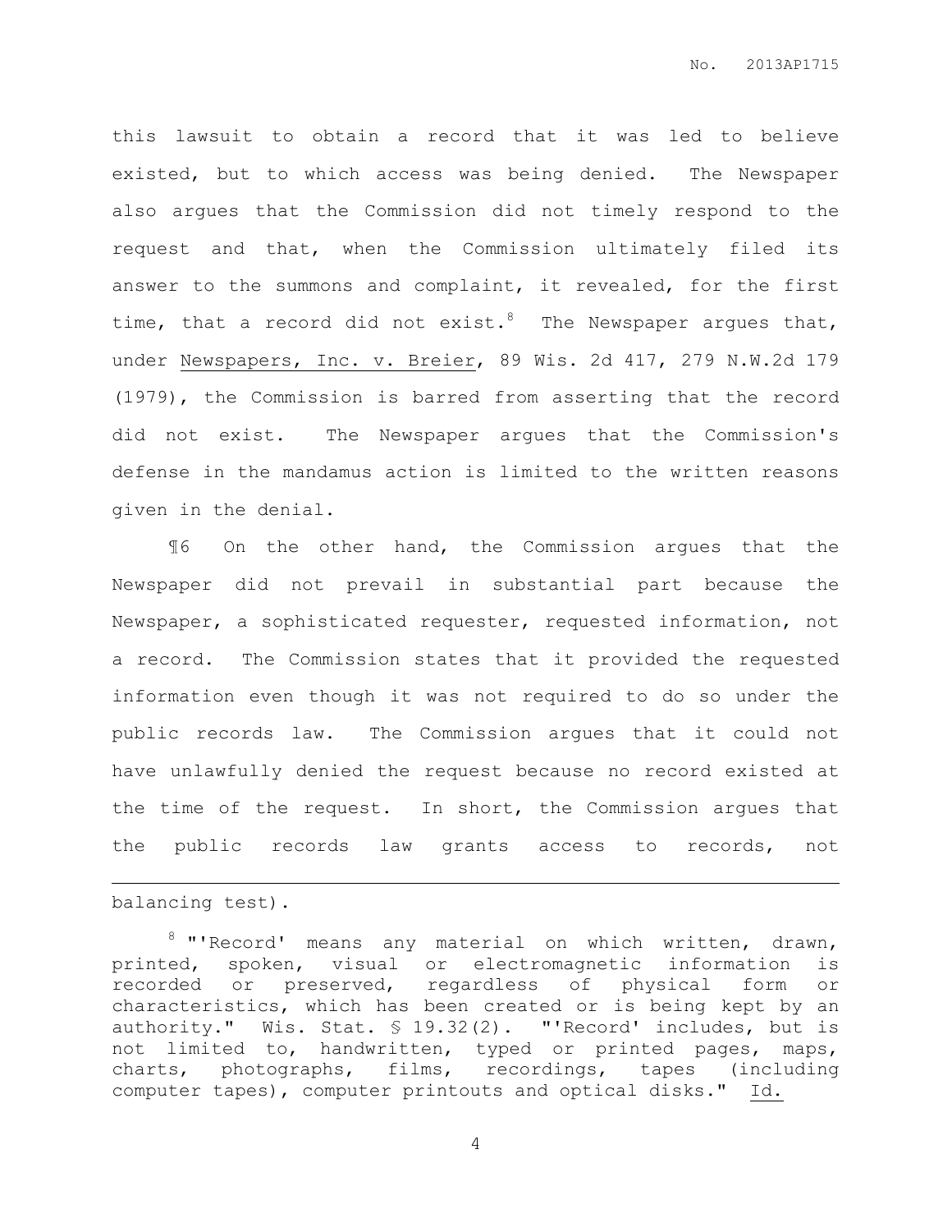this lawsuit to obtain a record that it was led to believe existed, but to which access was being denied. The Newspaper also argues that the Commission did not timely respond to the request and that, when the Commission ultimately filed its answer to the summons and complaint, it revealed, for the first time, that a record did not exist.[8] The Newspaper argues that, under Newspapers, Inc. v. Breier, 89 Wis. 2d 417, 279 N.W.2d 179 (1979), the Commission is barred from asserting that the record did not exist. The Newspaper argues that the Commission's defense in the mandamus action is limited to the written reasons given in the denial.

¶6 On the other hand, the Commission argues that the Newspaper did not prevail in substantial part because the Newspaper, a sophisticated requester, requested information, not a record. The Commission states that it provided the requested information even though it was not required to do so under the public records law. The Commission argues that it could not have unlawfully denied the request because no record existed at the time of the request. In short, the Commission argues that the public records law grants access to records, not

---

balancing test).

[8] "'Record' means any material on which written, drawn, printed, spoken, visual or electromagnetic information is recorded or preserved, regardless of physical form or characteristics, which has been created or is being kept by an authority." Wis. Stat. § 19.32(2). "'Record' includes, but is not limited to, handwritten, typed or printed pages, maps, charts, photographs, films, recordings, tapes (including computer tapes), computer printouts and optical disks." Id.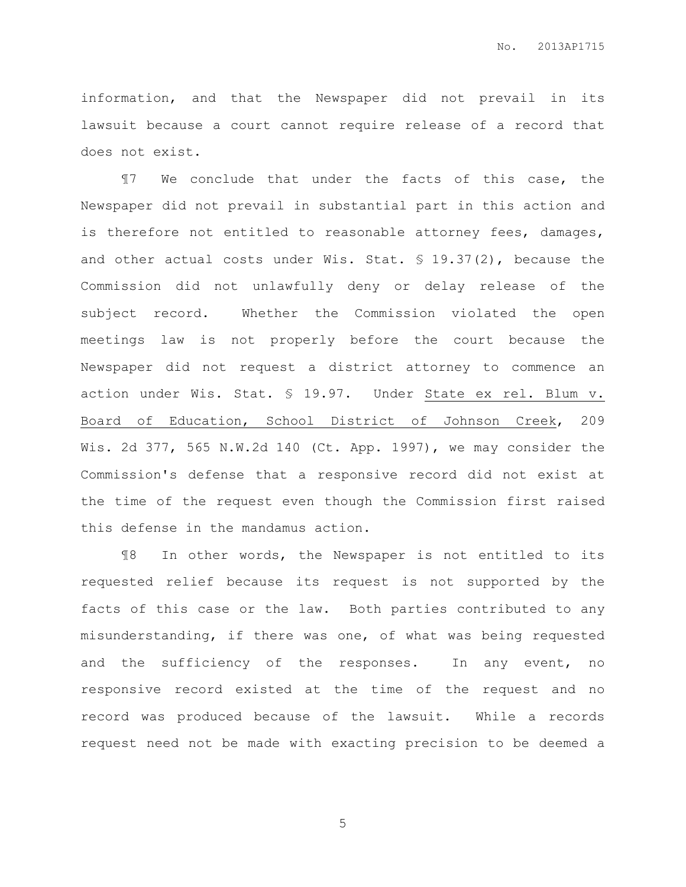information, and that the Newspaper did not prevail in its lawsuit because a court cannot require release of a record that does not exist.

¶7 We conclude that under the facts of this case, the Newspaper did not prevail in substantial part in this action and is therefore not entitled to reasonable attorney fees, damages, and other actual costs under Wis. Stat. § 19.37(2), because the Commission did not unlawfully deny or delay release of the subject record. Whether the Commission violated the open meetings law is not properly before the court because the Newspaper did not request a district attorney to commence an action under Wis. Stat. § 19.97. Under State ex rel. Blum v. Board of Education, School District of Johnson Creek, 209 Wis. 2d 377, 565 N.W.2d 140 (Ct. App. 1997), we may consider the Commission's defense that a responsive record did not exist at the time of the request even though the Commission first raised this defense in the mandamus action.

¶8 In other words, the Newspaper is not entitled to its requested relief because its request is not supported by the facts of this case or the law. Both parties contributed to any misunderstanding, if there was one, of what was being requested and the sufficiency of the responses. In any event, no responsive record existed at the time of the request and no record was produced because of the lawsuit. While a records request need not be made with exacting precision to be deemed a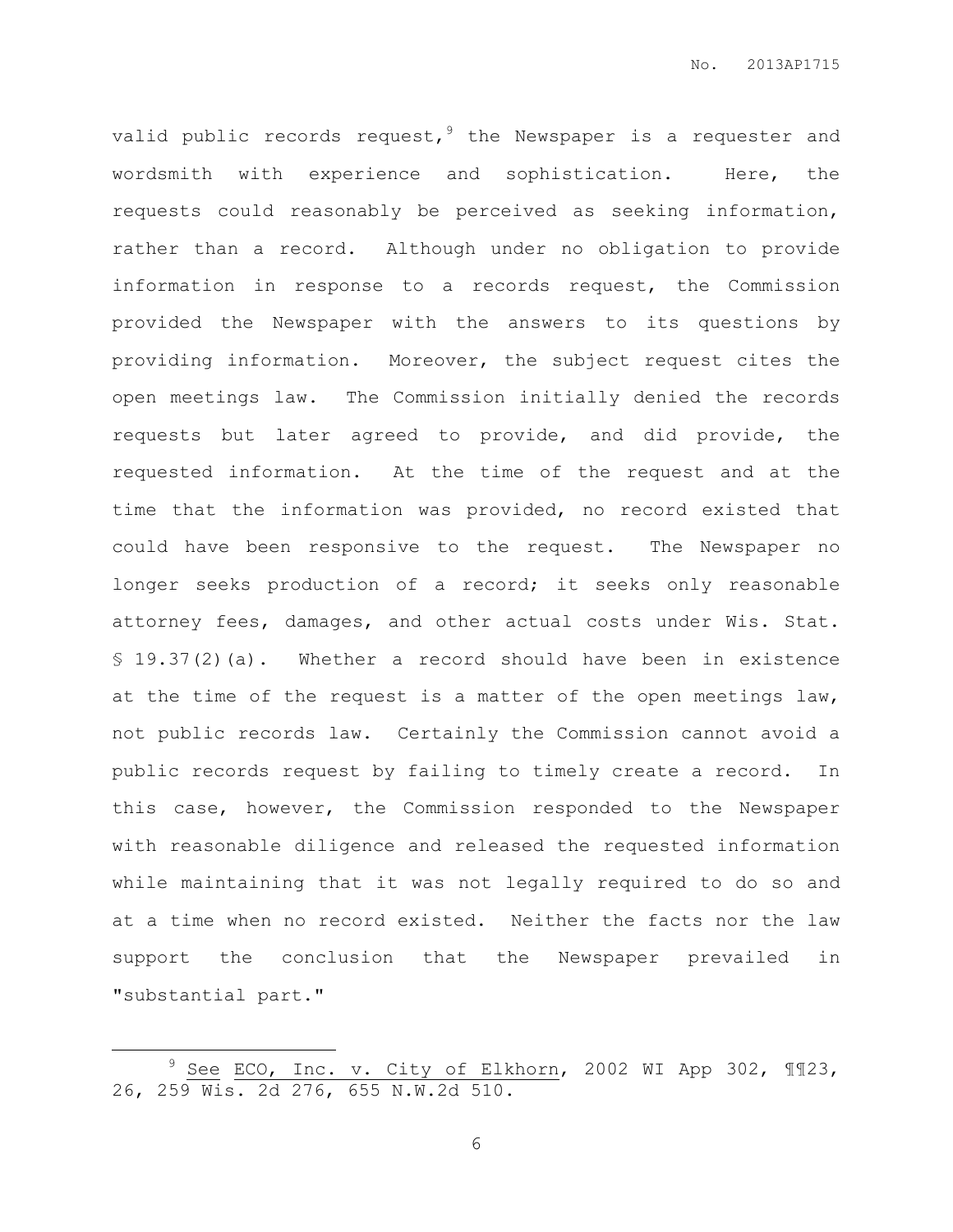valid public records request,[9] the Newspaper is a requester and wordsmith with experience and sophistication. Here, the requests could reasonably be perceived as seeking information, rather than a record. Although under no obligation to provide information in response to a records request, the Commission provided the Newspaper with the answers to its questions by providing information. Moreover, the subject request cites the open meetings law. The Commission initially denied the records requests but later agreed to provide, and did provide, the requested information. At the time of the request and at the time that the information was provided, no record existed that could have been responsive to the request. The Newspaper no longer seeks production of a record; it seeks only reasonable attorney fees, damages, and other actual costs under Wis. Stat. § 19.37(2)(a). Whether a record should have been in existence at the time of the request is a matter of the open meetings law, not public records law. Certainly the Commission cannot avoid a public records request by failing to timely create a record. In this case, however, the Commission responded to the Newspaper with reasonable diligence and released the requested information while maintaining that it was not legally required to do so and at a time when no record existed. Neither the facts nor the law support the conclusion that the Newspaper prevailed in "substantial part."

---

[9] See ECO, Inc. v. City of Elkhorn, 2002 WI App 302, ¶¶23, 26, 259 Wis. 2d 276, 655 N.W.2d 510.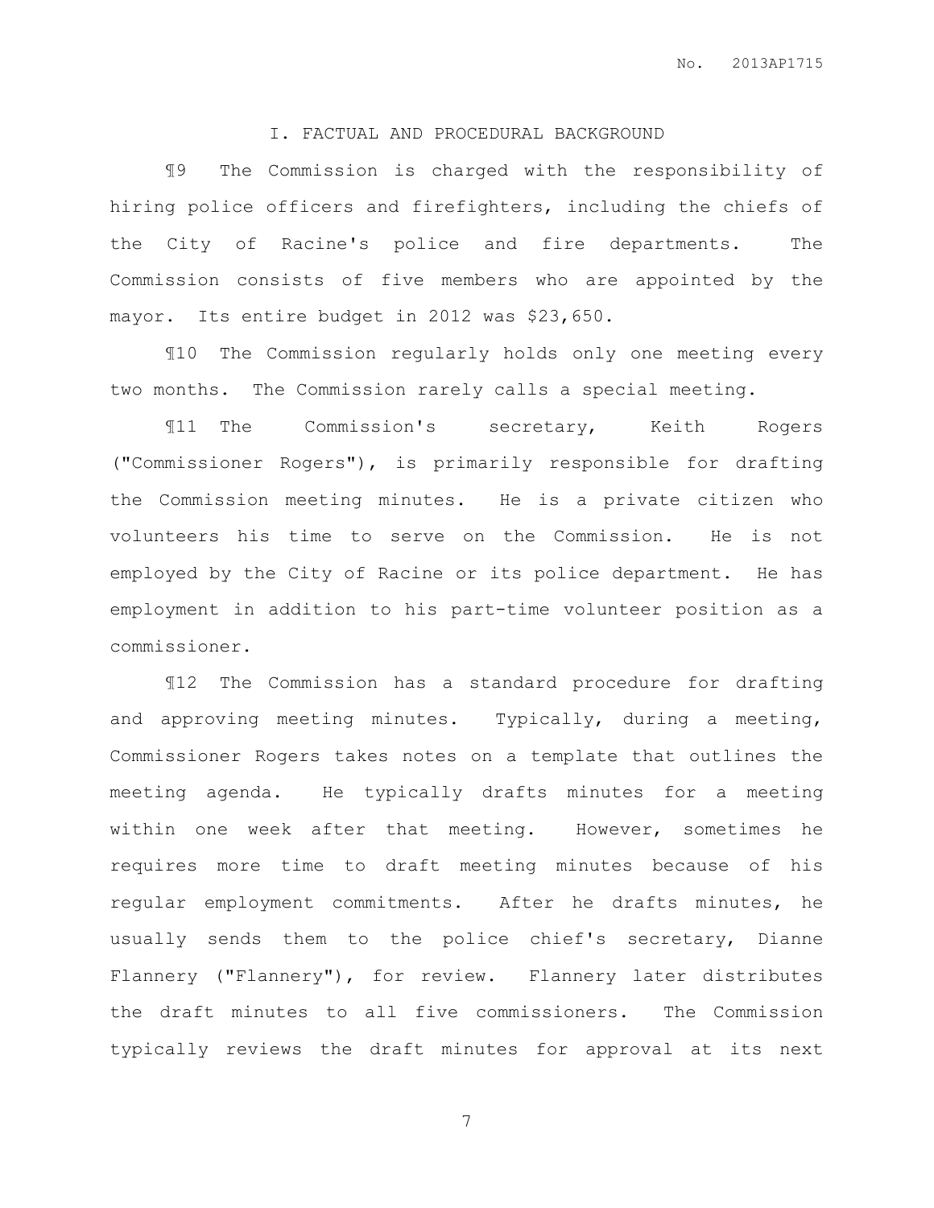## I. FACTUAL AND PROCEDURAL BACKGROUND

¶9 The Commission is charged with the responsibility of hiring police officers and firefighters, including the chiefs of the City of Racine's police and fire departments. The Commission consists of five members who are appointed by the mayor. Its entire budget in 2012 was $23,650.

¶10 The Commission regularly holds only one meeting every two months. The Commission rarely calls a special meeting.

¶11 The Commission's secretary, Keith Rogers ("Commissioner Rogers"), is primarily responsible for drafting the Commission meeting minutes. He is a private citizen who volunteers his time to serve on the Commission. He is not employed by the City of Racine or its police department. He has employment in addition to his part-time volunteer position as a commissioner.

¶12 The Commission has a standard procedure for drafting and approving meeting minutes. Typically, during a meeting, Commissioner Rogers takes notes on a template that outlines the meeting agenda. He typically drafts minutes for a meeting within one week after that meeting. However, sometimes he requires more time to draft meeting minutes because of his regular employment commitments. After he drafts minutes, he usually sends them to the police chief's secretary, Dianne Flannery ("Flannery"), for review. Flannery later distributes the draft minutes to all five commissioners. The Commission typically reviews the draft minutes for approval at its next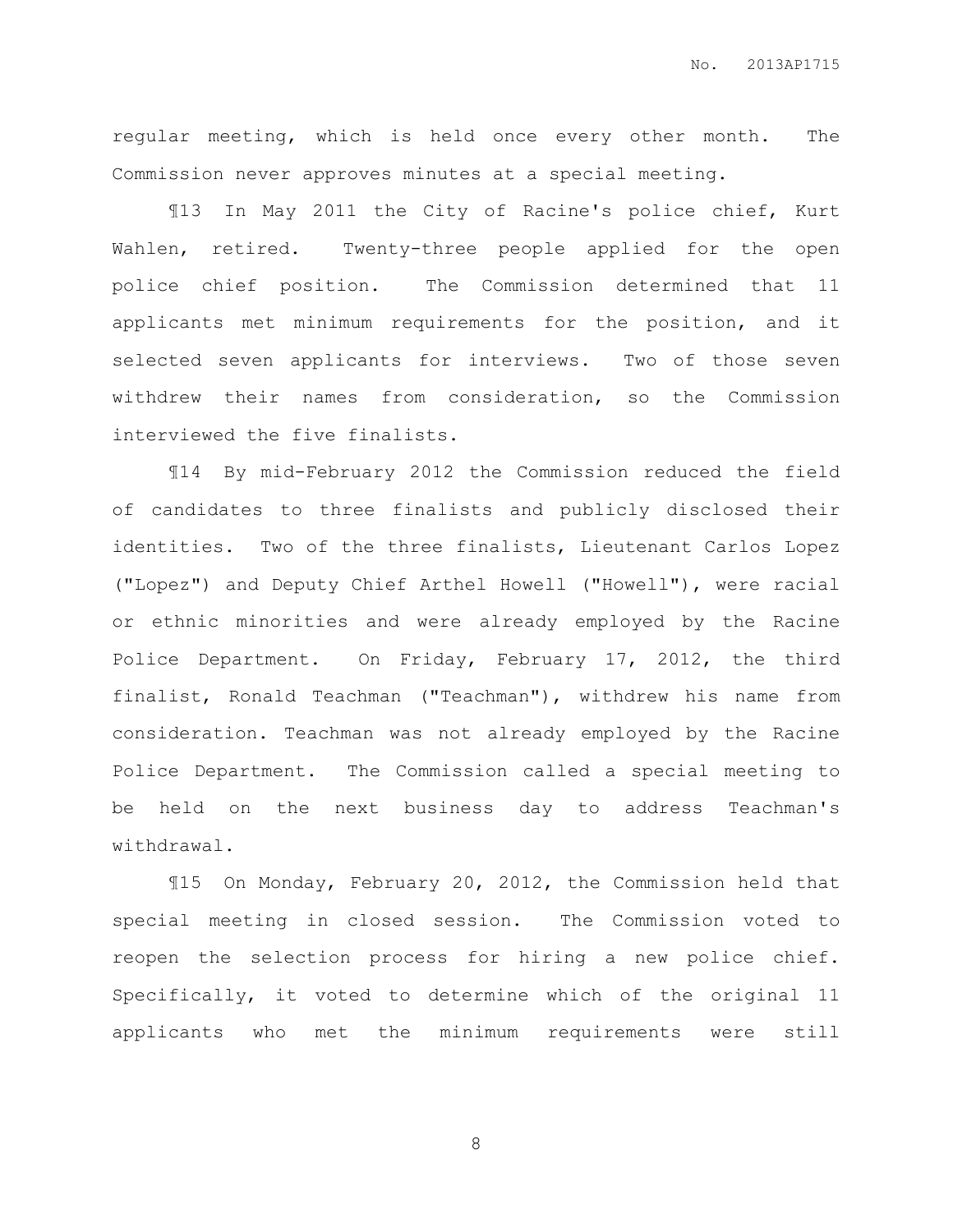regular meeting, which is held once every other month. The Commission never approves minutes at a special meeting.

¶13 In May 2011 the City of Racine's police chief, Kurt Wahlen, retired. Twenty-three people applied for the open police chief position. The Commission determined that 11 applicants met minimum requirements for the position, and it selected seven applicants for interviews. Two of those seven withdrew their names from consideration, so the Commission interviewed the five finalists.

¶14 By mid-February 2012 the Commission reduced the field of candidates to three finalists and publicly disclosed their identities. Two of the three finalists, Lieutenant Carlos Lopez ("Lopez") and Deputy Chief Arthel Howell ("Howell"), were racial or ethnic minorities and were already employed by the Racine Police Department. On Friday, February 17, 2012, the third finalist, Ronald Teachman ("Teachman"), withdrew his name from consideration. Teachman was not already employed by the Racine Police Department. The Commission called a special meeting to be held on the next business day to address Teachman's withdrawal.

¶15 On Monday, February 20, 2012, the Commission held that special meeting in closed session. The Commission voted to reopen the selection process for hiring a new police chief. Specifically, it voted to determine which of the original 11 applicants who met the minimum requirements were still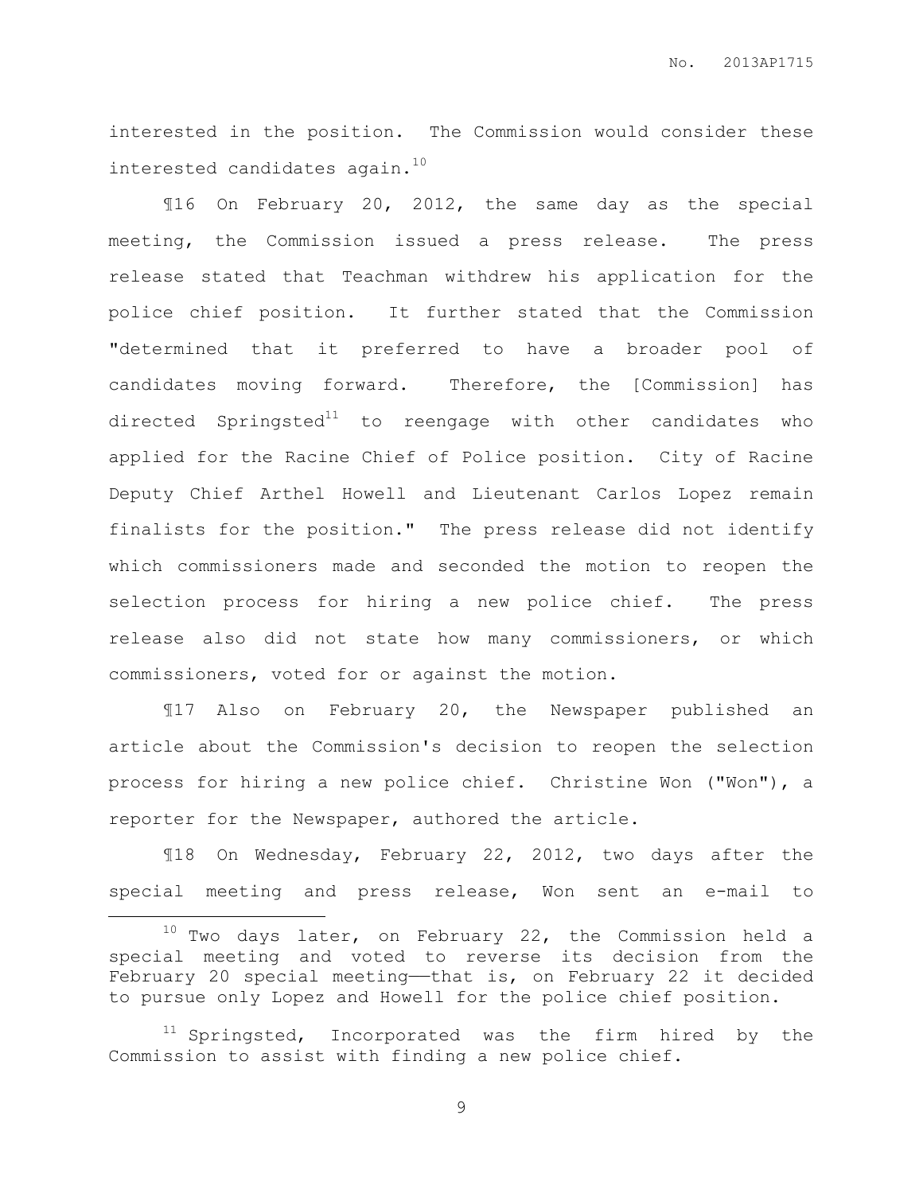interested in the position. The Commission would consider these interested candidates again.[10]

¶16 On February 20, 2012, the same day as the special meeting, the Commission issued a press release. The press release stated that Teachman withdrew his application for the police chief position. It further stated that the Commission "determined that it preferred to have a broader pool of candidates moving forward. Therefore, the [Commission] has directed Springsted[11] to reengage with other candidates who applied for the Racine Chief of Police position. City of Racine Deputy Chief Arthel Howell and Lieutenant Carlos Lopez remain finalists for the position." The press release did not identify which commissioners made and seconded the motion to reopen the selection process for hiring a new police chief. The press release also did not state how many commissioners, or which commissioners, voted for or against the motion.

¶17 Also on February 20, the Newspaper published an article about the Commission's decision to reopen the selection process for hiring a new police chief. Christine Won ("Won"), a reporter for the Newspaper, authored the article.

¶18 On Wednesday, February 22, 2012, two days after the special meeting and press release, Won sent an e-mail to

---

[10] Two days later, on February 22, the Commission held a special meeting and voted to reverse its decision from the February 20 special meeting——that is, on February 22 it decided to pursue only Lopez and Howell for the police chief position.

[11] Springsted, Incorporated was the firm hired by the Commission to assist with finding a new police chief.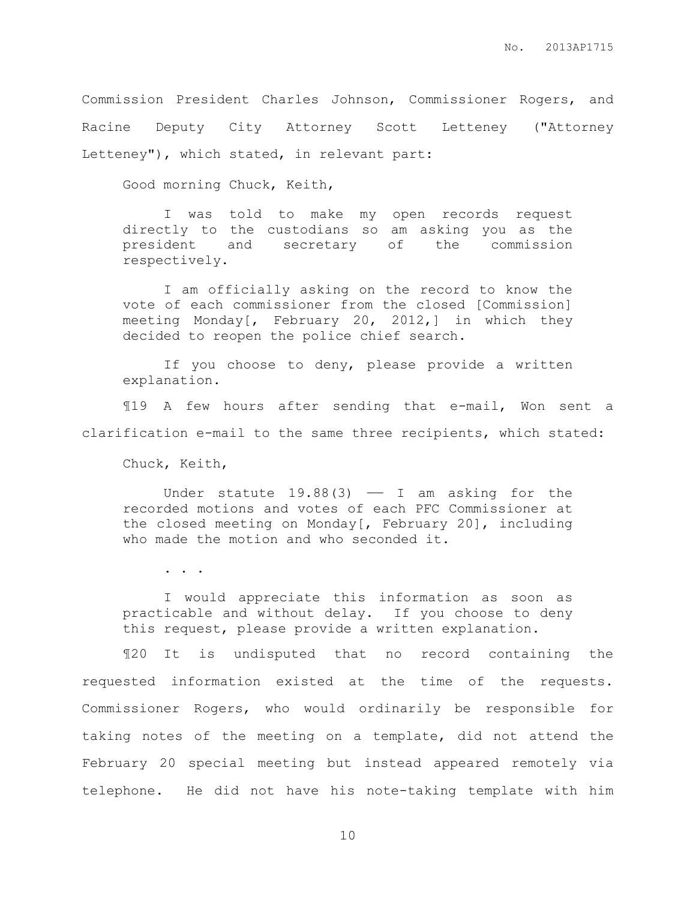Commission President Charles Johnson, Commissioner Rogers, and Racine Deputy City Attorney Scott Letteney ("Attorney Letteney"), which stated, in relevant part:

> Good morning Chuck, Keith,
>
> I was told to make my open records request directly to the custodians so am asking you as the president and secretary of the commission respectively.
>
> I am officially asking on the record to know the vote of each commissioner from the closed [Commission] meeting Monday[, February 20, 2012,] in which they decided to reopen the police chief search.
>
> If you choose to deny, please provide a written explanation.

¶19 A few hours after sending that e-mail, Won sent a clarification e-mail to the same three recipients, which stated:

> Chuck, Keith,
>
> Under statute 19.88(3) —— I am asking for the recorded motions and votes of each PFC Commissioner at the closed meeting on Monday[, February 20], including who made the motion and who seconded it.
>
> . . .
>
> I would appreciate this information as soon as practicable and without delay. If you choose to deny this request, please provide a written explanation.

¶20 It is undisputed that no record containing the requested information existed at the time of the requests. Commissioner Rogers, who would ordinarily be responsible for taking notes of the meeting on a template, did not attend the February 20 special meeting but instead appeared remotely via telephone. He did not have his note-taking template with him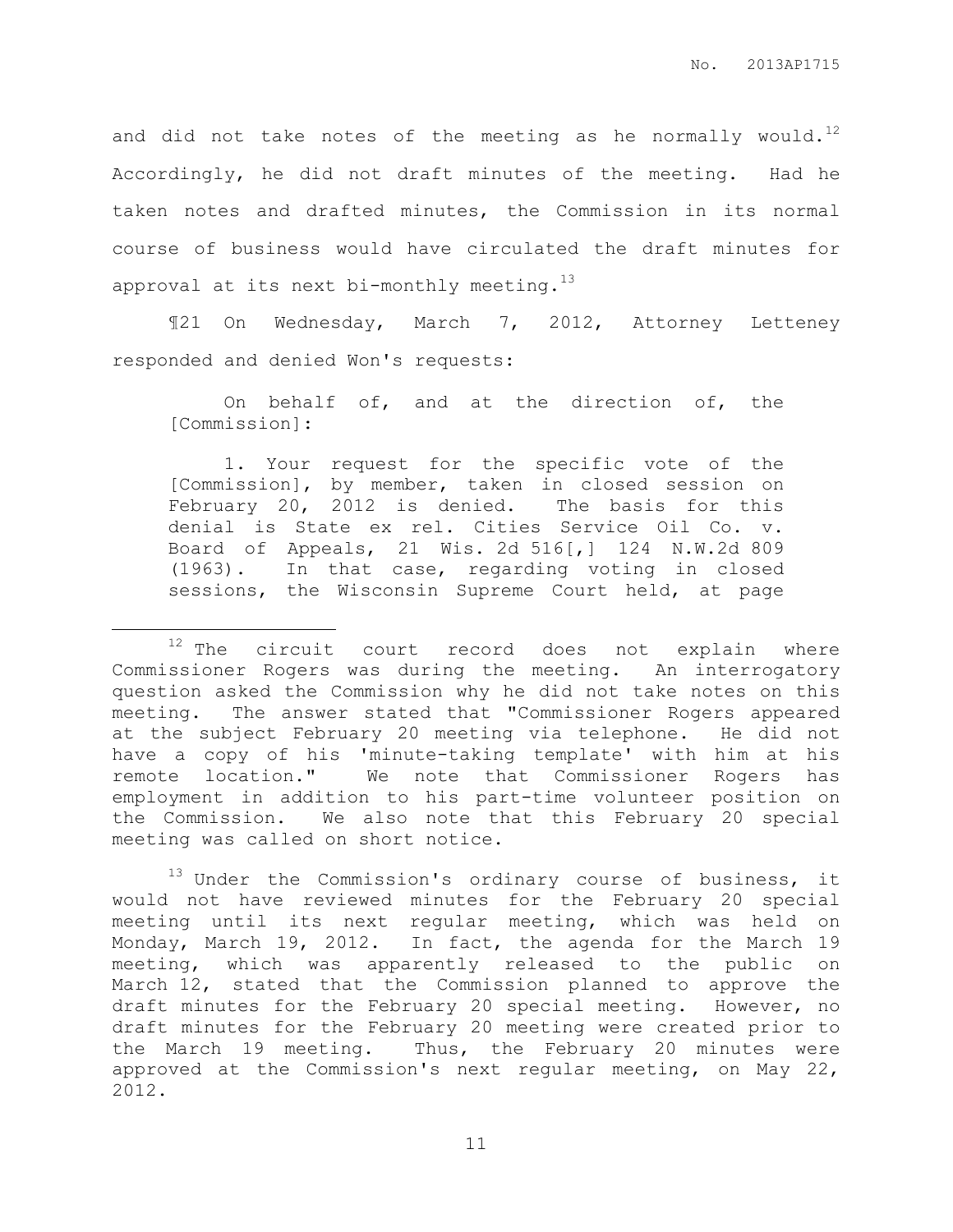and did not take notes of the meeting as he normally would.[12] Accordingly, he did not draft minutes of the meeting. Had he taken notes and drafted minutes, the Commission in its normal course of business would have circulated the draft minutes for approval at its next bi-monthly meeting.[13]

¶21 On Wednesday, March 7, 2012, Attorney Letteney responded and denied Won's requests:

> On behalf of, and at the direction of, the [Commission]:
>
> 1. Your request for the specific vote of the [Commission], by member, taken in closed session on February 20, 2012 is denied. The basis for this denial is State ex rel. Cities Service Oil Co. v. Board of Appeals, 21 Wis. 2d 516[,] 124 N.W.2d 809 (1963). In that case, regarding voting in closed sessions, the Wisconsin Supreme Court held, at page

---

[12] The circuit court record does not explain where Commissioner Rogers was during the meeting. An interrogatory question asked the Commission why he did not take notes on this meeting. The answer stated that "Commissioner Rogers appeared at the subject February 20 meeting via telephone. He did not have a copy of his 'minute-taking template' with him at his remote location." We note that Commissioner Rogers has employment in addition to his part-time volunteer position on the Commission. We also note that this February 20 special meeting was called on short notice.

[13] Under the Commission's ordinary course of business, it would not have reviewed minutes for the February 20 special meeting until its next regular meeting, which was held on Monday, March 19, 2012. In fact, the agenda for the March 19 meeting, which was apparently released to the public on March 12, stated that the Commission planned to approve the draft minutes for the February 20 special meeting. However, no draft minutes for the February 20 meeting were created prior to the March 19 meeting. Thus, the February 20 minutes were approved at the Commission's next regular meeting, on May 22, 2012.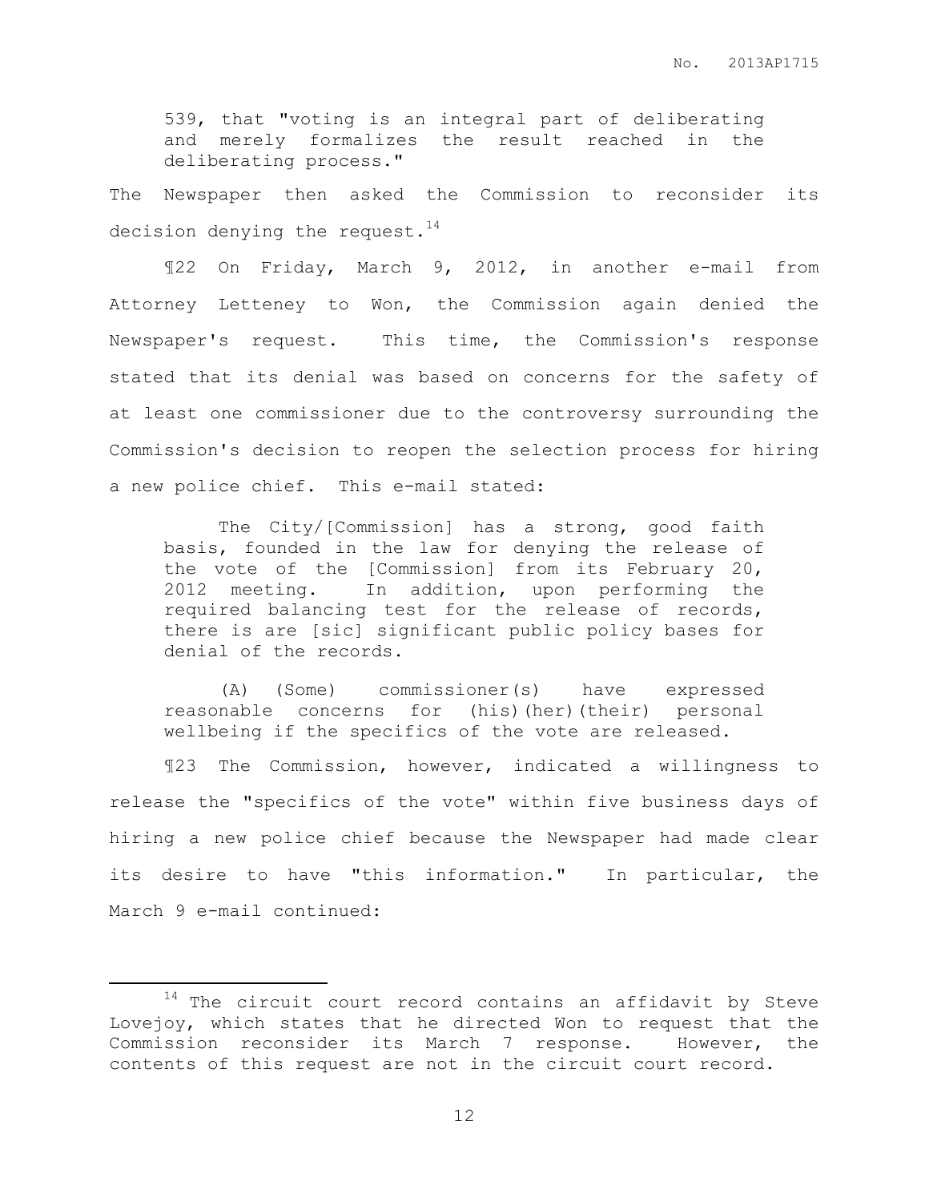> 539, that "voting is an integral part of deliberating and merely formalizes the result reached in the deliberating process."

The Newspaper then asked the Commission to reconsider its decision denying the request.[14]

¶22 On Friday, March 9, 2012, in another e-mail from Attorney Letteney to Won, the Commission again denied the Newspaper's request. This time, the Commission's response stated that its denial was based on concerns for the safety of at least one commissioner due to the controversy surrounding the Commission's decision to reopen the selection process for hiring a new police chief. This e-mail stated:

> The City/[Commission] has a strong, good faith basis, founded in the law for denying the release of the vote of the [Commission] from its February 20, 2012 meeting. In addition, upon performing the required balancing test for the release of records, there is are [sic] significant public policy bases for denial of the records.
>
> (A) (Some) commissioner(s) have expressed reasonable concerns for (his)(her)(their) personal wellbeing if the specifics of the vote are released.

¶23 The Commission, however, indicated a willingness to release the "specifics of the vote" within five business days of hiring a new police chief because the Newspaper had made clear its desire to have "this information." In particular, the March 9 e-mail continued:

---

[14] The circuit court record contains an affidavit by Steve Lovejoy, which states that he directed Won to request that the Commission reconsider its March 7 response. However, the contents of this request are not in the circuit court record.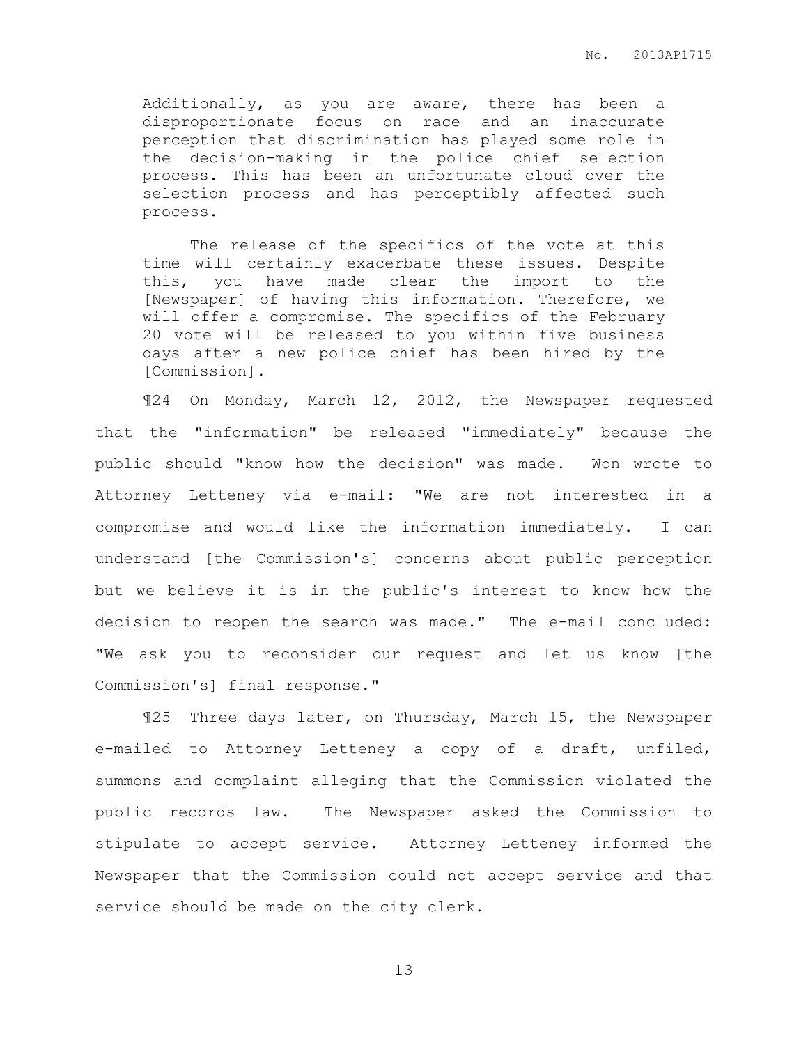> Additionally, as you are aware, there has been a disproportionate focus on race and an inaccurate perception that discrimination has played some role in the decision-making in the police chief selection process. This has been an unfortunate cloud over the selection process and has perceptibly affected such process.
>
> The release of the specifics of the vote at this time will certainly exacerbate these issues. Despite this, you have made clear the import to the [Newspaper] of having this information. Therefore, we will offer a compromise. The specifics of the February 20 vote will be released to you within five business days after a new police chief has been hired by the [Commission].

¶24 On Monday, March 12, 2012, the Newspaper requested that the "information" be released "immediately" because the public should "know how the decision" was made. Won wrote to Attorney Letteney via e-mail: "We are not interested in a compromise and would like the information immediately. I can understand [the Commission's] concerns about public perception but we believe it is in the public's interest to know how the decision to reopen the search was made." The e-mail concluded: "We ask you to reconsider our request and let us know [the Commission's] final response."

¶25 Three days later, on Thursday, March 15, the Newspaper e-mailed to Attorney Letteney a copy of a draft, unfiled, summons and complaint alleging that the Commission violated the public records law. The Newspaper asked the Commission to stipulate to accept service. Attorney Letteney informed the Newspaper that the Commission could not accept service and that service should be made on the city clerk.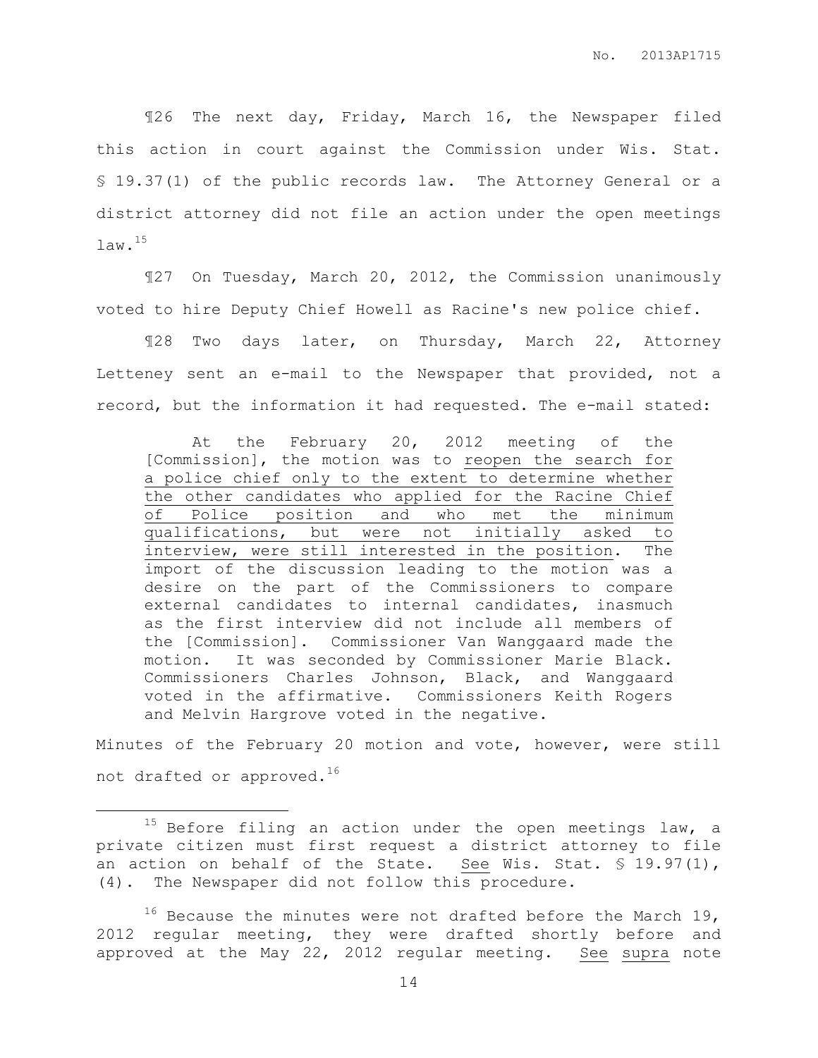¶26 The next day, Friday, March 16, the Newspaper filed this action in court against the Commission under Wis. Stat. § 19.37(1) of the public records law. The Attorney General or a district attorney did not file an action under the open meetings law.[15]

¶27 On Tuesday, March 20, 2012, the Commission unanimously voted to hire Deputy Chief Howell as Racine's new police chief.

¶28 Two days later, on Thursday, March 22, Attorney Letteney sent an e-mail to the Newspaper that provided, not a record, but the information it had requested. The e-mail stated:

> At the February 20, 2012 meeting of the [Commission], the motion was to <u>reopen the search for a police chief only to the extent to determine whether the other candidates who applied for the Racine Chief of Police position and who met the minimum qualifications, but were not initially asked to interview, were still interested in the position</u>. The import of the discussion leading to the motion was a desire on the part of the Commissioners to compare external candidates to internal candidates, inasmuch as the first interview did not include all members of the [Commission]. Commissioner Van Wanggaard made the motion. It was seconded by Commissioner Marie Black. Commissioners Charles Johnson, Black, and Wanggaard voted in the affirmative. Commissioners Keith Rogers and Melvin Hargrove voted in the negative.

Minutes of the February 20 motion and vote, however, were still not drafted or approved.[16]

---

[15] Before filing an action under the open meetings law, a private citizen must first request a district attorney to file an action on behalf of the State. <u>See</u> Wis. Stat. § 19.97(1), (4). The Newspaper did not follow this procedure.

[16] Because the minutes were not drafted before the March 19, 2012 regular meeting, they were drafted shortly before and approved at the May 22, 2012 regular meeting. <u>See</u> <u>supra</u> note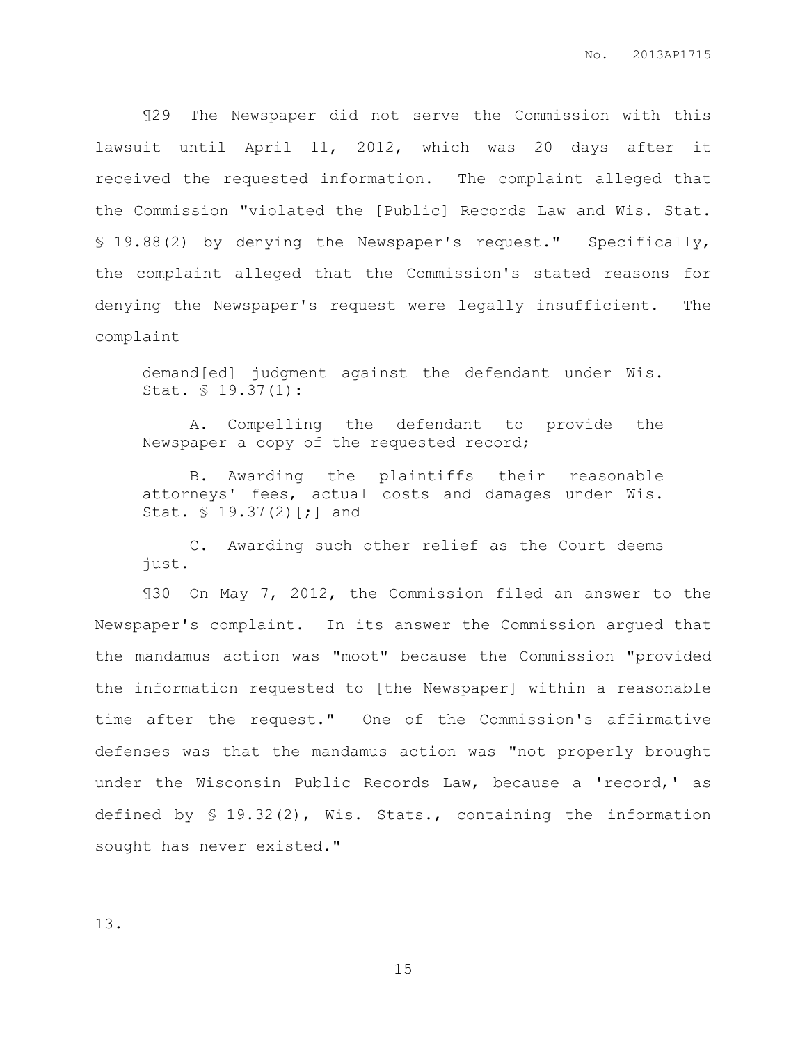¶29 The Newspaper did not serve the Commission with this lawsuit until April 11, 2012, which was 20 days after it received the requested information. The complaint alleged that the Commission "violated the [Public] Records Law and Wis. Stat. § 19.88(2) by denying the Newspaper's request." Specifically, the complaint alleged that the Commission's stated reasons for denying the Newspaper's request were legally insufficient. The complaint

> demand[ed] judgment against the defendant under Wis. Stat. § 19.37(1):
>
> A. Compelling the defendant to provide the Newspaper a copy of the requested record;
>
> B. Awarding the plaintiffs their reasonable attorneys' fees, actual costs and damages under Wis. Stat. § 19.37(2)[;] and
>
> C. Awarding such other relief as the Court deems just.

¶30 On May 7, 2012, the Commission filed an answer to the Newspaper's complaint. In its answer the Commission argued that the mandamus action was "moot" because the Commission "provided the information requested to [the Newspaper] within a reasonable time after the request." One of the Commission's affirmative defenses was that the mandamus action was "not properly brought under the Wisconsin Public Records Law, because a 'record,' as defined by § 19.32(2), Wis. Stats., containing the information sought has never existed."

13.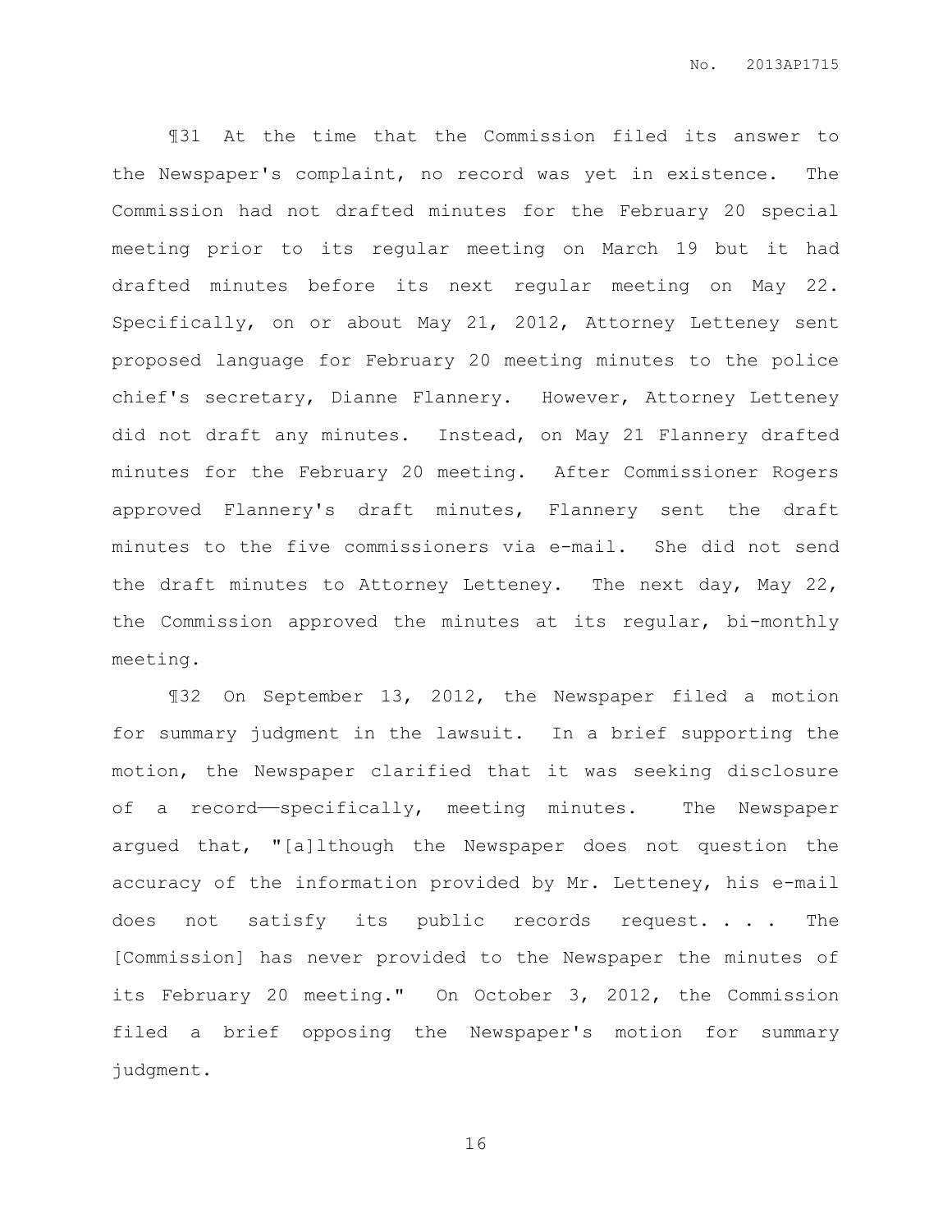¶31 At the time that the Commission filed its answer to the Newspaper's complaint, no record was yet in existence. The Commission had not drafted minutes for the February 20 special meeting prior to its regular meeting on March 19 but it had drafted minutes before its next regular meeting on May 22. Specifically, on or about May 21, 2012, Attorney Letteney sent proposed language for February 20 meeting minutes to the police chief's secretary, Dianne Flannery. However, Attorney Letteney did not draft any minutes. Instead, on May 21 Flannery drafted minutes for the February 20 meeting. After Commissioner Rogers approved Flannery's draft minutes, Flannery sent the draft minutes to the five commissioners via e-mail. She did not send the draft minutes to Attorney Letteney. The next day, May 22, the Commission approved the minutes at its regular, bi-monthly meeting.

¶32 On September 13, 2012, the Newspaper filed a motion for summary judgment in the lawsuit. In a brief supporting the motion, the Newspaper clarified that it was seeking disclosure of a record——specifically, meeting minutes. The Newspaper argued that, "[a]lthough the Newspaper does not question the accuracy of the information provided by Mr. Letteney, his e-mail does not satisfy its public records request. . . . The [Commission] has never provided to the Newspaper the minutes of its February 20 meeting." On October 3, 2012, the Commission filed a brief opposing the Newspaper's motion for summary judgment.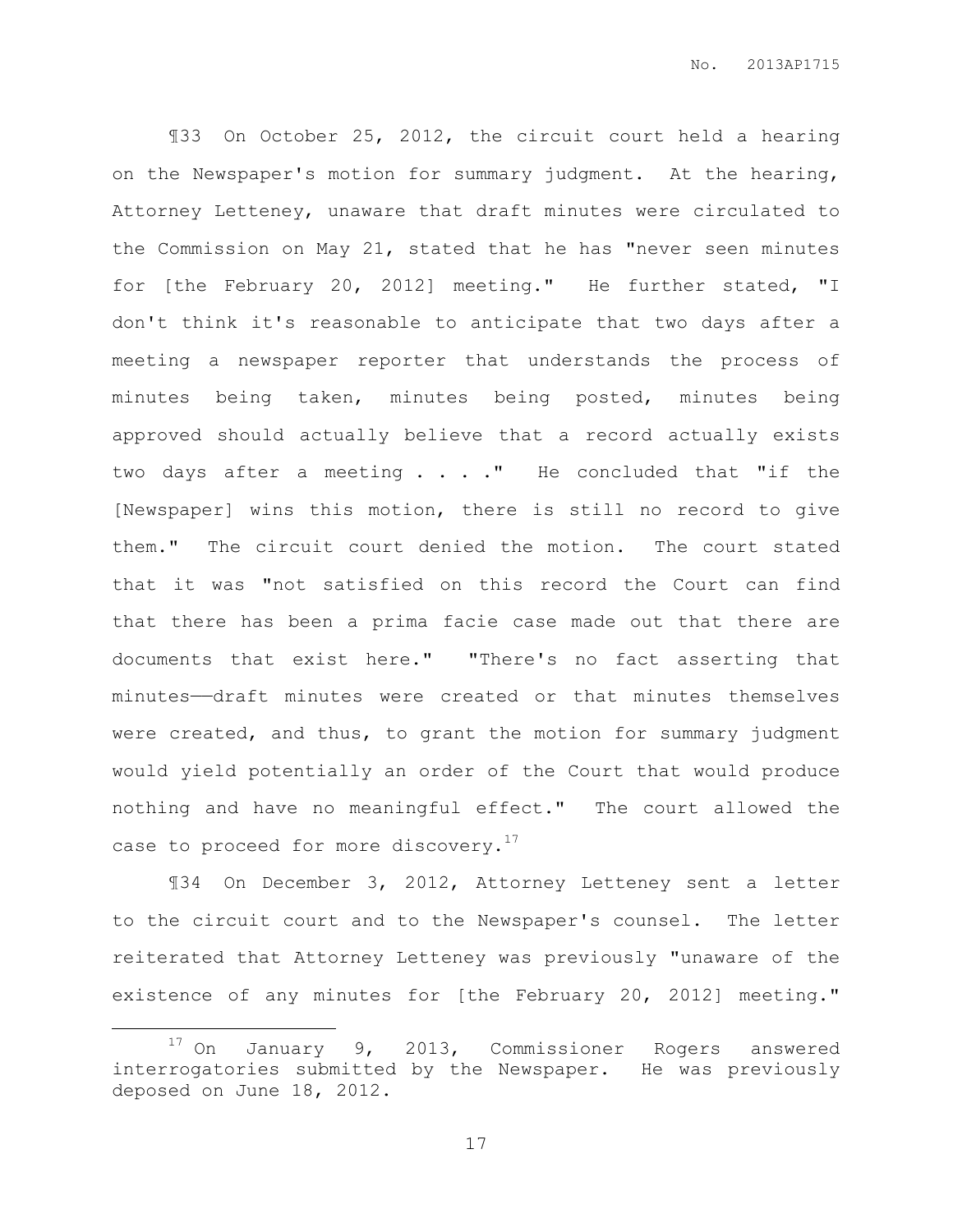¶33 On October 25, 2012, the circuit court held a hearing on the Newspaper's motion for summary judgment. At the hearing, Attorney Letteney, unaware that draft minutes were circulated to the Commission on May 21, stated that he has "never seen minutes for [the February 20, 2012] meeting." He further stated, "I don't think it's reasonable to anticipate that two days after a meeting a newspaper reporter that understands the process of minutes being taken, minutes being posted, minutes being approved should actually believe that a record actually exists two days after a meeting . . . ." He concluded that "if the [Newspaper] wins this motion, there is still no record to give them." The circuit court denied the motion. The court stated that it was "not satisfied on this record the Court can find that there has been a prima facie case made out that there are documents that exist here." "There's no fact asserting that minutes——draft minutes were created or that minutes themselves were created, and thus, to grant the motion for summary judgment would yield potentially an order of the Court that would produce nothing and have no meaningful effect." The court allowed the case to proceed for more discovery.[17]

¶34 On December 3, 2012, Attorney Letteney sent a letter to the circuit court and to the Newspaper's counsel. The letter reiterated that Attorney Letteney was previously "unaware of the existence of any minutes for [the February 20, 2012] meeting."

---

[17] On January 9, 2013, Commissioner Rogers answered interrogatories submitted by the Newspaper. He was previously deposed on June 18, 2012.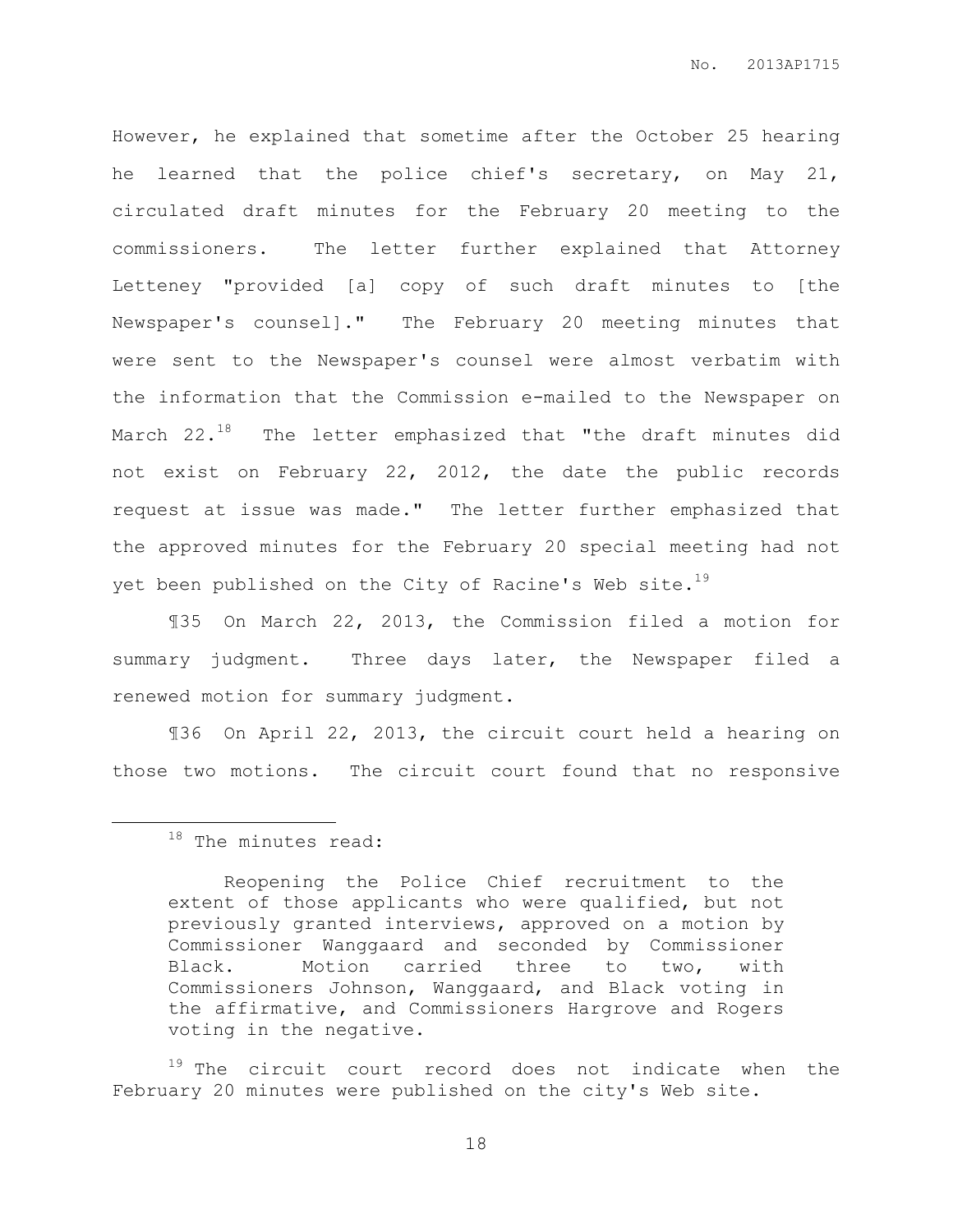However, he explained that sometime after the October 25 hearing he learned that the police chief's secretary, on May 21, circulated draft minutes for the February 20 meeting to the commissioners. The letter further explained that Attorney Letteney "provided [a] copy of such draft minutes to [the Newspaper's counsel]." The February 20 meeting minutes that were sent to the Newspaper's counsel were almost verbatim with the information that the Commission e-mailed to the Newspaper on March 22.[18] The letter emphasized that "the draft minutes did not exist on February 22, 2012, the date the public records request at issue was made." The letter further emphasized that the approved minutes for the February 20 special meeting had not yet been published on the City of Racine's Web site.[19]

¶35 On March 22, 2013, the Commission filed a motion for summary judgment. Three days later, the Newspaper filed a renewed motion for summary judgment.

¶36 On April 22, 2013, the circuit court held a hearing on those two motions. The circuit court found that no responsive

---

[18] The minutes read:

> Reopening the Police Chief recruitment to the extent of those applicants who were qualified, but not previously granted interviews, approved on a motion by Commissioner Wanggaard and seconded by Commissioner Black. Motion carried three to two, with Commissioners Johnson, Wanggaard, and Black voting in the affirmative, and Commissioners Hargrove and Rogers voting in the negative.

[19] The circuit court record does not indicate when the February 20 minutes were published on the city's Web site.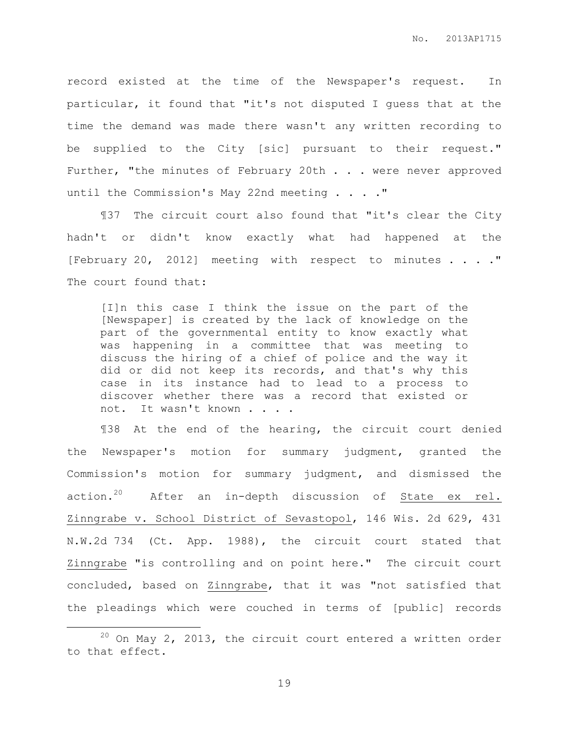record existed at the time of the Newspaper's request. In particular, it found that "it's not disputed I guess that at the time the demand was made there wasn't any written recording to be supplied to the City [sic] pursuant to their request." Further, "the minutes of February 20th . . . were never approved until the Commission's May 22nd meeting . . . ."

¶37 The circuit court also found that "it's clear the City hadn't or didn't know exactly what had happened at the [February 20, 2012] meeting with respect to minutes . . . ." The court found that:

> [I]n this case I think the issue on the part of the [Newspaper] is created by the lack of knowledge on the part of the governmental entity to know exactly what was happening in a committee that was meeting to discuss the hiring of a chief of police and the way it did or did not keep its records, and that's why this case in its instance had to lead to a process to discover whether there was a record that existed or not. It wasn't known . . . .

¶38 At the end of the hearing, the circuit court denied the Newspaper's motion for summary judgment, granted the Commission's motion for summary judgment, and dismissed the action.[20] After an in-depth discussion of State ex rel. Zinngrabe v. School District of Sevastopol, 146 Wis. 2d 629, 431 N.W.2d 734 (Ct. App. 1988), the circuit court stated that Zinngrabe "is controlling and on point here." The circuit court concluded, based on Zinngrabe, that it was "not satisfied that the pleadings which were couched in terms of [public] records

[20] On May 2, 2013, the circuit court entered a written order to that effect.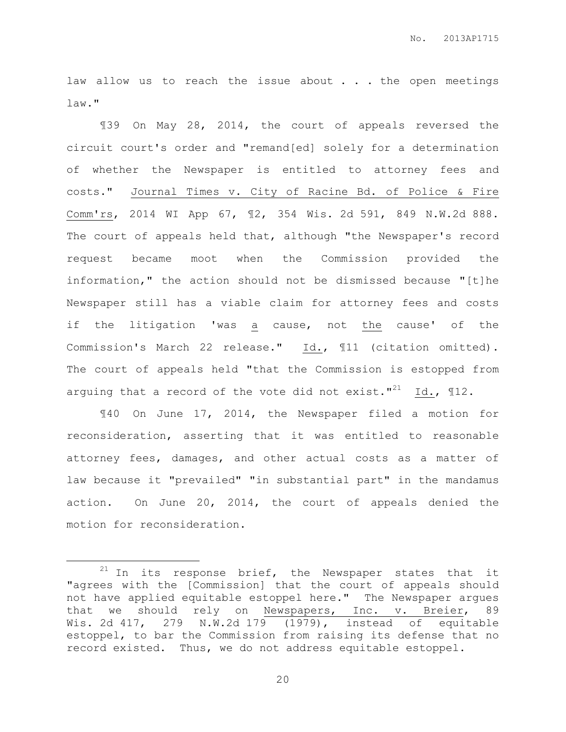law allow us to reach the issue about . . . the open meetings law."

¶39 On May 28, 2014, the court of appeals reversed the circuit court's order and "remand[ed] solely for a determination of whether the Newspaper is entitled to attorney fees and costs." Journal Times v. City of Racine Bd. of Police & Fire Comm'rs, 2014 WI App 67, ¶2, 354 Wis. 2d 591, 849 N.W.2d 888. The court of appeals held that, although "the Newspaper's record request became moot when the Commission provided the information," the action should not be dismissed because "[t]he Newspaper still has a viable claim for attorney fees and costs if the litigation 'was a cause, not the cause' of the Commission's March 22 release." Id., ¶11 (citation omitted). The court of appeals held "that the Commission is estopped from arguing that a record of the vote did not exist."[21] Id., ¶12.

¶40 On June 17, 2014, the Newspaper filed a motion for reconsideration, asserting that it was entitled to reasonable attorney fees, damages, and other actual costs as a matter of law because it "prevailed" "in substantial part" in the mandamus action. On June 20, 2014, the court of appeals denied the motion for reconsideration.

---

[21] In its response brief, the Newspaper states that it "agrees with the [Commission] that the court of appeals should not have applied equitable estoppel here." The Newspaper argues that we should rely on Newspapers, Inc. v. Breier, 89 Wis. 2d 417, 279 N.W.2d 179 (1979), instead of equitable estoppel, to bar the Commission from raising its defense that no record existed. Thus, we do not address equitable estoppel.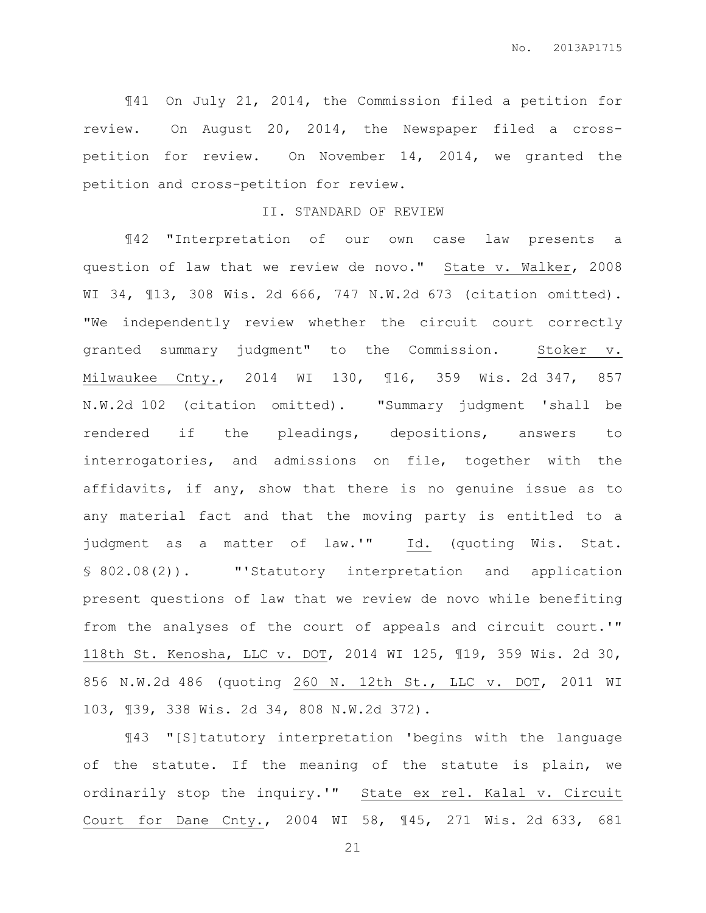¶41 On July 21, 2014, the Commission filed a petition for review. On August 20, 2014, the Newspaper filed a cross-petition for review. On November 14, 2014, we granted the petition and cross-petition for review.

## II. STANDARD OF REVIEW

¶42 "Interpretation of our own case law presents a question of law that we review de novo." State v. Walker, 2008 WI 34, ¶13, 308 Wis. 2d 666, 747 N.W.2d 673 (citation omitted). "We independently review whether the circuit court correctly granted summary judgment" to the Commission. Stoker v. Milwaukee Cnty., 2014 WI 130, ¶16, 359 Wis. 2d 347, 857 N.W.2d 102 (citation omitted). "Summary judgment 'shall be rendered if the pleadings, depositions, answers to interrogatories, and admissions on file, together with the affidavits, if any, show that there is no genuine issue as to any material fact and that the moving party is entitled to a judgment as a matter of law.'" Id. (quoting Wis. Stat. § 802.08(2)). "'Statutory interpretation and application present questions of law that we review de novo while benefiting from the analyses of the court of appeals and circuit court.'" 118th St. Kenosha, LLC v. DOT, 2014 WI 125, ¶19, 359 Wis. 2d 30, 856 N.W.2d 486 (quoting 260 N. 12th St., LLC v. DOT, 2011 WI 103, ¶39, 338 Wis. 2d 34, 808 N.W.2d 372).

¶43 "[S]tatutory interpretation 'begins with the language of the statute. If the meaning of the statute is plain, we ordinarily stop the inquiry.'" State ex rel. Kalal v. Circuit Court for Dane Cnty., 2004 WI 58, ¶45, 271 Wis. 2d 633, 681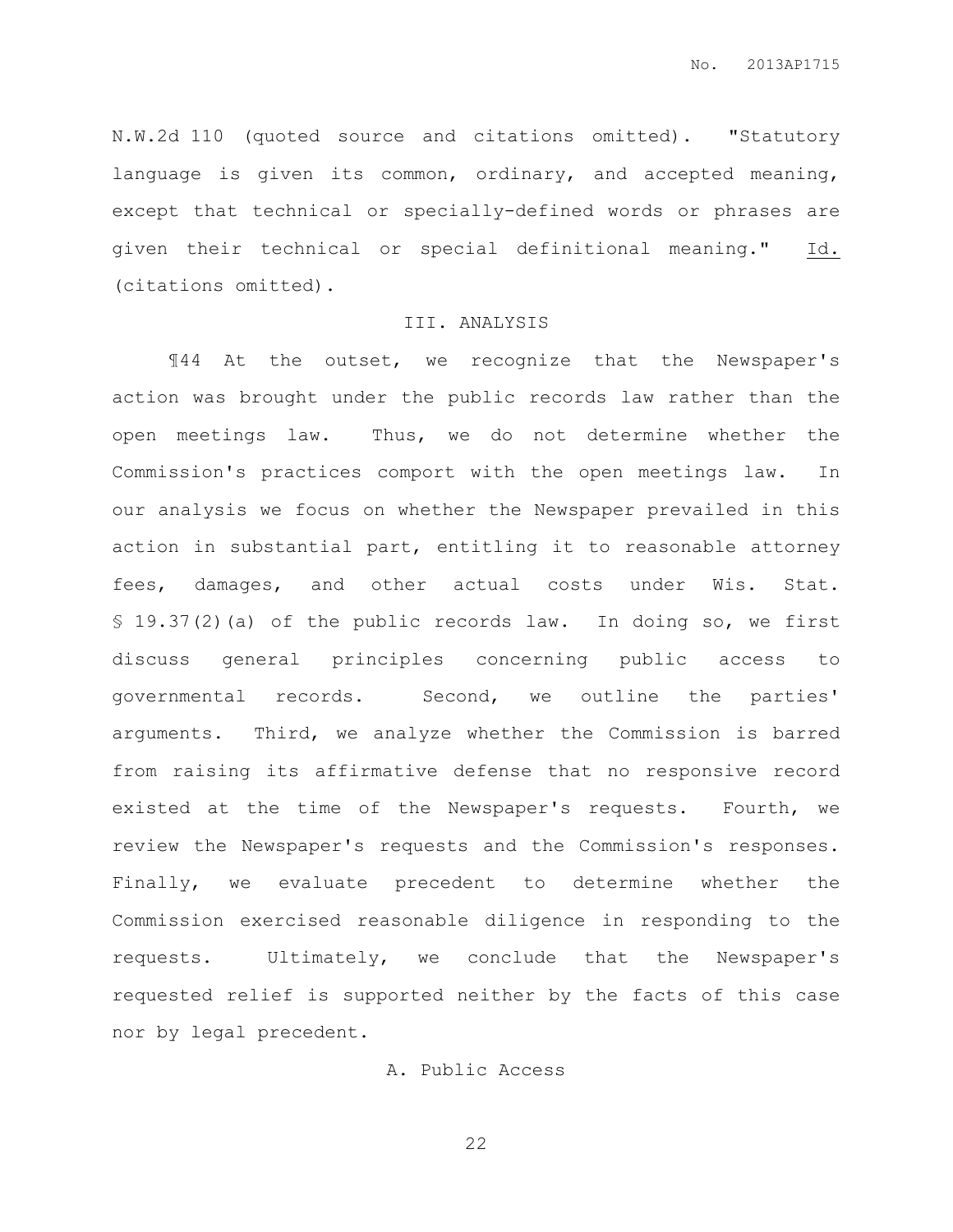N.W.2d 110 (quoted source and citations omitted). "Statutory language is given its common, ordinary, and accepted meaning, except that technical or specially-defined words or phrases are given their technical or special definitional meaning." Id. (citations omitted).

## III. ANALYSIS

¶44 At the outset, we recognize that the Newspaper's action was brought under the public records law rather than the open meetings law. Thus, we do not determine whether the Commission's practices comport with the open meetings law. In our analysis we focus on whether the Newspaper prevailed in this action in substantial part, entitling it to reasonable attorney fees, damages, and other actual costs under Wis. Stat. § 19.37(2)(a) of the public records law. In doing so, we first discuss general principles concerning public access to governmental records. Second, we outline the parties' arguments. Third, we analyze whether the Commission is barred from raising its affirmative defense that no responsive record existed at the time of the Newspaper's requests. Fourth, we review the Newspaper's requests and the Commission's responses. Finally, we evaluate precedent to determine whether the Commission exercised reasonable diligence in responding to the requests. Ultimately, we conclude that the Newspaper's requested relief is supported neither by the facts of this case nor by legal precedent.

### A. Public Access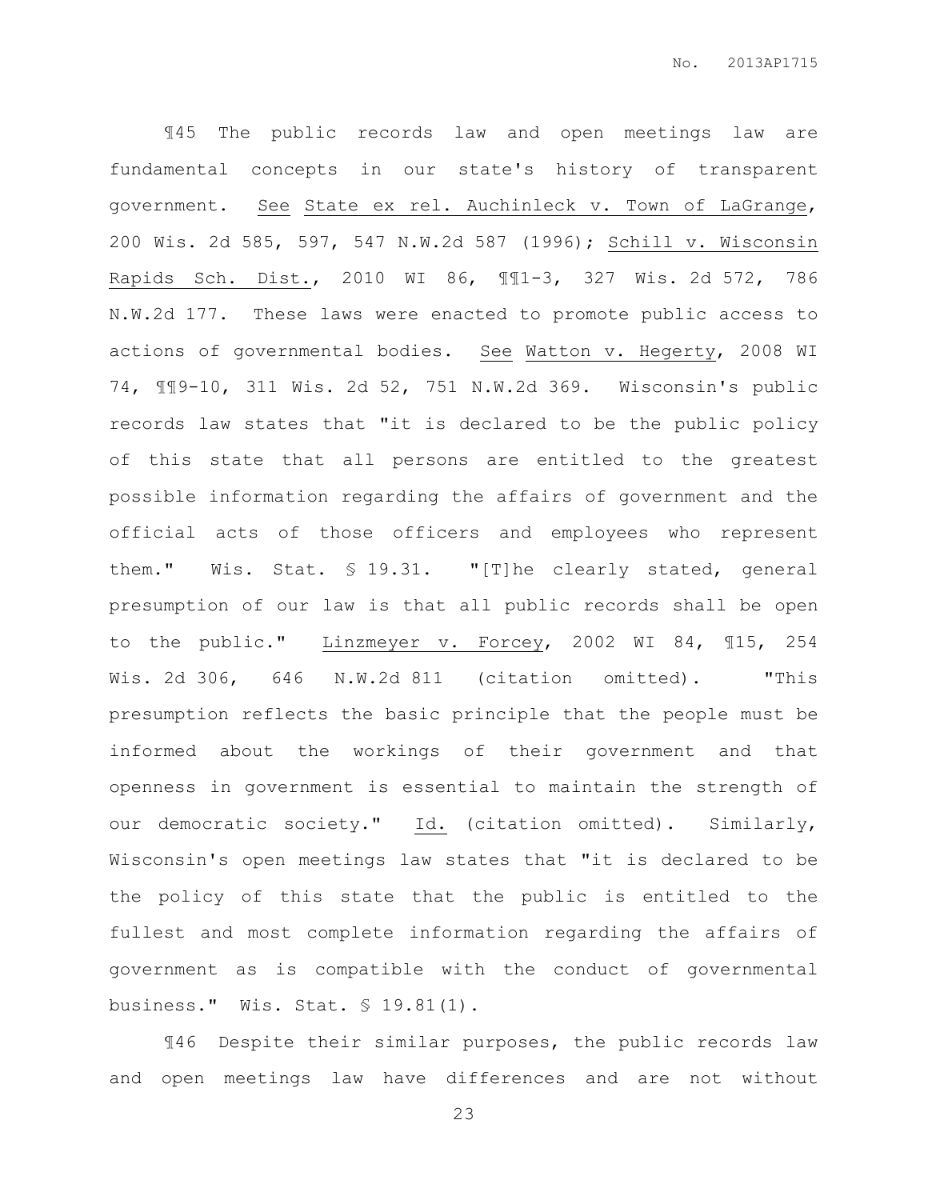¶45 The public records law and open meetings law are fundamental concepts in our state's history of transparent government. See State ex rel. Auchinleck v. Town of LaGrange, 200 Wis. 2d 585, 597, 547 N.W.2d 587 (1996); Schill v. Wisconsin Rapids Sch. Dist., 2010 WI 86, ¶¶1-3, 327 Wis. 2d 572, 786 N.W.2d 177. These laws were enacted to promote public access to actions of governmental bodies. See Watton v. Hegerty, 2008 WI 74, ¶¶9-10, 311 Wis. 2d 52, 751 N.W.2d 369. Wisconsin's public records law states that "it is declared to be the public policy of this state that all persons are entitled to the greatest possible information regarding the affairs of government and the official acts of those officers and employees who represent them." Wis. Stat. § 19.31. "[T]he clearly stated, general presumption of our law is that all public records shall be open to the public." Linzmeyer v. Forcey, 2002 WI 84, ¶15, 254 Wis. 2d 306, 646 N.W.2d 811 (citation omitted). "This presumption reflects the basic principle that the people must be informed about the workings of their government and that openness in government is essential to maintain the strength of our democratic society." Id. (citation omitted). Similarly, Wisconsin's open meetings law states that "it is declared to be the policy of this state that the public is entitled to the fullest and most complete information regarding the affairs of government as is compatible with the conduct of governmental business." Wis. Stat. § 19.81(1).

¶46 Despite their similar purposes, the public records law and open meetings law have differences and are not without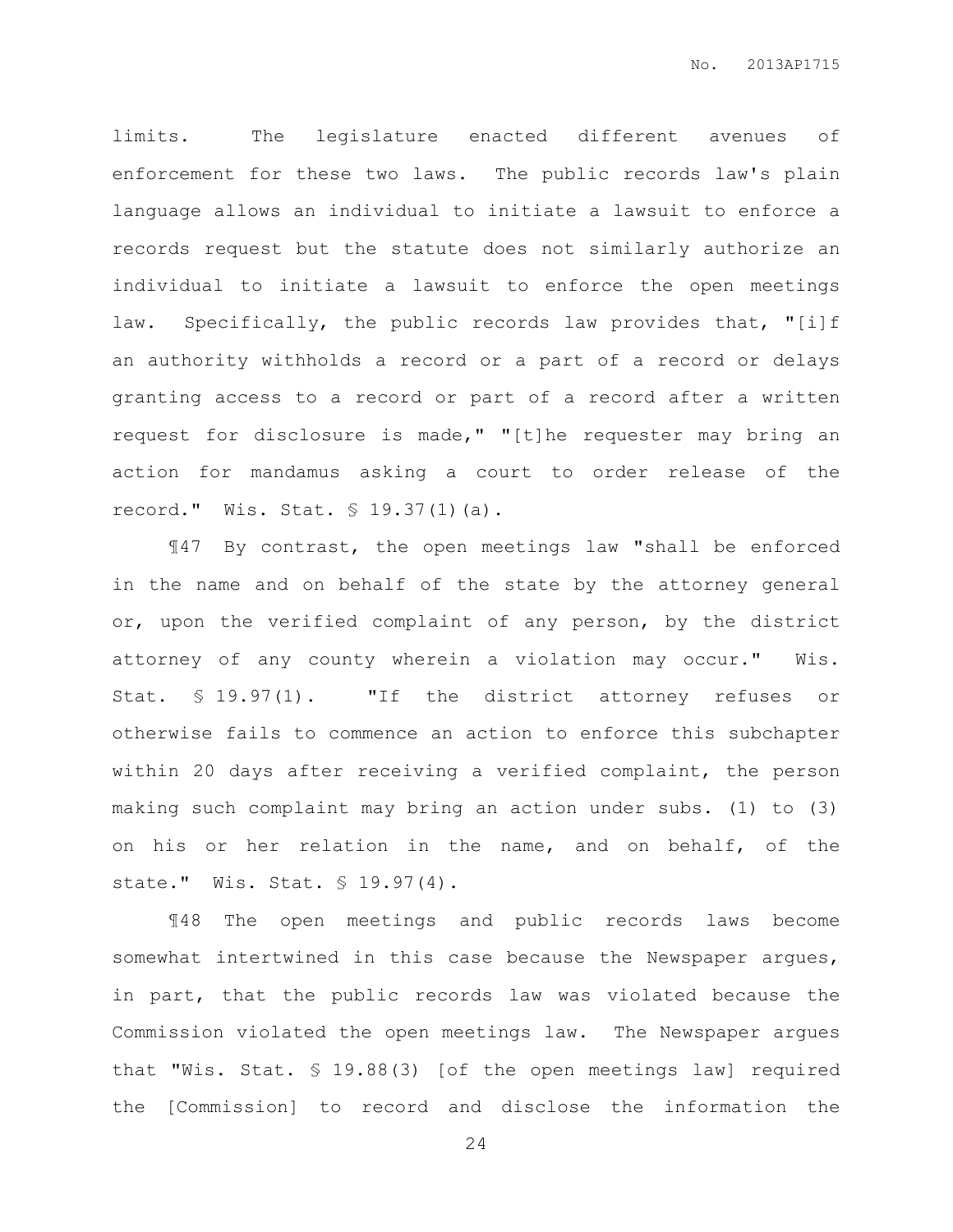limits. The legislature enacted different avenues of enforcement for these two laws. The public records law's plain language allows an individual to initiate a lawsuit to enforce a records request but the statute does not similarly authorize an individual to initiate a lawsuit to enforce the open meetings law. Specifically, the public records law provides that, "[i]f an authority withholds a record or a part of a record or delays granting access to a record or part of a record after a written request for disclosure is made," "[t]he requester may bring an action for mandamus asking a court to order release of the record." Wis. Stat. § 19.37(1)(a).

¶47 By contrast, the open meetings law "shall be enforced in the name and on behalf of the state by the attorney general or, upon the verified complaint of any person, by the district attorney of any county wherein a violation may occur." Wis. Stat. § 19.97(1). "If the district attorney refuses or otherwise fails to commence an action to enforce this subchapter within 20 days after receiving a verified complaint, the person making such complaint may bring an action under subs. (1) to (3) on his or her relation in the name, and on behalf, of the state." Wis. Stat. § 19.97(4).

¶48 The open meetings and public records laws become somewhat intertwined in this case because the Newspaper argues, in part, that the public records law was violated because the Commission violated the open meetings law. The Newspaper argues that "Wis. Stat. § 19.88(3) [of the open meetings law] required the [Commission] to record and disclose the information the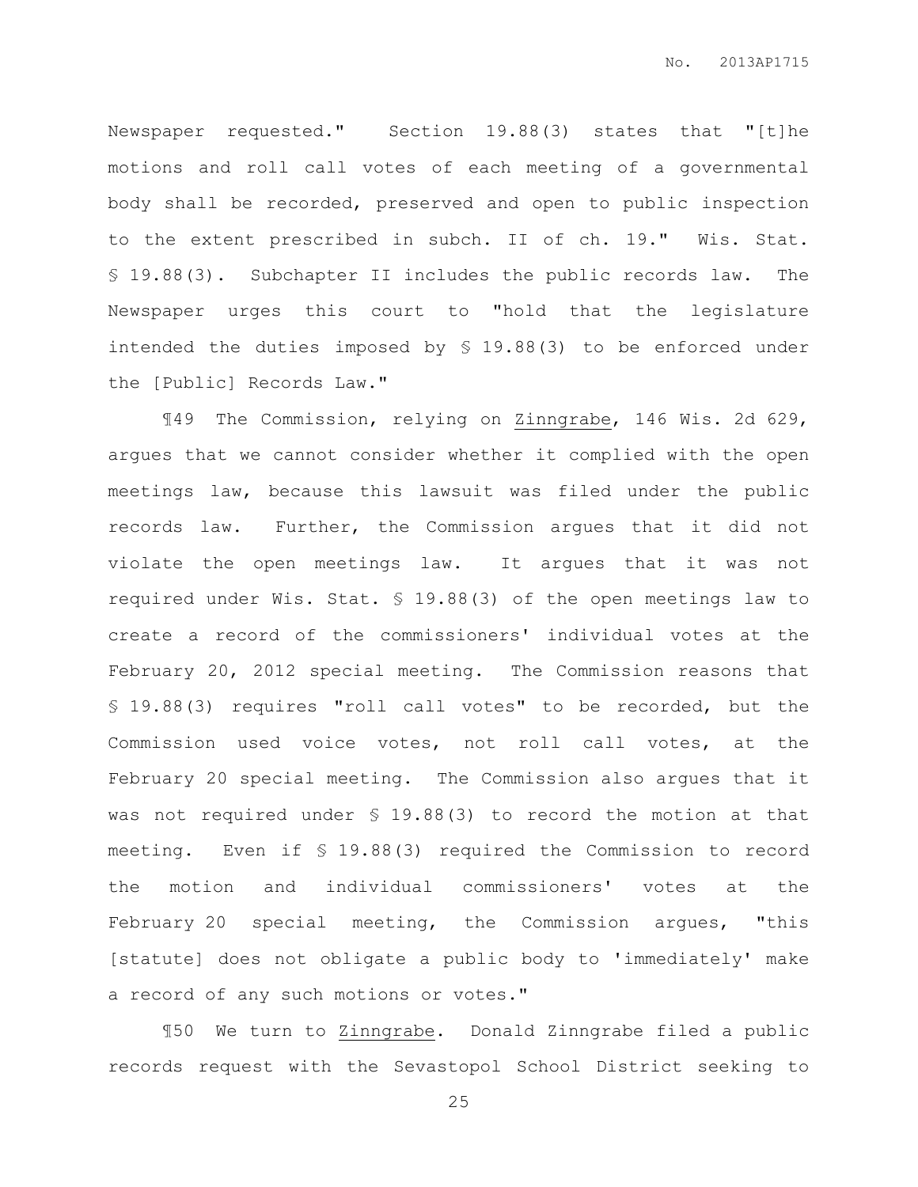Newspaper requested." Section 19.88(3) states that "[t]he motions and roll call votes of each meeting of a governmental body shall be recorded, preserved and open to public inspection to the extent prescribed in subch. II of ch. 19." Wis. Stat. § 19.88(3). Subchapter II includes the public records law. The Newspaper urges this court to "hold that the legislature intended the duties imposed by § 19.88(3) to be enforced under the [Public] Records Law."

¶49 The Commission, relying on Zinngrabe, 146 Wis. 2d 629, argues that we cannot consider whether it complied with the open meetings law, because this lawsuit was filed under the public records law. Further, the Commission argues that it did not violate the open meetings law. It argues that it was not required under Wis. Stat. § 19.88(3) of the open meetings law to create a record of the commissioners' individual votes at the February 20, 2012 special meeting. The Commission reasons that § 19.88(3) requires "roll call votes" to be recorded, but the Commission used voice votes, not roll call votes, at the February 20 special meeting. The Commission also argues that it was not required under § 19.88(3) to record the motion at that meeting. Even if § 19.88(3) required the Commission to record the motion and individual commissioners' votes at the February 20 special meeting, the Commission argues, "this [statute] does not obligate a public body to 'immediately' make a record of any such motions or votes."

¶50 We turn to Zinngrabe. Donald Zinngrabe filed a public records request with the Sevastopol School District seeking to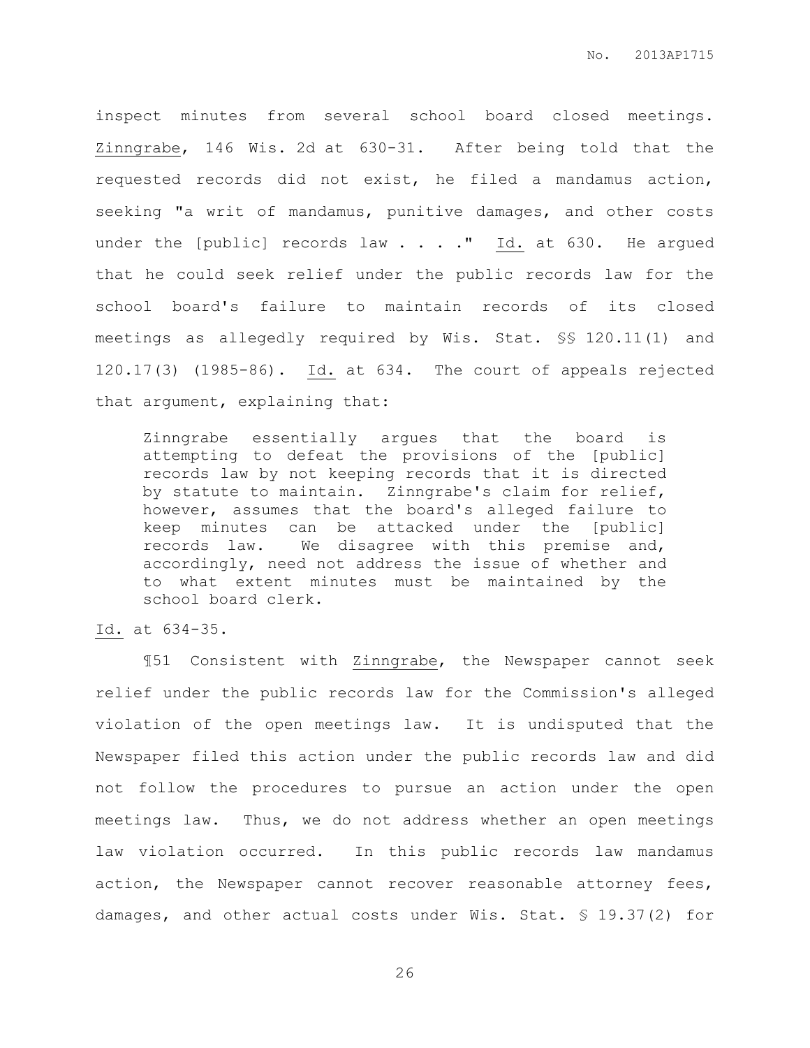inspect minutes from several school board closed meetings. Zinngrabe, 146 Wis. 2d at 630-31. After being told that the requested records did not exist, he filed a mandamus action, seeking "a writ of mandamus, punitive damages, and other costs under the [public] records law . . . ." Id. at 630. He argued that he could seek relief under the public records law for the school board's failure to maintain records of its closed meetings as allegedly required by Wis. Stat. §§ 120.11(1) and 120.17(3) (1985-86). Id. at 634. The court of appeals rejected that argument, explaining that:

> Zinngrabe essentially argues that the board is attempting to defeat the provisions of the [public] records law by not keeping records that it is directed by statute to maintain. Zinngrabe's claim for relief, however, assumes that the board's alleged failure to keep minutes can be attacked under the [public] records law. We disagree with this premise and, accordingly, need not address the issue of whether and to what extent minutes must be maintained by the school board clerk.

Id. at 634-35.

¶51 Consistent with Zinngrabe, the Newspaper cannot seek relief under the public records law for the Commission's alleged violation of the open meetings law. It is undisputed that the Newspaper filed this action under the public records law and did not follow the procedures to pursue an action under the open meetings law. Thus, we do not address whether an open meetings law violation occurred. In this public records law mandamus action, the Newspaper cannot recover reasonable attorney fees, damages, and other actual costs under Wis. Stat. § 19.37(2) for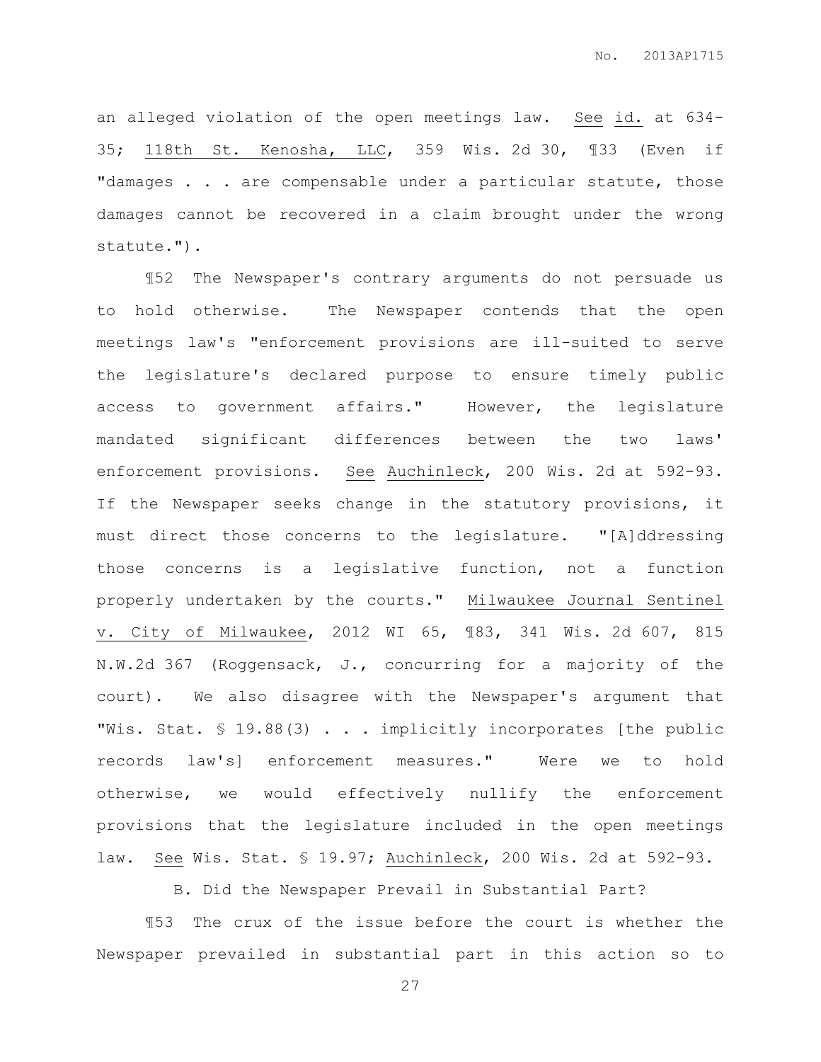an alleged violation of the open meetings law. See id. at 634-35; 118th St. Kenosha, LLC, 359 Wis. 2d 30, ¶33 (Even if "damages . . . are compensable under a particular statute, those damages cannot be recovered in a claim brought under the wrong statute.").

¶52 The Newspaper's contrary arguments do not persuade us to hold otherwise. The Newspaper contends that the open meetings law's "enforcement provisions are ill-suited to serve the legislature's declared purpose to ensure timely public access to government affairs." However, the legislature mandated significant differences between the two laws' enforcement provisions. See Auchinleck, 200 Wis. 2d at 592-93. If the Newspaper seeks change in the statutory provisions, it must direct those concerns to the legislature. "[A]ddressing those concerns is a legislative function, not a function properly undertaken by the courts." Milwaukee Journal Sentinel v. City of Milwaukee, 2012 WI 65, ¶83, 341 Wis. 2d 607, 815 N.W.2d 367 (Roggensack, J., concurring for a majority of the court). We also disagree with the Newspaper's argument that "Wis. Stat. § 19.88(3) . . . implicitly incorporates [the public records law's] enforcement measures." Were we to hold otherwise, we would effectively nullify the enforcement provisions that the legislature included in the open meetings law. See Wis. Stat. § 19.97; Auchinleck, 200 Wis. 2d at 592-93.

### B. Did the Newspaper Prevail in Substantial Part?

¶53 The crux of the issue before the court is whether the Newspaper prevailed in substantial part in this action so to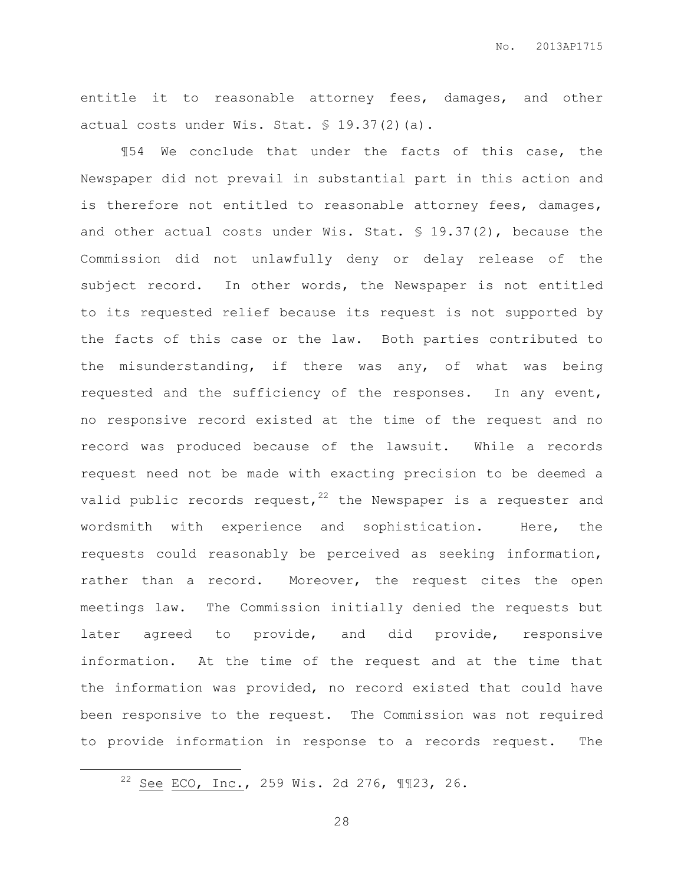entitle it to reasonable attorney fees, damages, and other actual costs under Wis. Stat. § 19.37(2)(a).

¶54 We conclude that under the facts of this case, the Newspaper did not prevail in substantial part in this action and is therefore not entitled to reasonable attorney fees, damages, and other actual costs under Wis. Stat. § 19.37(2), because the Commission did not unlawfully deny or delay release of the subject record. In other words, the Newspaper is not entitled to its requested relief because its request is not supported by the facts of this case or the law. Both parties contributed to the misunderstanding, if there was any, of what was being requested and the sufficiency of the responses. In any event, no responsive record existed at the time of the request and no record was produced because of the lawsuit. While a records request need not be made with exacting precision to be deemed a valid public records request,[22] the Newspaper is a requester and wordsmith with experience and sophistication. Here, the requests could reasonably be perceived as seeking information, rather than a record. Moreover, the request cites the open meetings law. The Commission initially denied the requests but later agreed to provide, and did provide, responsive information. At the time of the request and at the time that the information was provided, no record existed that could have been responsive to the request. The Commission was not required to provide information in response to a records request. The

[22] See ECO, Inc., 259 Wis. 2d 276, ¶¶23, 26.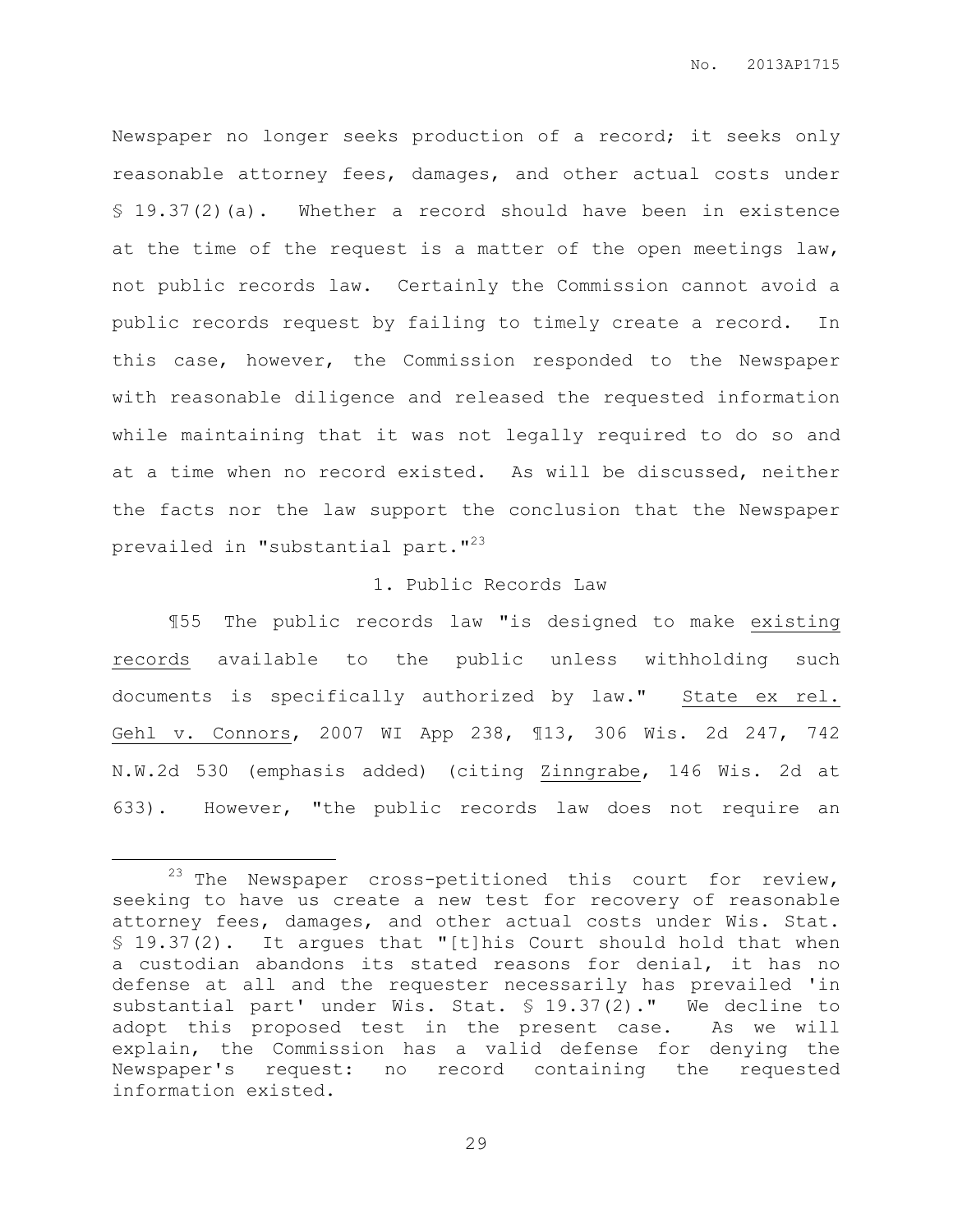Newspaper no longer seeks production of a record; it seeks only reasonable attorney fees, damages, and other actual costs under § 19.37(2)(a). Whether a record should have been in existence at the time of the request is a matter of the open meetings law, not public records law. Certainly the Commission cannot avoid a public records request by failing to timely create a record. In this case, however, the Commission responded to the Newspaper with reasonable diligence and released the requested information while maintaining that it was not legally required to do so and at a time when no record existed. As will be discussed, neither the facts nor the law support the conclusion that the Newspaper prevailed in "substantial part."[23]

### 1. Public Records Law

¶55 The public records law "is designed to make <u>existing records</u> available to the public unless withholding such documents is specifically authorized by law." <u>State ex rel. Gehl v. Connors</u>, 2007 WI App 238, ¶13, 306 Wis. 2d 247, 742 N.W.2d 530 (emphasis added) (citing <u>Zinngrabe</u>, 146 Wis. 2d at 633). However, "the public records law does not require an

---

[23] The Newspaper cross-petitioned this court for review, seeking to have us create a new test for recovery of reasonable attorney fees, damages, and other actual costs under Wis. Stat. § 19.37(2). It argues that "[t]his Court should hold that when a custodian abandons its stated reasons for denial, it has no defense at all and the requester necessarily has prevailed 'in substantial part' under Wis. Stat. § 19.37(2)." We decline to adopt this proposed test in the present case. As we will explain, the Commission has a valid defense for denying the Newspaper's request: no record containing the requested information existed.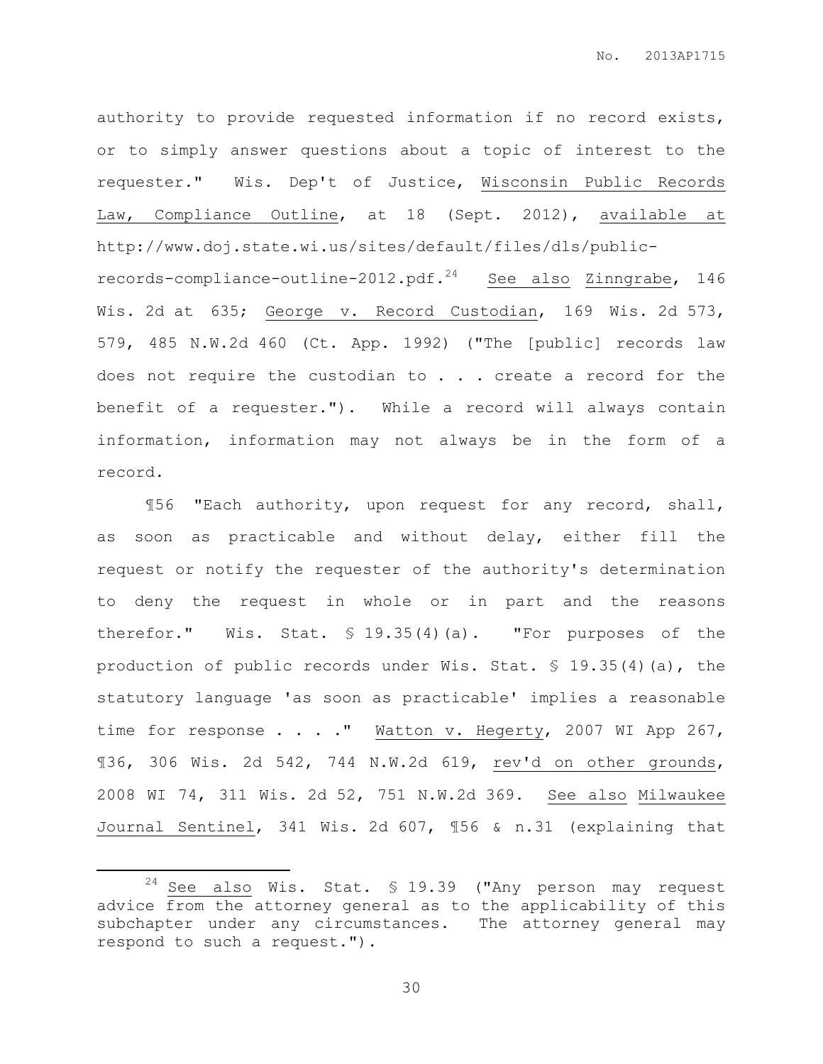authority to provide requested information if no record exists, or to simply answer questions about a topic of interest to the requester." Wis. Dep't of Justice, Wisconsin Public Records Law, Compliance Outline, at 18 (Sept. 2012), available at http://www.doj.state.wi.us/sites/default/files/dls/public-records-compliance-outline-2012.pdf.[24] See also Zinngrabe, 146 Wis. 2d at 635; George v. Record Custodian, 169 Wis. 2d 573, 579, 485 N.W.2d 460 (Ct. App. 1992) ("The [public] records law does not require the custodian to . . . create a record for the benefit of a requester."). While a record will always contain information, information may not always be in the form of a record.

¶56 "Each authority, upon request for any record, shall, as soon as practicable and without delay, either fill the request or notify the requester of the authority's determination to deny the request in whole or in part and the reasons therefor." Wis. Stat. § 19.35(4)(a). "For purposes of the production of public records under Wis. Stat. § 19.35(4)(a), the statutory language 'as soon as practicable' implies a reasonable time for response . . . ." Watton v. Hegerty, 2007 WI App 267, ¶36, 306 Wis. 2d 542, 744 N.W.2d 619, rev'd on other grounds, 2008 WI 74, 311 Wis. 2d 52, 751 N.W.2d 369. See also Milwaukee Journal Sentinel, 341 Wis. 2d 607, ¶56 & n.31 (explaining that

---

[24] See also Wis. Stat. § 19.39 ("Any person may request advice from the attorney general as to the applicability of this subchapter under any circumstances. The attorney general may respond to such a request.").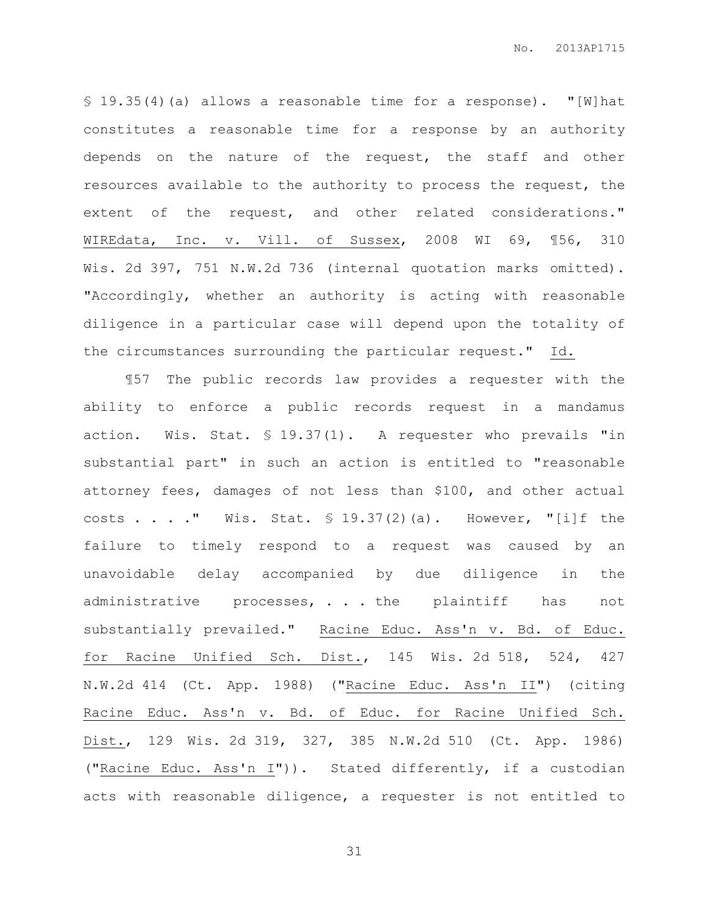§ 19.35(4)(a) allows a reasonable time for a response). "[W]hat constitutes a reasonable time for a response by an authority depends on the nature of the request, the staff and other resources available to the authority to process the request, the extent of the request, and other related considerations." WIREdata, Inc. v. Vill. of Sussex, 2008 WI 69, ¶56, 310 Wis. 2d 397, 751 N.W.2d 736 (internal quotation marks omitted). "Accordingly, whether an authority is acting with reasonable diligence in a particular case will depend upon the totality of the circumstances surrounding the particular request." Id.

¶57 The public records law provides a requester with the ability to enforce a public records request in a mandamus action. Wis. Stat. § 19.37(1). A requester who prevails "in substantial part" in such an action is entitled to "reasonable attorney fees, damages of not less than $100, and other actual costs . . . ." Wis. Stat. § 19.37(2)(a). However, "[i]f the failure to timely respond to a request was caused by an unavoidable delay accompanied by due diligence in the administrative processes, . . . the plaintiff has not substantially prevailed." Racine Educ. Ass'n v. Bd. of Educ. for Racine Unified Sch. Dist., 145 Wis. 2d 518, 524, 427 N.W.2d 414 (Ct. App. 1988) ("Racine Educ. Ass'n II") (citing Racine Educ. Ass'n v. Bd. of Educ. for Racine Unified Sch. Dist., 129 Wis. 2d 319, 327, 385 N.W.2d 510 (Ct. App. 1986) ("Racine Educ. Ass'n I")). Stated differently, if a custodian acts with reasonable diligence, a requester is not entitled to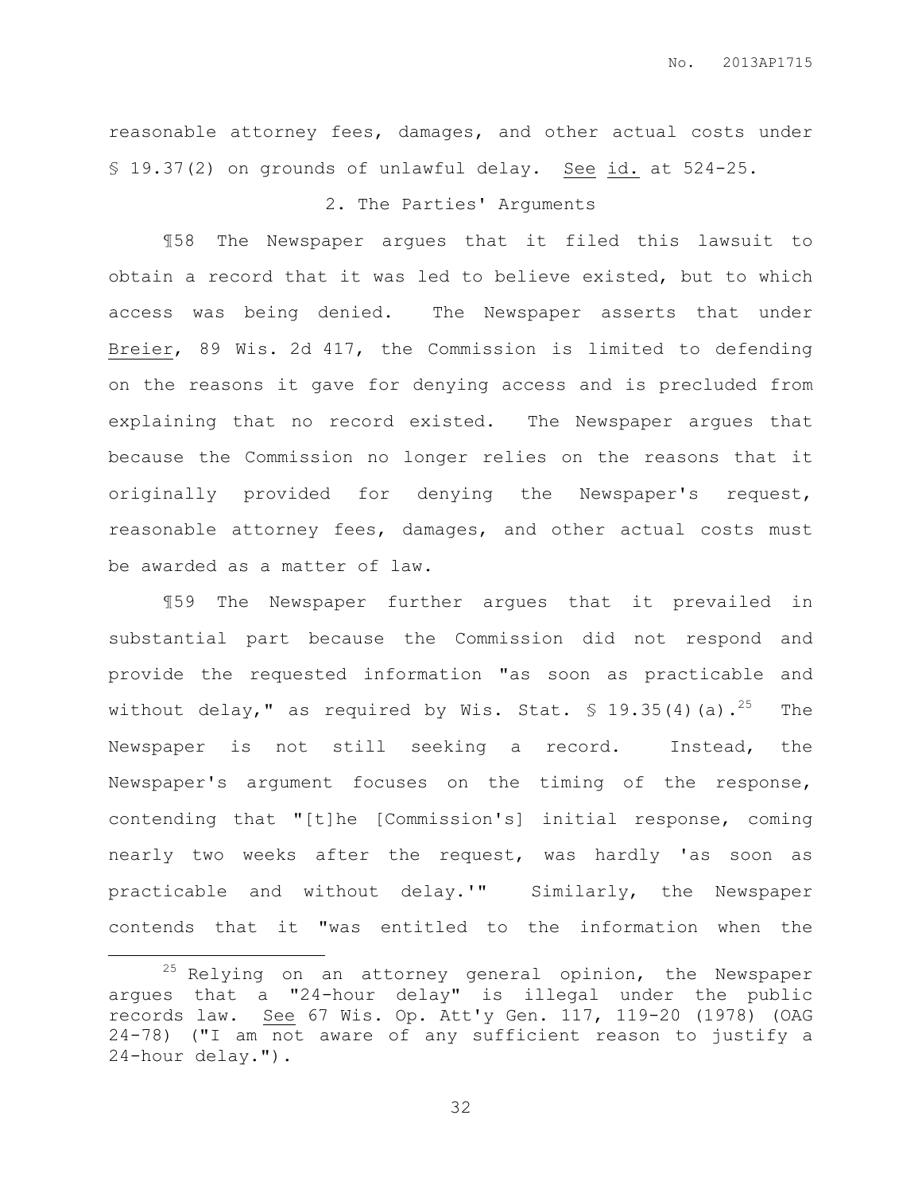reasonable attorney fees, damages, and other actual costs under § 19.37(2) on grounds of unlawful delay. See id. at 524-25.

### 2. The Parties' Arguments

¶58 The Newspaper argues that it filed this lawsuit to obtain a record that it was led to believe existed, but to which access was being denied. The Newspaper asserts that under Breier, 89 Wis. 2d 417, the Commission is limited to defending on the reasons it gave for denying access and is precluded from explaining that no record existed. The Newspaper argues that because the Commission no longer relies on the reasons that it originally provided for denying the Newspaper's request, reasonable attorney fees, damages, and other actual costs must be awarded as a matter of law.

¶59 The Newspaper further argues that it prevailed in substantial part because the Commission did not respond and provide the requested information "as soon as practicable and without delay," as required by Wis. Stat. § 19.35(4)(a).[25] The Newspaper is not still seeking a record. Instead, the Newspaper's argument focuses on the timing of the response, contending that "[t]he [Commission's] initial response, coming nearly two weeks after the request, was hardly 'as soon as practicable and without delay.'" Similarly, the Newspaper contends that it "was entitled to the information when the

---

[25] Relying on an attorney general opinion, the Newspaper argues that a "24-hour delay" is illegal under the public records law. See 67 Wis. Op. Att'y Gen. 117, 119-20 (1978) (OAG 24-78) ("I am not aware of any sufficient reason to justify a 24-hour delay.").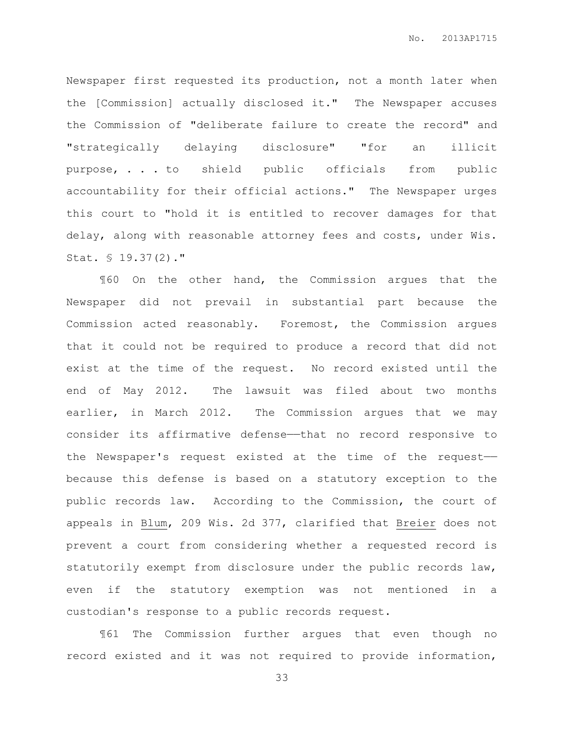Newspaper first requested its production, not a month later when the [Commission] actually disclosed it." The Newspaper accuses the Commission of "deliberate failure to create the record" and "strategically delaying disclosure" "for an illicit purpose, . . . to shield public officials from public accountability for their official actions." The Newspaper urges this court to "hold it is entitled to recover damages for that delay, along with reasonable attorney fees and costs, under Wis. Stat. § 19.37(2)."

¶60 On the other hand, the Commission argues that the Newspaper did not prevail in substantial part because the Commission acted reasonably. Foremost, the Commission argues that it could not be required to produce a record that did not exist at the time of the request. No record existed until the end of May 2012. The lawsuit was filed about two months earlier, in March 2012. The Commission argues that we may consider its affirmative defense——that no record responsive to the Newspaper's request existed at the time of the request—— because this defense is based on a statutory exception to the public records law. According to the Commission, the court of appeals in Blum, 209 Wis. 2d 377, clarified that Breier does not prevent a court from considering whether a requested record is statutorily exempt from disclosure under the public records law, even if the statutory exemption was not mentioned in a custodian's response to a public records request.

¶61 The Commission further argues that even though no record existed and it was not required to provide information,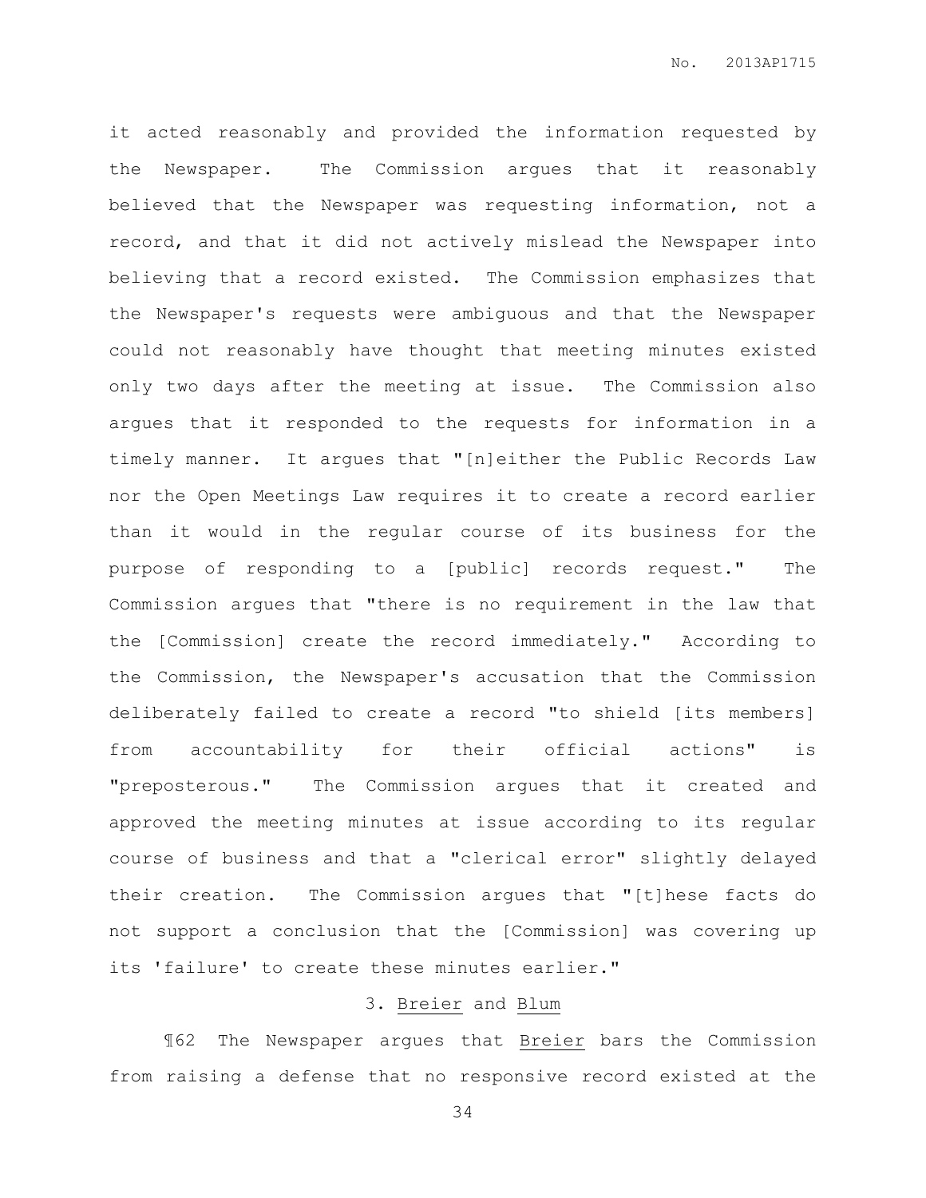it acted reasonably and provided the information requested by the Newspaper. The Commission argues that it reasonably believed that the Newspaper was requesting information, not a record, and that it did not actively mislead the Newspaper into believing that a record existed. The Commission emphasizes that the Newspaper's requests were ambiguous and that the Newspaper could not reasonably have thought that meeting minutes existed only two days after the meeting at issue. The Commission also argues that it responded to the requests for information in a timely manner. It argues that "[n]either the Public Records Law nor the Open Meetings Law requires it to create a record earlier than it would in the regular course of its business for the purpose of responding to a [public] records request." The Commission argues that "there is no requirement in the law that the [Commission] create the record immediately." According to the Commission, the Newspaper's accusation that the Commission deliberately failed to create a record "to shield [its members] from accountability for their official actions" is "preposterous." The Commission argues that it created and approved the meeting minutes at issue according to its regular course of business and that a "clerical error" slightly delayed their creation. The Commission argues that "[t]hese facts do not support a conclusion that the [Commission] was covering up its 'failure' to create these minutes earlier."

### 3. Breier and Blum

¶62 The Newspaper argues that Breier bars the Commission from raising a defense that no responsive record existed at the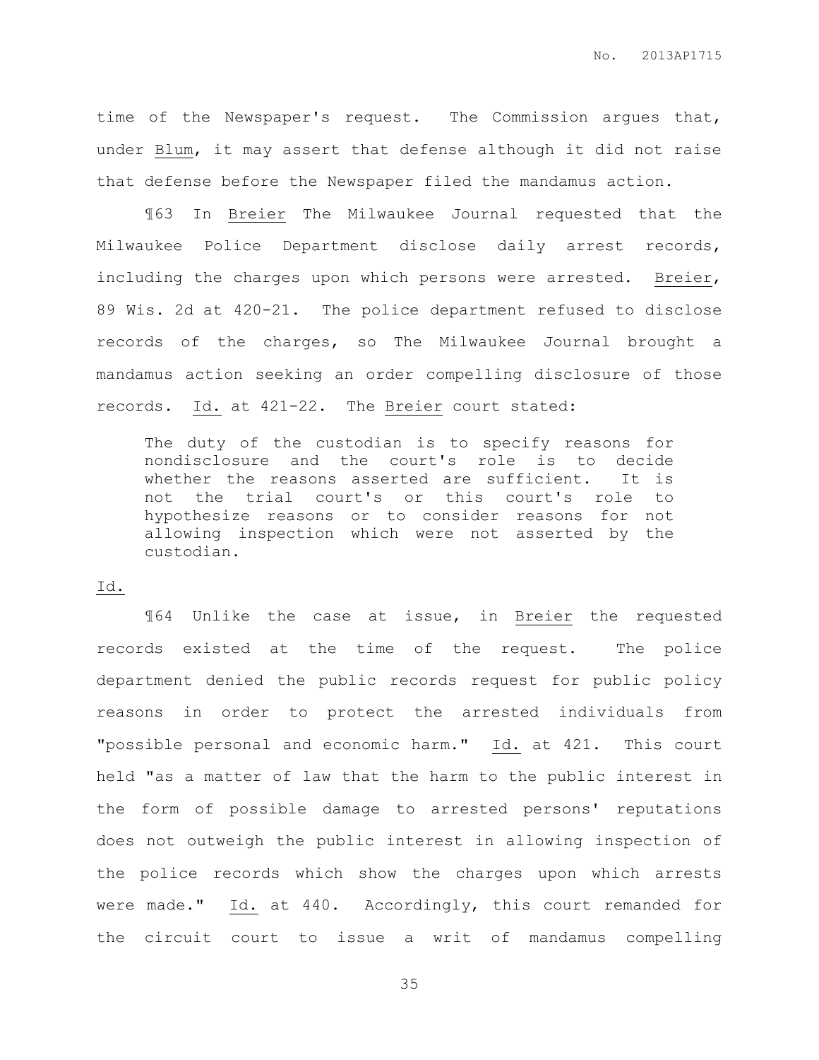time of the Newspaper's request. The Commission argues that, under Blum, it may assert that defense although it did not raise that defense before the Newspaper filed the mandamus action.

¶63 In Breier The Milwaukee Journal requested that the Milwaukee Police Department disclose daily arrest records, including the charges upon which persons were arrested. Breier, 89 Wis. 2d at 420-21. The police department refused to disclose records of the charges, so The Milwaukee Journal brought a mandamus action seeking an order compelling disclosure of those records. Id. at 421-22. The Breier court stated:

> The duty of the custodian is to specify reasons for nondisclosure and the court's role is to decide whether the reasons asserted are sufficient. It is not the trial court's or this court's role to hypothesize reasons or to consider reasons for not allowing inspection which were not asserted by the custodian.

Id.

¶64 Unlike the case at issue, in Breier the requested records existed at the time of the request. The police department denied the public records request for public policy reasons in order to protect the arrested individuals from "possible personal and economic harm." Id. at 421. This court held "as a matter of law that the harm to the public interest in the form of possible damage to arrested persons' reputations does not outweigh the public interest in allowing inspection of the police records which show the charges upon which arrests were made." Id. at 440. Accordingly, this court remanded for the circuit court to issue a writ of mandamus compelling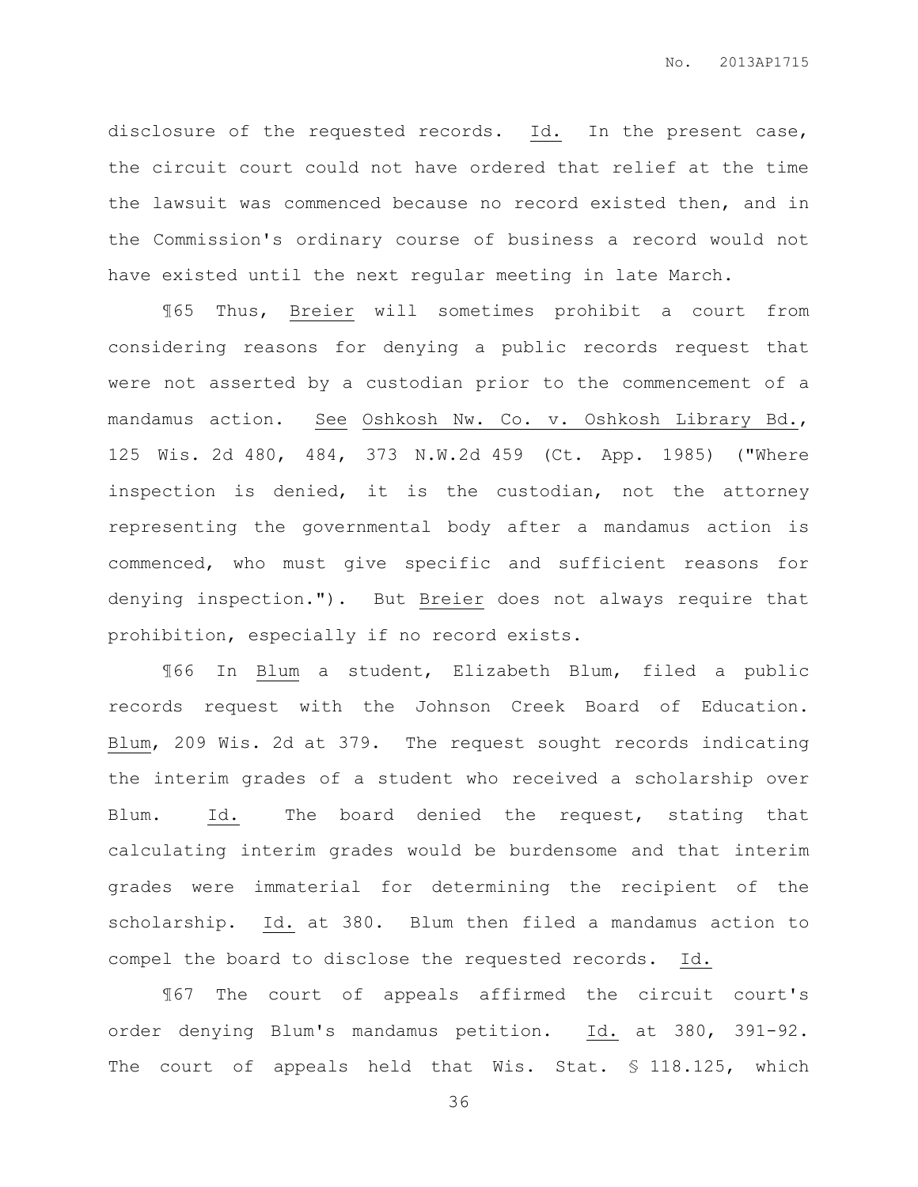disclosure of the requested records. Id. In the present case, the circuit court could not have ordered that relief at the time the lawsuit was commenced because no record existed then, and in the Commission's ordinary course of business a record would not have existed until the next regular meeting in late March.

¶65 Thus, Breier will sometimes prohibit a court from considering reasons for denying a public records request that were not asserted by a custodian prior to the commencement of a mandamus action. See Oshkosh Nw. Co. v. Oshkosh Library Bd., 125 Wis. 2d 480, 484, 373 N.W.2d 459 (Ct. App. 1985) ("Where inspection is denied, it is the custodian, not the attorney representing the governmental body after a mandamus action is commenced, who must give specific and sufficient reasons for denying inspection."). But Breier does not always require that prohibition, especially if no record exists.

¶66 In Blum a student, Elizabeth Blum, filed a public records request with the Johnson Creek Board of Education. Blum, 209 Wis. 2d at 379. The request sought records indicating the interim grades of a student who received a scholarship over Blum. Id. The board denied the request, stating that calculating interim grades would be burdensome and that interim grades were immaterial for determining the recipient of the scholarship. Id. at 380. Blum then filed a mandamus action to compel the board to disclose the requested records. Id.

¶67 The court of appeals affirmed the circuit court's order denying Blum's mandamus petition. Id. at 380, 391-92. The court of appeals held that Wis. Stat. § 118.125, which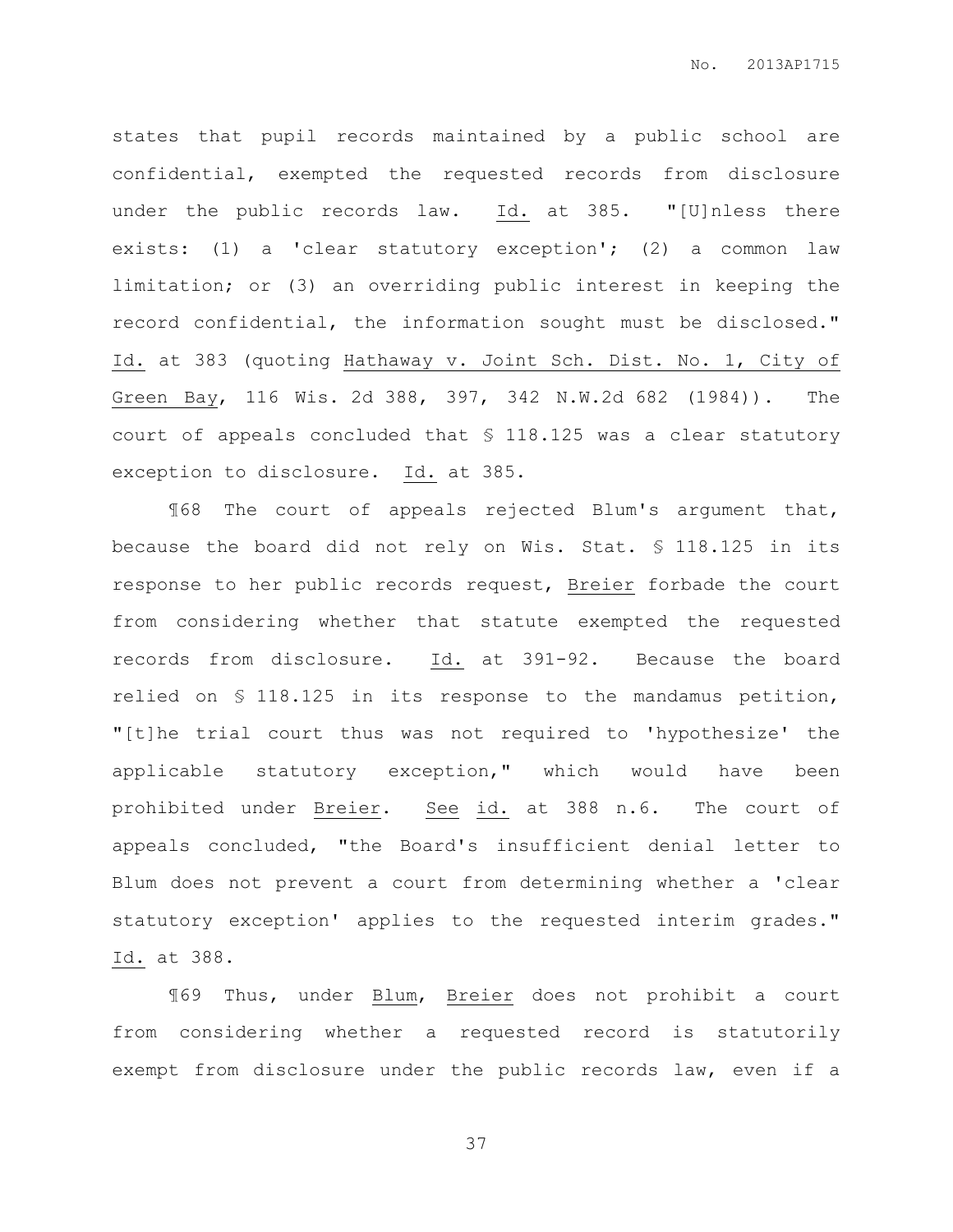states that pupil records maintained by a public school are confidential, exempted the requested records from disclosure under the public records law. Id. at 385. "[U]nless there exists: (1) a 'clear statutory exception'; (2) a common law limitation; or (3) an overriding public interest in keeping the record confidential, the information sought must be disclosed." Id. at 383 (quoting Hathaway v. Joint Sch. Dist. No. 1, City of Green Bay, 116 Wis. 2d 388, 397, 342 N.W.2d 682 (1984)). The court of appeals concluded that § 118.125 was a clear statutory exception to disclosure. Id. at 385.

¶68 The court of appeals rejected Blum's argument that, because the board did not rely on Wis. Stat. § 118.125 in its response to her public records request, Breier forbade the court from considering whether that statute exempted the requested records from disclosure. Id. at 391-92. Because the board relied on § 118.125 in its response to the mandamus petition, "[t]he trial court thus was not required to 'hypothesize' the applicable statutory exception," which would have been prohibited under Breier. See id. at 388 n.6. The court of appeals concluded, "the Board's insufficient denial letter to Blum does not prevent a court from determining whether a 'clear statutory exception' applies to the requested interim grades." Id. at 388.

¶69 Thus, under Blum, Breier does not prohibit a court from considering whether a requested record is statutorily exempt from disclosure under the public records law, even if a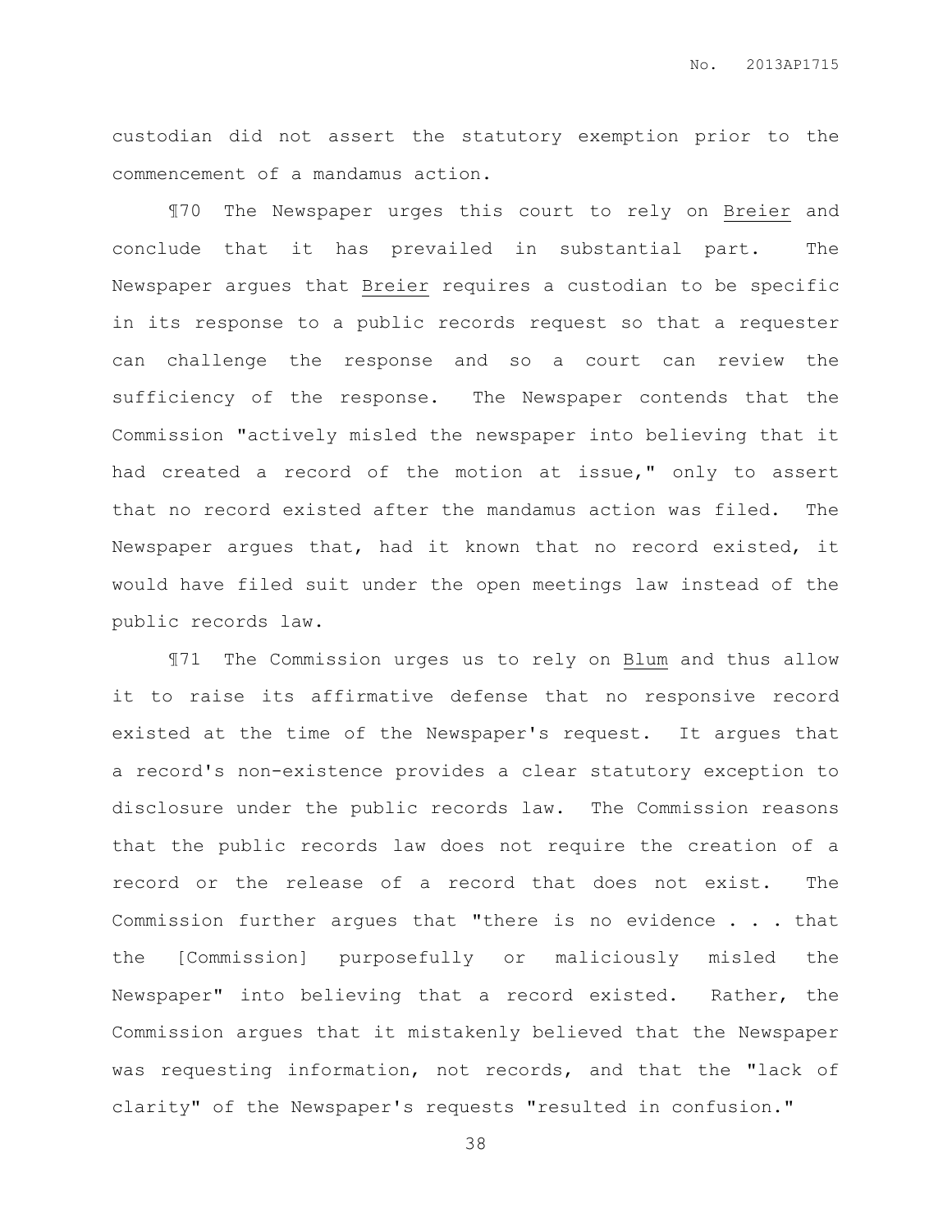custodian did not assert the statutory exemption prior to the commencement of a mandamus action.

¶70 The Newspaper urges this court to rely on Breier and conclude that it has prevailed in substantial part. The Newspaper argues that Breier requires a custodian to be specific in its response to a public records request so that a requester can challenge the response and so a court can review the sufficiency of the response. The Newspaper contends that the Commission "actively misled the newspaper into believing that it had created a record of the motion at issue," only to assert that no record existed after the mandamus action was filed. The Newspaper argues that, had it known that no record existed, it would have filed suit under the open meetings law instead of the public records law.

¶71 The Commission urges us to rely on Blum and thus allow it to raise its affirmative defense that no responsive record existed at the time of the Newspaper's request. It argues that a record's non-existence provides a clear statutory exception to disclosure under the public records law. The Commission reasons that the public records law does not require the creation of a record or the release of a record that does not exist. The Commission further argues that "there is no evidence . . . that the [Commission] purposefully or maliciously misled the Newspaper" into believing that a record existed. Rather, the Commission argues that it mistakenly believed that the Newspaper was requesting information, not records, and that the "lack of clarity" of the Newspaper's requests "resulted in confusion."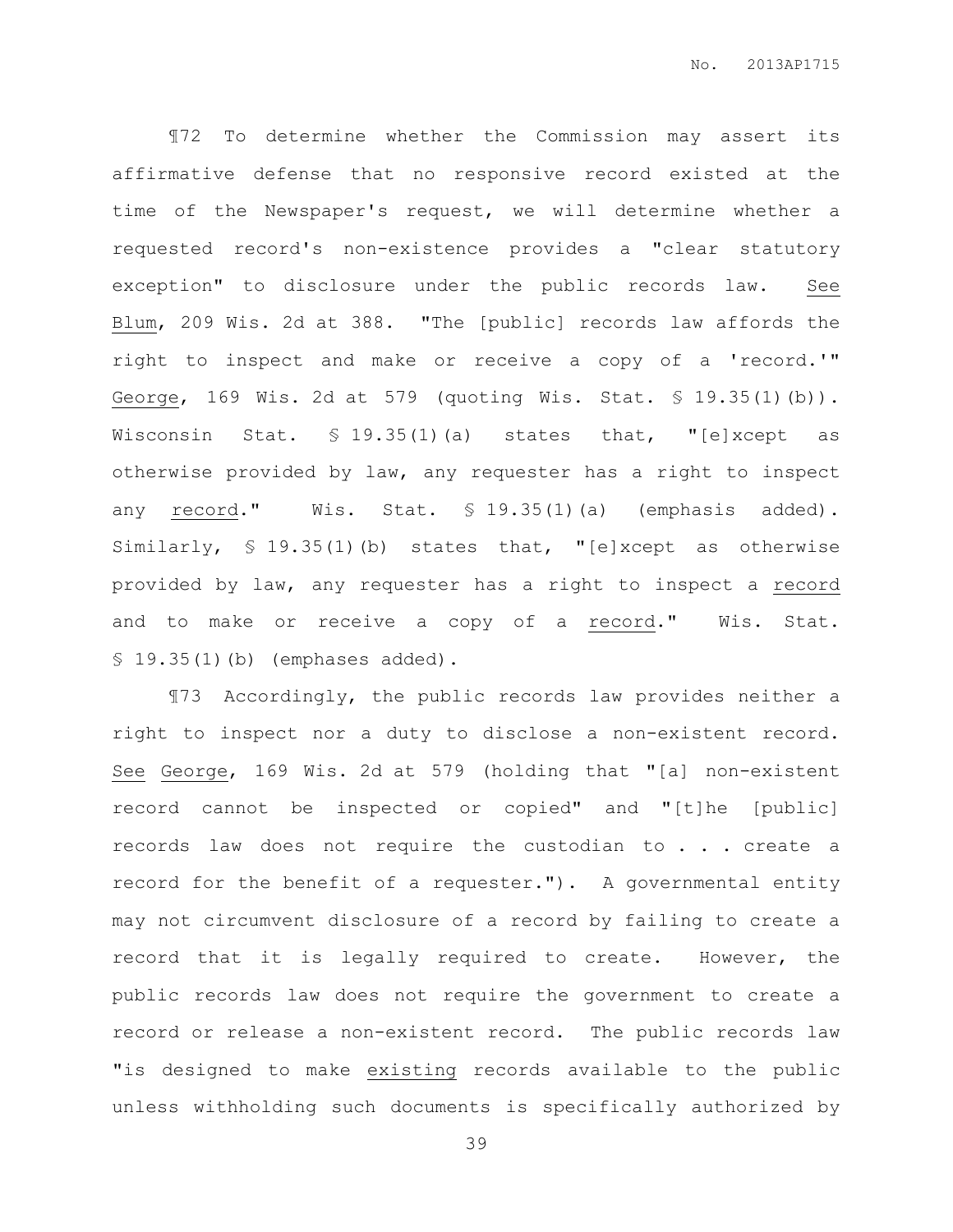¶72 To determine whether the Commission may assert its affirmative defense that no responsive record existed at the time of the Newspaper's request, we will determine whether a requested record's non-existence provides a "clear statutory exception" to disclosure under the public records law. See Blum, 209 Wis. 2d at 388. "The [public] records law affords the right to inspect and make or receive a copy of a 'record.'" George, 169 Wis. 2d at 579 (quoting Wis. Stat. § 19.35(1)(b)). Wisconsin Stat. § 19.35(1)(a) states that, "[e]xcept as otherwise provided by law, any requester has a right to inspect any record." Wis. Stat. § 19.35(1)(a) (emphasis added). Similarly, § 19.35(1)(b) states that, "[e]xcept as otherwise provided by law, any requester has a right to inspect a record and to make or receive a copy of a record." Wis. Stat. § 19.35(1)(b) (emphases added).

¶73 Accordingly, the public records law provides neither a right to inspect nor a duty to disclose a non-existent record. See George, 169 Wis. 2d at 579 (holding that "[a] non-existent record cannot be inspected or copied" and "[t]he [public] records law does not require the custodian to . . . create a record for the benefit of a requester."). A governmental entity may not circumvent disclosure of a record by failing to create a record that it is legally required to create. However, the public records law does not require the government to create a record or release a non-existent record. The public records law "is designed to make existing records available to the public unless withholding such documents is specifically authorized by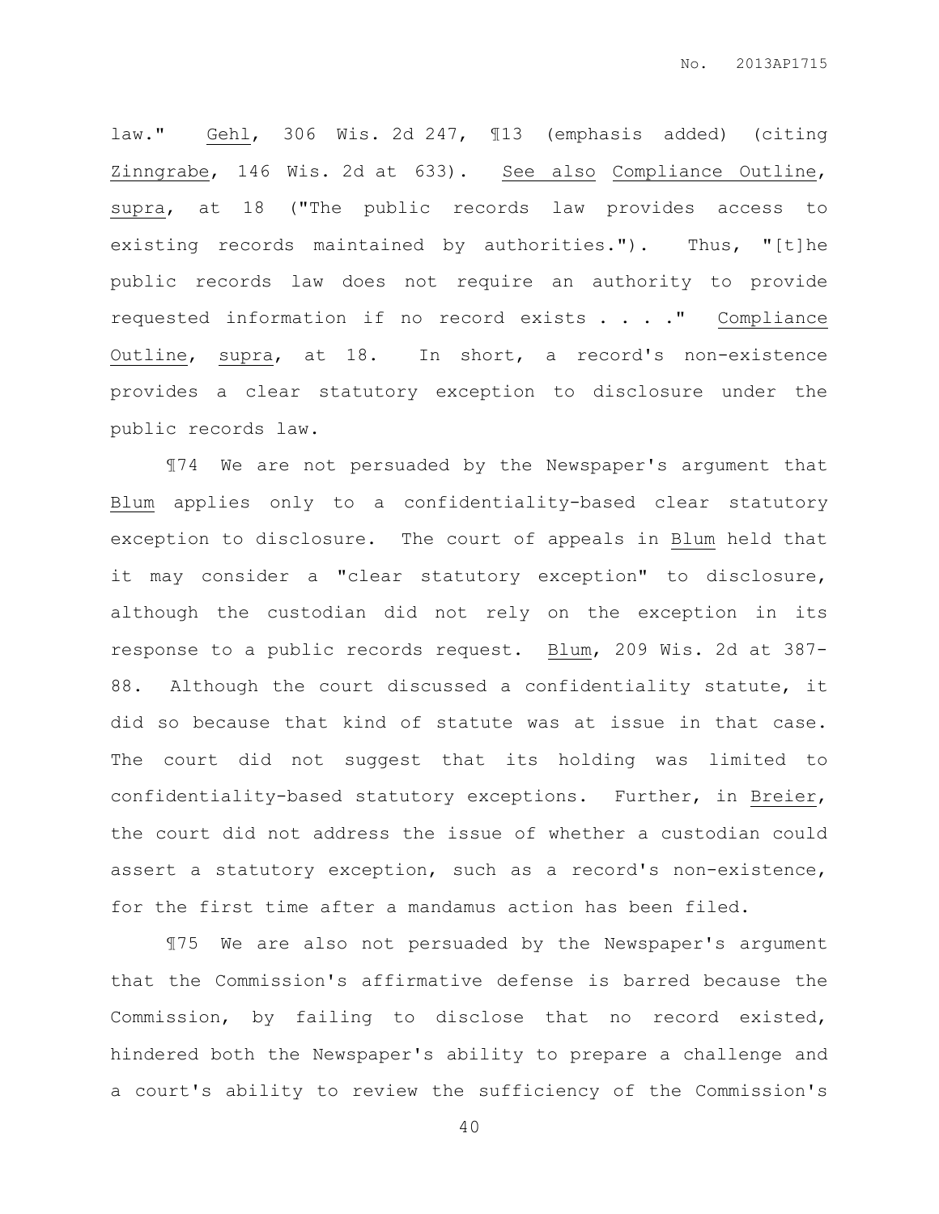law." Gehl, 306 Wis. 2d 247, ¶13 (emphasis added) (citing Zinngrabe, 146 Wis. 2d at 633). See also Compliance Outline, supra, at 18 ("The public records law provides access to existing records maintained by authorities."). Thus, "[t]he public records law does not require an authority to provide requested information if no record exists . . . ." Compliance Outline, supra, at 18. In short, a record's non-existence provides a clear statutory exception to disclosure under the public records law.

¶74 We are not persuaded by the Newspaper's argument that Blum applies only to a confidentiality-based clear statutory exception to disclosure. The court of appeals in Blum held that it may consider a "clear statutory exception" to disclosure, although the custodian did not rely on the exception in its response to a public records request. Blum, 209 Wis. 2d at 387-88. Although the court discussed a confidentiality statute, it did so because that kind of statute was at issue in that case. The court did not suggest that its holding was limited to confidentiality-based statutory exceptions. Further, in Breier, the court did not address the issue of whether a custodian could assert a statutory exception, such as a record's non-existence, for the first time after a mandamus action has been filed.

¶75 We are also not persuaded by the Newspaper's argument that the Commission's affirmative defense is barred because the Commission, by failing to disclose that no record existed, hindered both the Newspaper's ability to prepare a challenge and a court's ability to review the sufficiency of the Commission's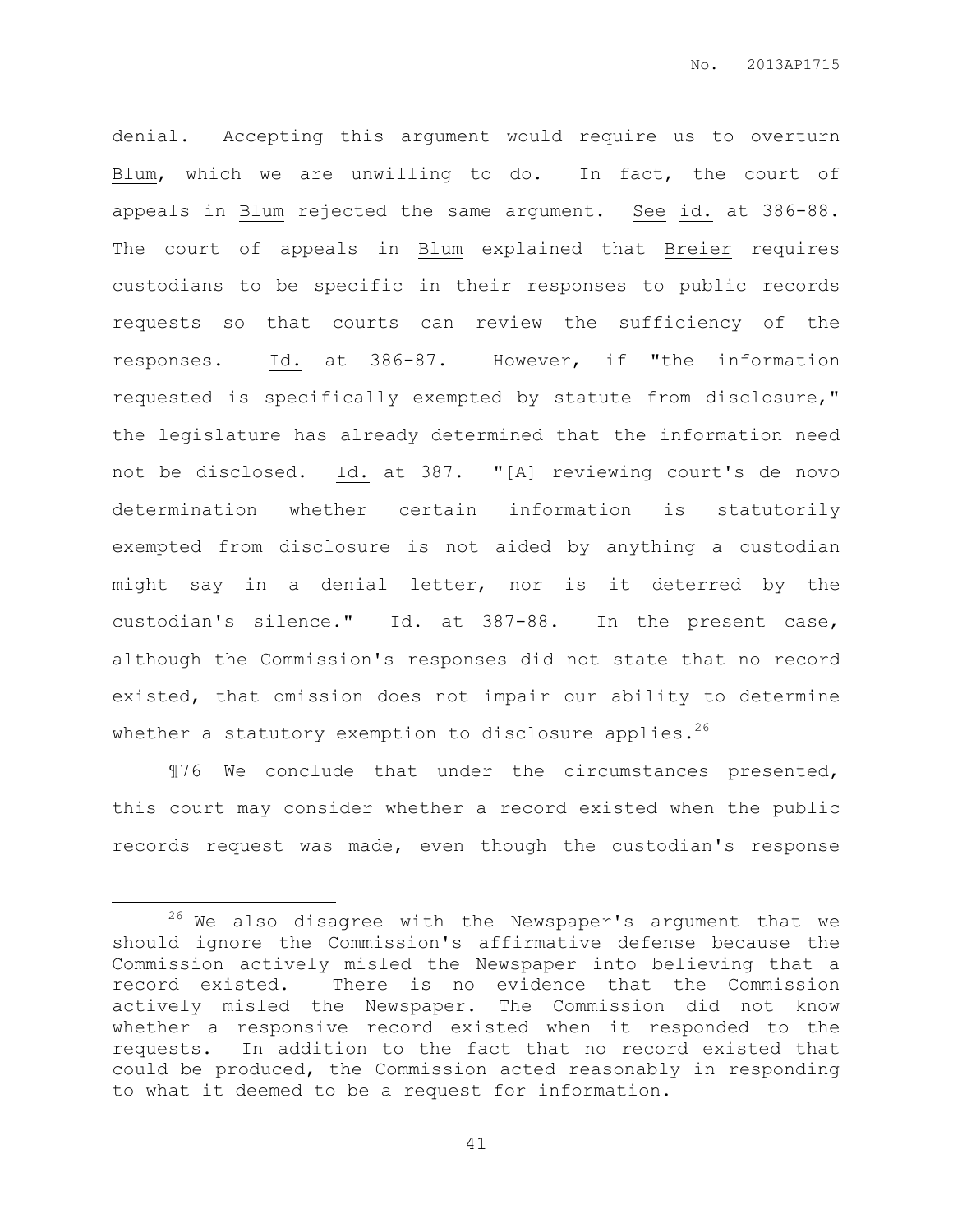denial. Accepting this argument would require us to overturn Blum, which we are unwilling to do. In fact, the court of appeals in Blum rejected the same argument. See id. at 386-88. The court of appeals in Blum explained that Breier requires custodians to be specific in their responses to public records requests so that courts can review the sufficiency of the responses. Id. at 386-87. However, if "the information requested is specifically exempted by statute from disclosure," the legislature has already determined that the information need not be disclosed. Id. at 387. "[A] reviewing court's de novo determination whether certain information is statutorily exempted from disclosure is not aided by anything a custodian might say in a denial letter, nor is it deterred by the custodian's silence." Id. at 387-88. In the present case, although the Commission's responses did not state that no record existed, that omission does not impair our ability to determine whether a statutory exemption to disclosure applies.[26]

¶76 We conclude that under the circumstances presented, this court may consider whether a record existed when the public records request was made, even though the custodian's response

---

[26] We also disagree with the Newspaper's argument that we should ignore the Commission's affirmative defense because the Commission actively misled the Newspaper into believing that a record existed. There is no evidence that the Commission actively misled the Newspaper. The Commission did not know whether a responsive record existed when it responded to the requests. In addition to the fact that no record existed that could be produced, the Commission acted reasonably in responding to what it deemed to be a request for information.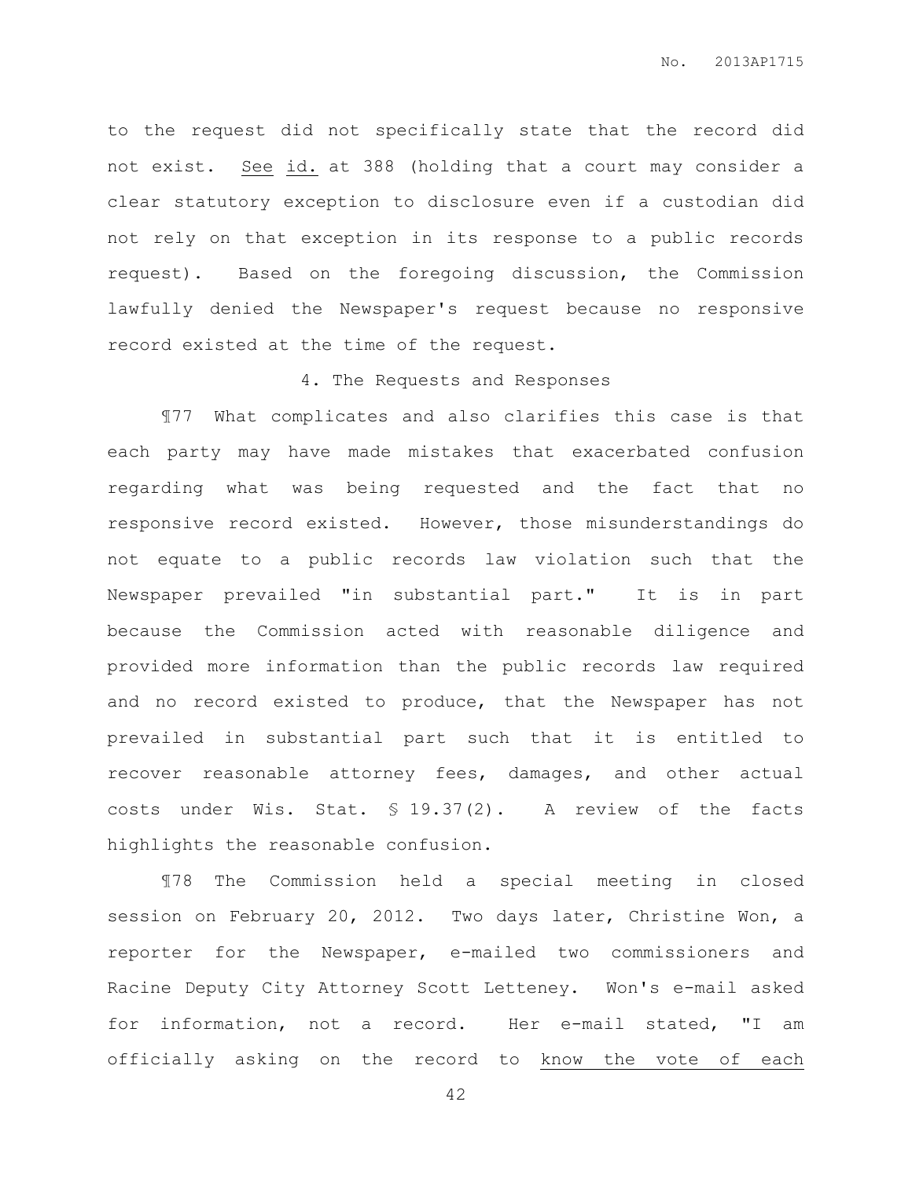to the request did not specifically state that the record did not exist. See id. at 388 (holding that a court may consider a clear statutory exception to disclosure even if a custodian did not rely on that exception in its response to a public records request). Based on the foregoing discussion, the Commission lawfully denied the Newspaper's request because no responsive record existed at the time of the request.

4. The Requests and Responses

¶77 What complicates and also clarifies this case is that each party may have made mistakes that exacerbated confusion regarding what was being requested and the fact that no responsive record existed. However, those misunderstandings do not equate to a public records law violation such that the Newspaper prevailed "in substantial part." It is in part because the Commission acted with reasonable diligence and provided more information than the public records law required and no record existed to produce, that the Newspaper has not prevailed in substantial part such that it is entitled to recover reasonable attorney fees, damages, and other actual costs under Wis. Stat. § 19.37(2). A review of the facts highlights the reasonable confusion.

¶78 The Commission held a special meeting in closed session on February 20, 2012. Two days later, Christine Won, a reporter for the Newspaper, e-mailed two commissioners and Racine Deputy City Attorney Scott Letteney. Won's e-mail asked for information, not a record. Her e-mail stated, "I am officially asking on the record to know the vote of each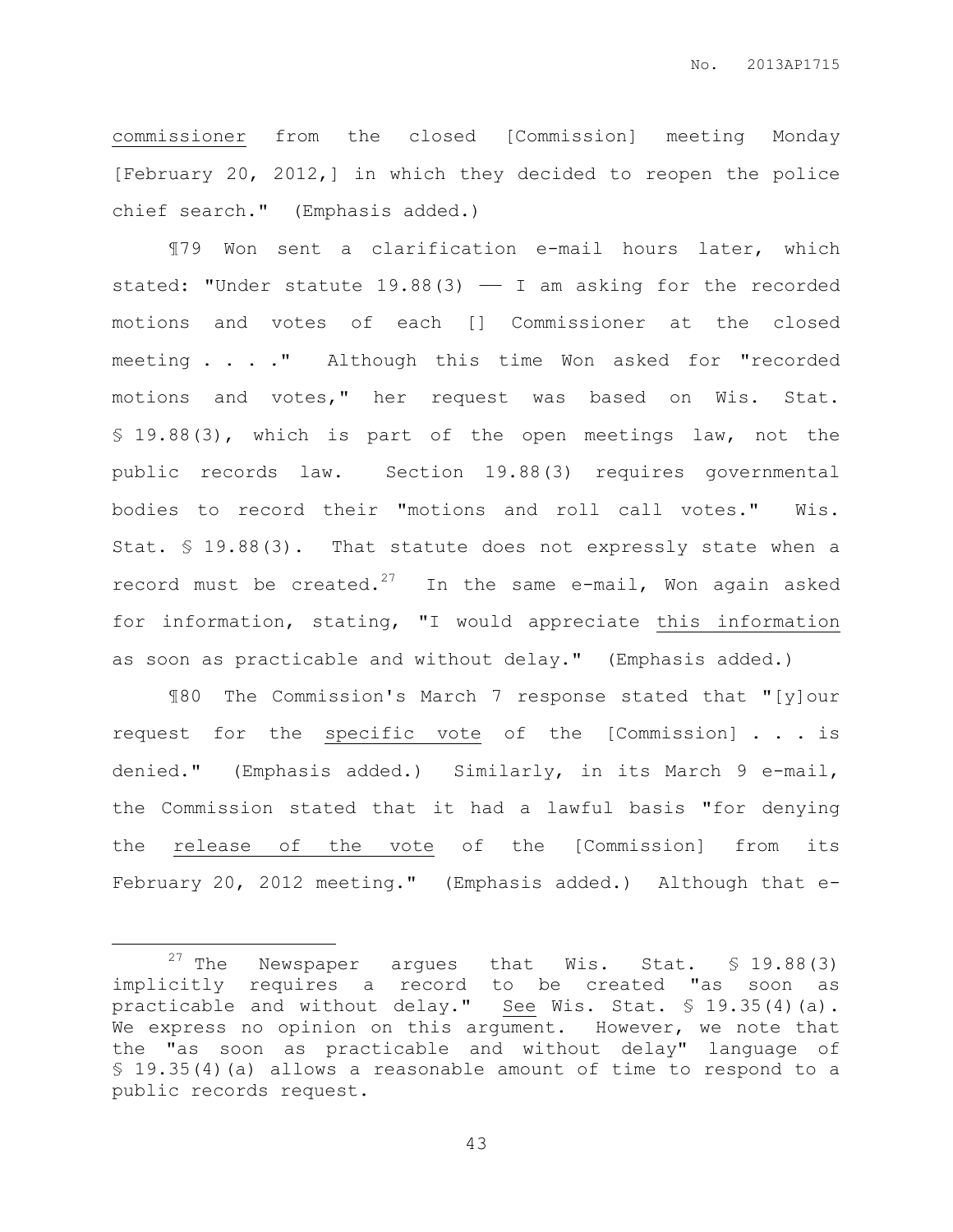commissioner from the closed [Commission] meeting Monday [February 20, 2012,] in which they decided to reopen the police chief search." (Emphasis added.)

¶79 Won sent a clarification e-mail hours later, which stated: "Under statute 19.88(3) —— I am asking for the recorded motions and votes of each [] Commissioner at the closed meeting . . . ." Although this time Won asked for "recorded motions and votes," her request was based on Wis. Stat. § 19.88(3), which is part of the open meetings law, not the public records law. Section 19.88(3) requires governmental bodies to record their "motions and roll call votes." Wis. Stat. § 19.88(3). That statute does not expressly state when a record must be created.[27] In the same e-mail, Won again asked for information, stating, "I would appreciate this information as soon as practicable and without delay." (Emphasis added.)

¶80 The Commission's March 7 response stated that "[y]our request for the specific vote of the [Commission] . . . is denied." (Emphasis added.) Similarly, in its March 9 e-mail, the Commission stated that it had a lawful basis "for denying the release of the vote of the [Commission] from its February 20, 2012 meeting." (Emphasis added.) Although that e-

---

[27] The Newspaper argues that Wis. Stat. § 19.88(3) implicitly requires a record to be created "as soon as practicable and without delay." See Wis. Stat. § 19.35(4)(a). We express no opinion on this argument. However, we note that the "as soon as practicable and without delay" language of § 19.35(4)(a) allows a reasonable amount of time to respond to a public records request.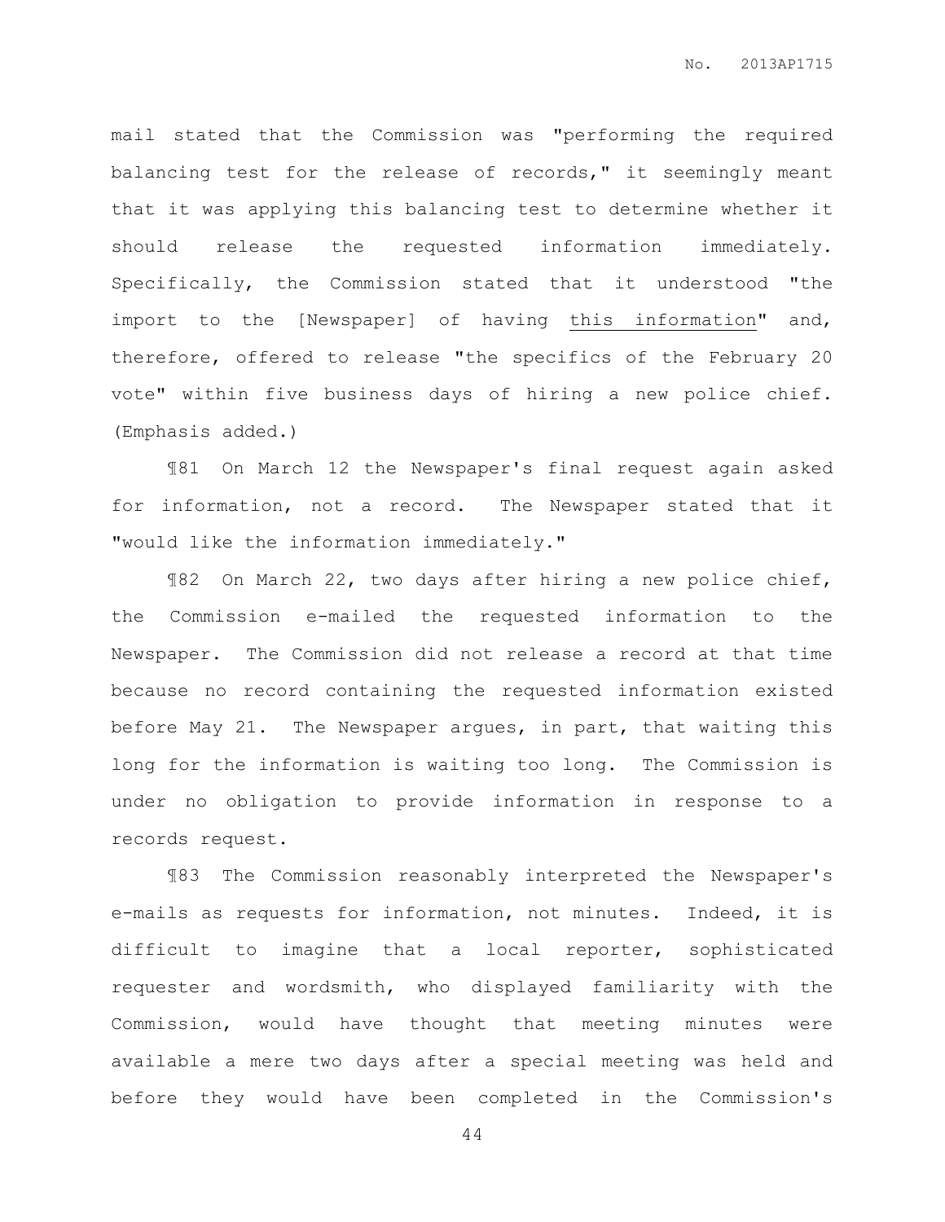mail stated that the Commission was "performing the required balancing test for the release of records," it seemingly meant that it was applying this balancing test to determine whether it should release the requested information immediately. Specifically, the Commission stated that it understood "the import to the [Newspaper] of having <u>this information</u>" and, therefore, offered to release "the specifics of the February 20 vote" within five business days of hiring a new police chief. (Emphasis added.)

¶81 On March 12 the Newspaper's final request again asked for information, not a record. The Newspaper stated that it "would like the information immediately."

¶82 On March 22, two days after hiring a new police chief, the Commission e-mailed the requested information to the Newspaper. The Commission did not release a record at that time because no record containing the requested information existed before May 21. The Newspaper argues, in part, that waiting this long for the information is waiting too long. The Commission is under no obligation to provide information in response to a records request.

¶83 The Commission reasonably interpreted the Newspaper's e-mails as requests for information, not minutes. Indeed, it is difficult to imagine that a local reporter, sophisticated requester and wordsmith, who displayed familiarity with the Commission, would have thought that meeting minutes were available a mere two days after a special meeting was held and before they would have been completed in the Commission's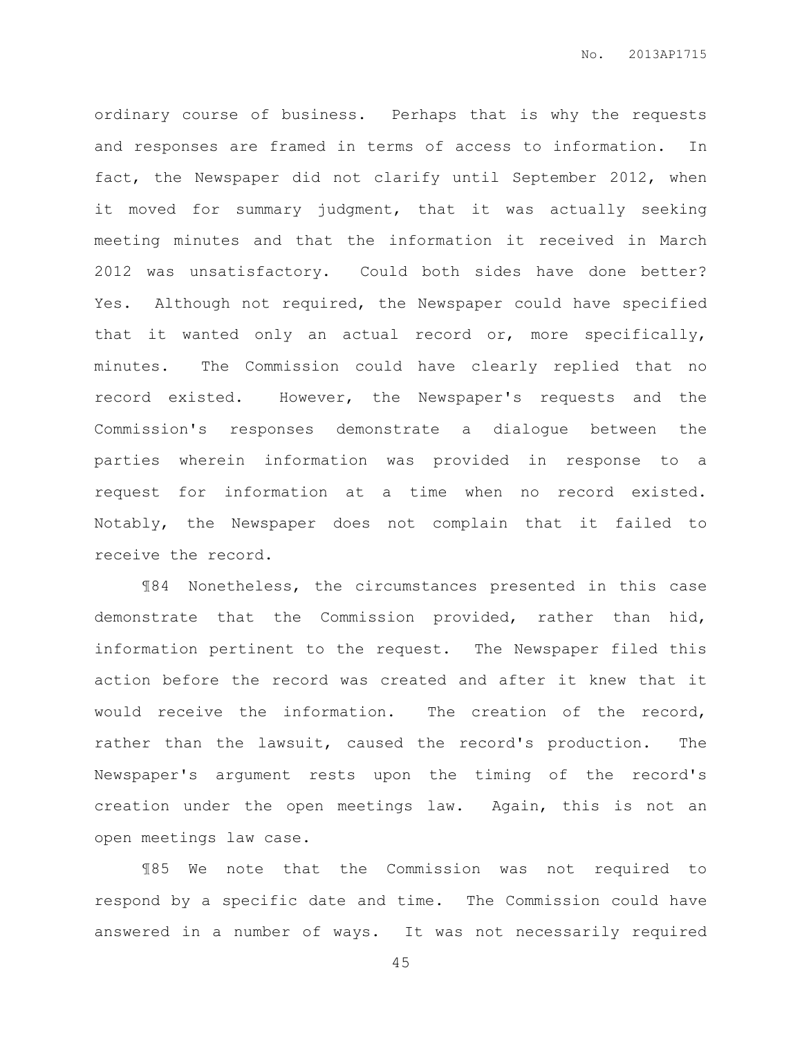ordinary course of business. Perhaps that is why the requests and responses are framed in terms of access to information. In fact, the Newspaper did not clarify until September 2012, when it moved for summary judgment, that it was actually seeking meeting minutes and that the information it received in March 2012 was unsatisfactory. Could both sides have done better? Yes. Although not required, the Newspaper could have specified that it wanted only an actual record or, more specifically, minutes. The Commission could have clearly replied that no record existed. However, the Newspaper's requests and the Commission's responses demonstrate a dialogue between the parties wherein information was provided in response to a request for information at a time when no record existed. Notably, the Newspaper does not complain that it failed to receive the record.

¶84 Nonetheless, the circumstances presented in this case demonstrate that the Commission provided, rather than hid, information pertinent to the request. The Newspaper filed this action before the record was created and after it knew that it would receive the information. The creation of the record, rather than the lawsuit, caused the record's production. The Newspaper's argument rests upon the timing of the record's creation under the open meetings law. Again, this is not an open meetings law case.

¶85 We note that the Commission was not required to respond by a specific date and time. The Commission could have answered in a number of ways. It was not necessarily required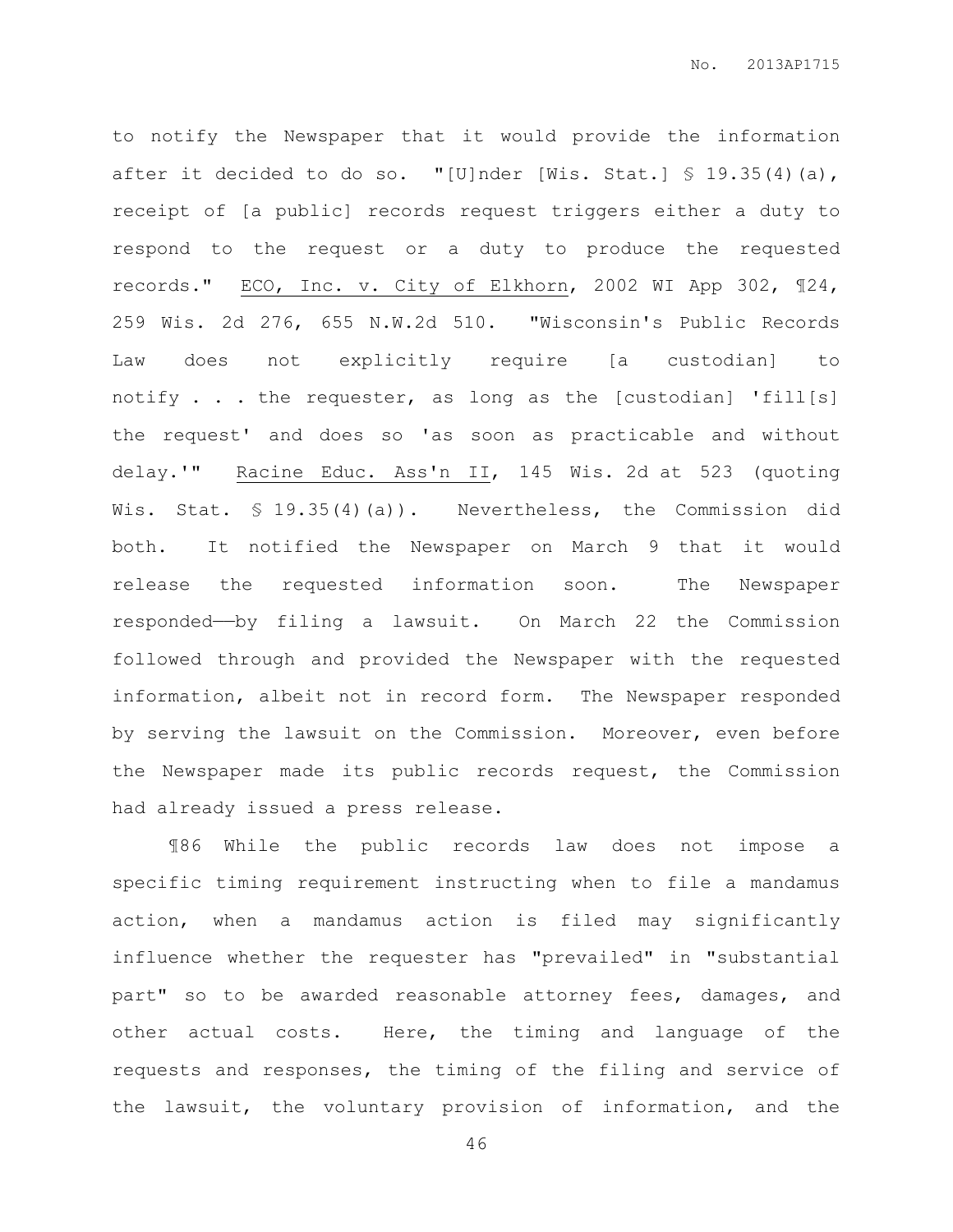to notify the Newspaper that it would provide the information after it decided to do so. "[U]nder [Wis. Stat.] § 19.35(4)(a), receipt of [a public] records request triggers either a duty to respond to the request or a duty to produce the requested records." ECO, Inc. v. City of Elkhorn, 2002 WI App 302, ¶24, 259 Wis. 2d 276, 655 N.W.2d 510. "Wisconsin's Public Records Law does not explicitly require [a custodian] to notify . . . the requester, as long as the [custodian] 'fill[s] the request' and does so 'as soon as practicable and without delay.'" Racine Educ. Ass'n II, 145 Wis. 2d at 523 (quoting Wis. Stat. § 19.35(4)(a)). Nevertheless, the Commission did both. It notified the Newspaper on March 9 that it would release the requested information soon. The Newspaper responded——by filing a lawsuit. On March 22 the Commission followed through and provided the Newspaper with the requested information, albeit not in record form. The Newspaper responded by serving the lawsuit on the Commission. Moreover, even before the Newspaper made its public records request, the Commission had already issued a press release.

¶86 While the public records law does not impose a specific timing requirement instructing when to file a mandamus action, when a mandamus action is filed may significantly influence whether the requester has "prevailed" in "substantial part" so to be awarded reasonable attorney fees, damages, and other actual costs. Here, the timing and language of the requests and responses, the timing of the filing and service of the lawsuit, the voluntary provision of information, and the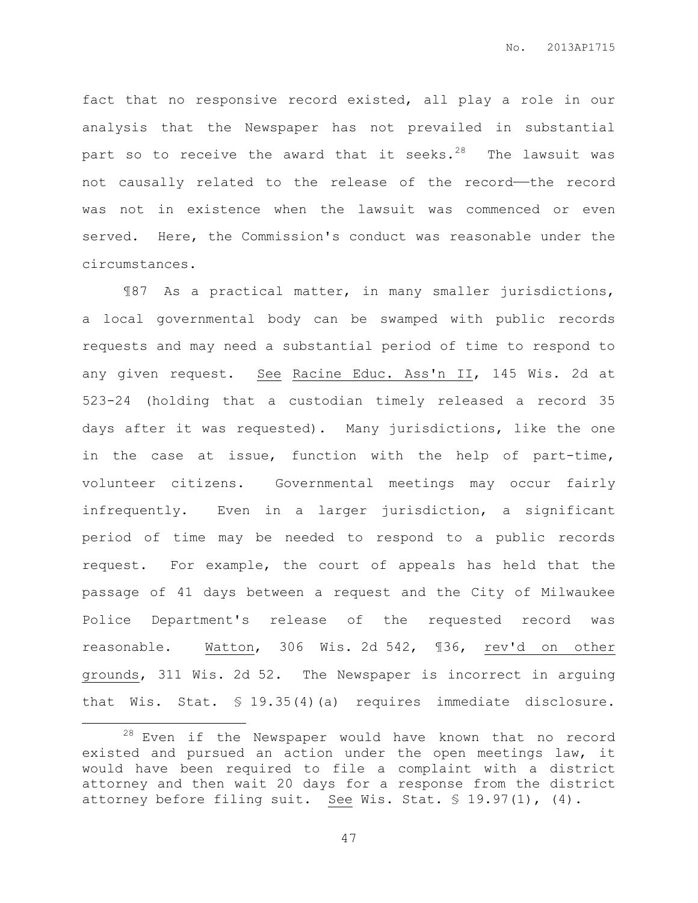fact that no responsive record existed, all play a role in our analysis that the Newspaper has not prevailed in substantial part so to receive the award that it seeks.[28] The lawsuit was not causally related to the release of the record——the record was not in existence when the lawsuit was commenced or even served. Here, the Commission's conduct was reasonable under the circumstances.

¶87 As a practical matter, in many smaller jurisdictions, a local governmental body can be swamped with public records requests and may need a substantial period of time to respond to any given request. See Racine Educ. Ass'n II, 145 Wis. 2d at 523-24 (holding that a custodian timely released a record 35 days after it was requested). Many jurisdictions, like the one in the case at issue, function with the help of part-time, volunteer citizens. Governmental meetings may occur fairly infrequently. Even in a larger jurisdiction, a significant period of time may be needed to respond to a public records request. For example, the court of appeals has held that the passage of 41 days between a request and the City of Milwaukee Police Department's release of the requested record was reasonable. Watton, 306 Wis. 2d 542, ¶36, rev'd on other grounds, 311 Wis. 2d 52. The Newspaper is incorrect in arguing that Wis. Stat. § 19.35(4)(a) requires immediate disclosure.

---

[28] Even if the Newspaper would have known that no record existed and pursued an action under the open meetings law, it would have been required to file a complaint with a district attorney and then wait 20 days for a response from the district attorney before filing suit. See Wis. Stat. § 19.97(1), (4).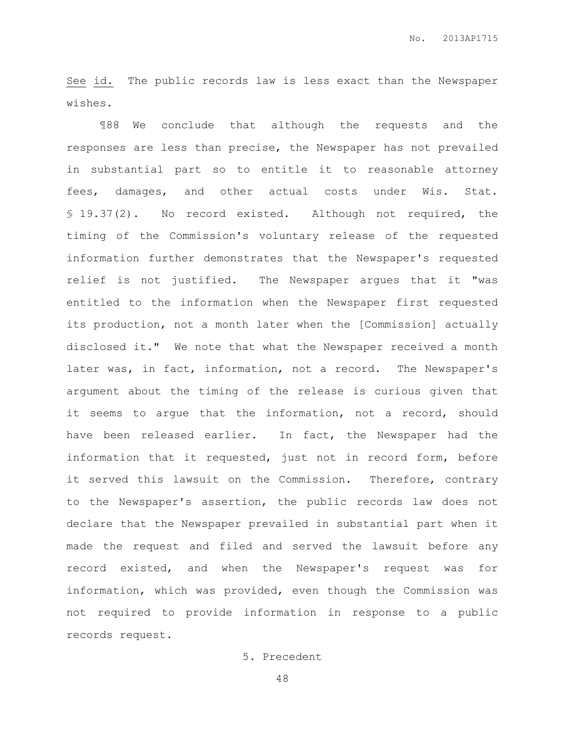*See* *id.* The public records law is less exact than the Newspaper wishes.

¶88 We conclude that although the requests and the responses are less than precise, the Newspaper has not prevailed in substantial part so to entitle it to reasonable attorney fees, damages, and other actual costs under Wis. Stat. § 19.37(2). No record existed. Although not required, the timing of the Commission's voluntary release of the requested information further demonstrates that the Newspaper's requested relief is not justified. The Newspaper argues that it "was entitled to the information when the Newspaper first requested its production, not a month later when the [Commission] actually disclosed it." We note that what the Newspaper received a month later was, in fact, information, not a record. The Newspaper's argument about the timing of the release is curious given that it seems to argue that the information, not a record, should have been released earlier. In fact, the Newspaper had the information that it requested, just not in record form, before it served this lawsuit on the Commission. Therefore, contrary to the Newspaper's assertion, the public records law does not declare that the Newspaper prevailed in substantial part when it made the request and filed and served the lawsuit before any record existed, and when the Newspaper's request was for information, which was provided, even though the Commission was not required to provide information in response to a public records request.

5. Precedent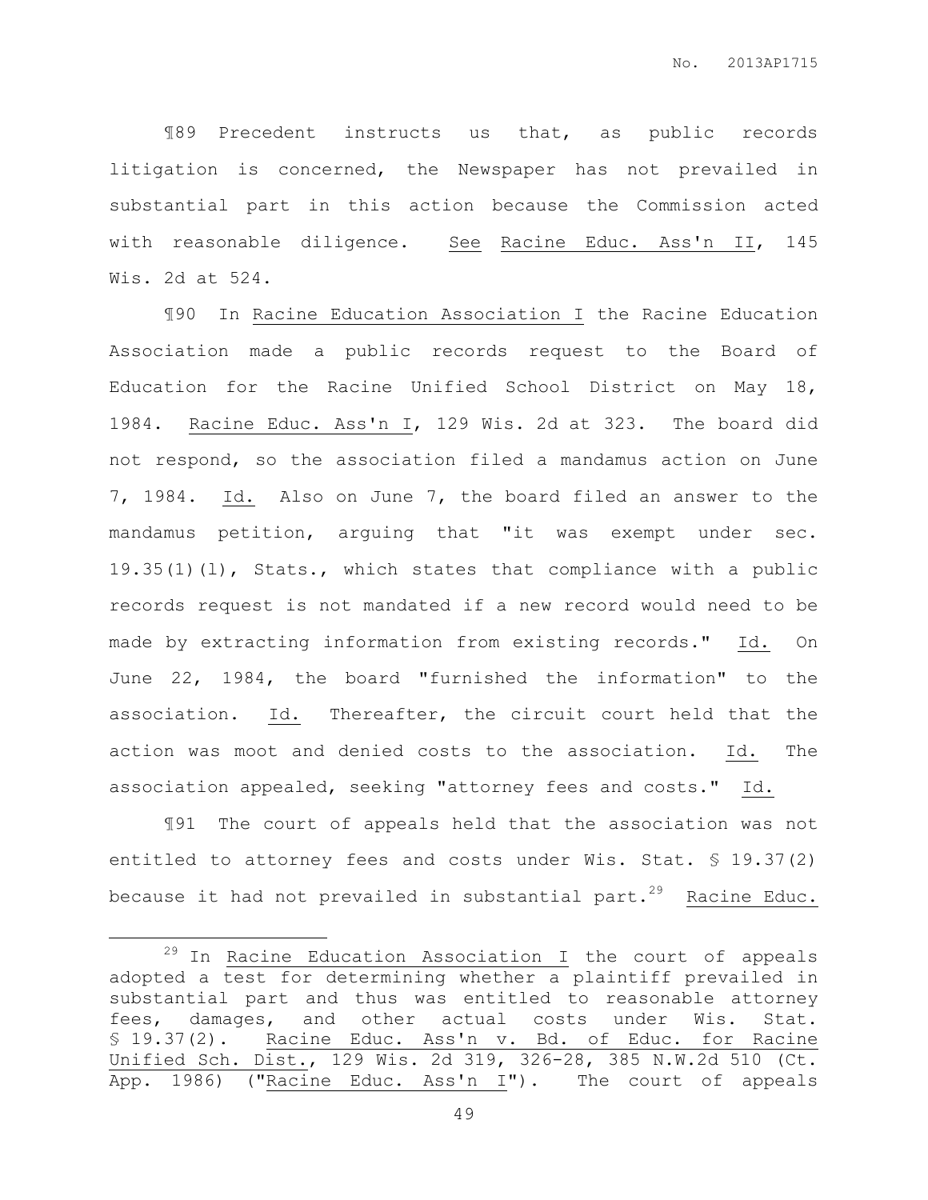¶89 Precedent instructs us that, as public records litigation is concerned, the Newspaper has not prevailed in substantial part in this action because the Commission acted with reasonable diligence. See Racine Educ. Ass'n II, 145 Wis. 2d at 524.

¶90 In Racine Education Association I the Racine Education Association made a public records request to the Board of Education for the Racine Unified School District on May 18, 1984. Racine Educ. Ass'n I, 129 Wis. 2d at 323. The board did not respond, so the association filed a mandamus action on June 7, 1984. Id. Also on June 7, the board filed an answer to the mandamus petition, arguing that "it was exempt under sec. 19.35(1)(l), Stats., which states that compliance with a public records request is not mandated if a new record would need to be made by extracting information from existing records." Id. On June 22, 1984, the board "furnished the information" to the association. Id. Thereafter, the circuit court held that the action was moot and denied costs to the association. Id. The association appealed, seeking "attorney fees and costs." Id.

¶91 The court of appeals held that the association was not entitled to attorney fees and costs under Wis. Stat. § 19.37(2) because it had not prevailed in substantial part.[29] Racine Educ.

---

[29] In Racine Education Association I the court of appeals adopted a test for determining whether a plaintiff prevailed in substantial part and thus was entitled to reasonable attorney fees, damages, and other actual costs under Wis. Stat. § 19.37(2). Racine Educ. Ass'n v. Bd. of Educ. for Racine Unified Sch. Dist., 129 Wis. 2d 319, 326-28, 385 N.W.2d 510 (Ct. App. 1986) ("Racine Educ. Ass'n I"). The court of appeals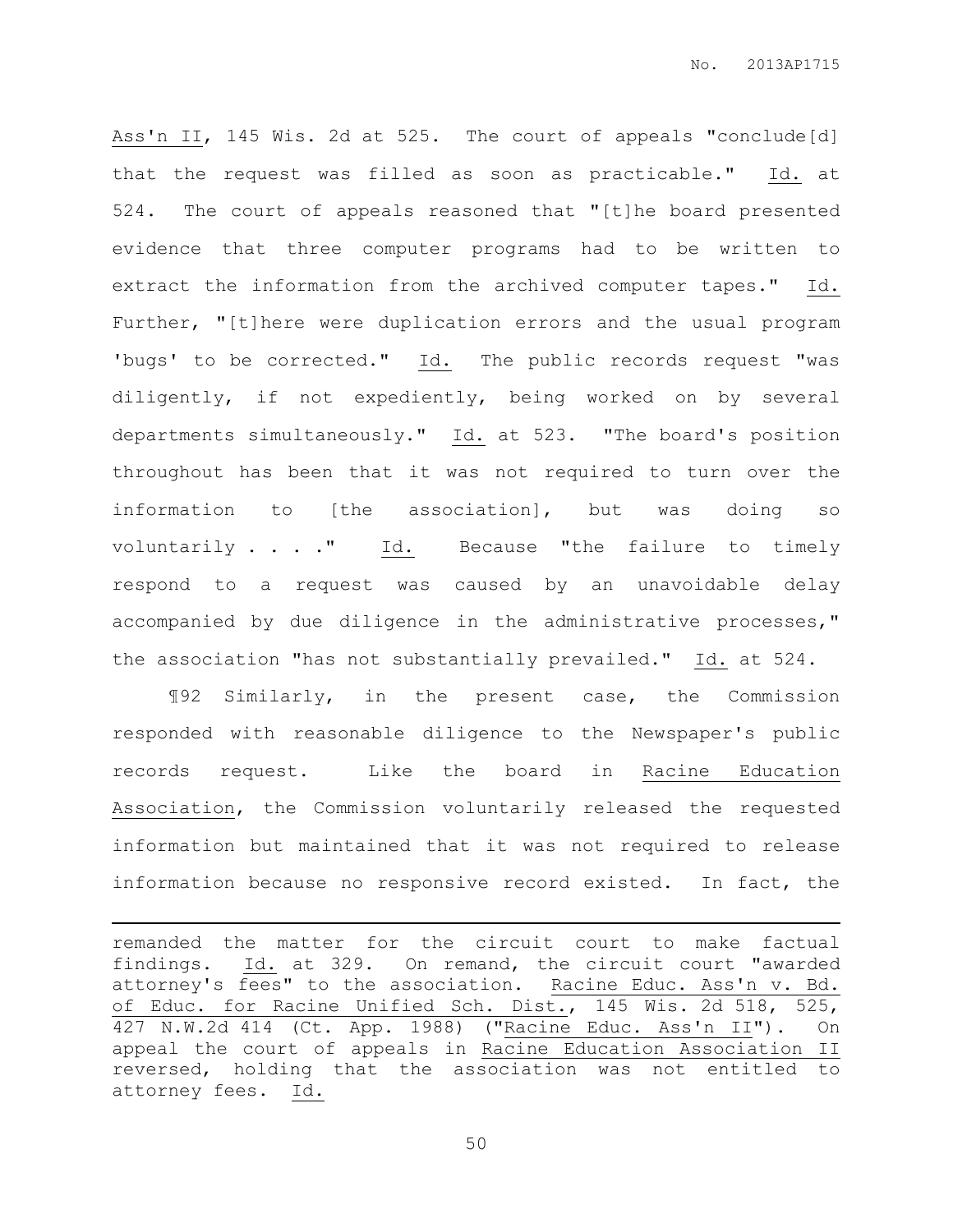Ass'n II, 145 Wis. 2d at 525. The court of appeals "conclude[d] that the request was filled as soon as practicable." Id. at 524. The court of appeals reasoned that "[t]he board presented evidence that three computer programs had to be written to extract the information from the archived computer tapes." Id. Further, "[t]here were duplication errors and the usual program 'bugs' to be corrected." Id. The public records request "was diligently, if not expediently, being worked on by several departments simultaneously." Id. at 523. "The board's position throughout has been that it was not required to turn over the information to [the association], but was doing so voluntarily . . . ." Id. Because "the failure to timely respond to a request was caused by an unavoidable delay accompanied by due diligence in the administrative processes," the association "has not substantially prevailed." Id. at 524.

¶92 Similarly, in the present case, the Commission responded with reasonable diligence to the Newspaper's public records request. Like the board in Racine Education Association, the Commission voluntarily released the requested information but maintained that it was not required to release information because no responsive record existed. In fact, the

---

remanded the matter for the circuit court to make factual findings. Id. at 329. On remand, the circuit court "awarded attorney's fees" to the association. Racine Educ. Ass'n v. Bd. of Educ. for Racine Unified Sch. Dist., 145 Wis. 2d 518, 525, 427 N.W.2d 414 (Ct. App. 1988) ("Racine Educ. Ass'n II"). On appeal the court of appeals in Racine Education Association II reversed, holding that the association was not entitled to attorney fees. Id.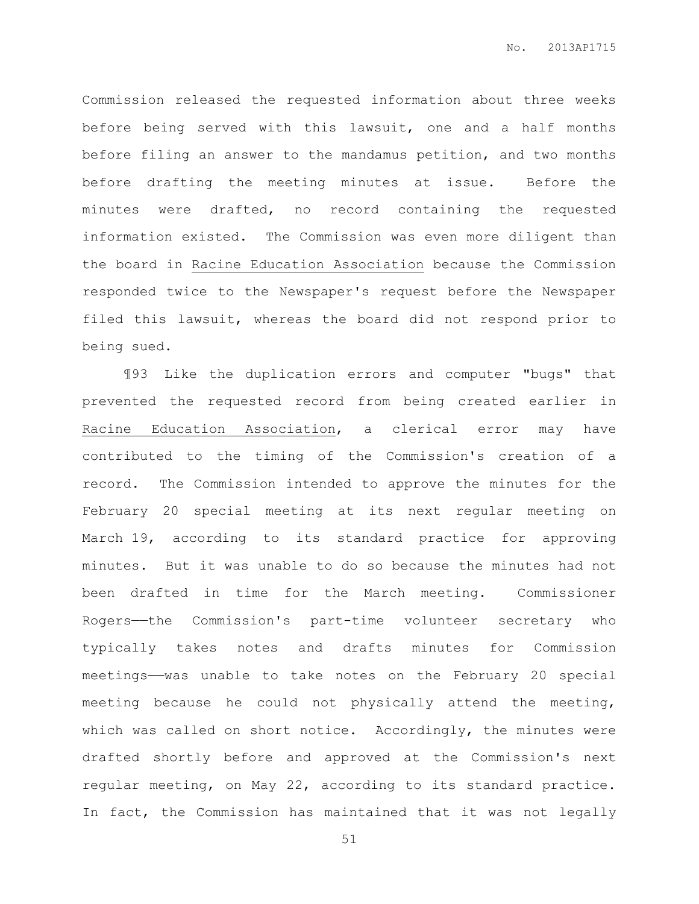Commission released the requested information about three weeks before being served with this lawsuit, one and a half months before filing an answer to the mandamus petition, and two months before drafting the meeting minutes at issue. Before the minutes were drafted, no record containing the requested information existed. The Commission was even more diligent than the board in Racine Education Association because the Commission responded twice to the Newspaper's request before the Newspaper filed this lawsuit, whereas the board did not respond prior to being sued.

¶93 Like the duplication errors and computer "bugs" that prevented the requested record from being created earlier in Racine Education Association, a clerical error may have contributed to the timing of the Commission's creation of a record. The Commission intended to approve the minutes for the February 20 special meeting at its next regular meeting on March 19, according to its standard practice for approving minutes. But it was unable to do so because the minutes had not been drafted in time for the March meeting. Commissioner Rogers——the Commission's part-time volunteer secretary who typically takes notes and drafts minutes for Commission meetings——was unable to take notes on the February 20 special meeting because he could not physically attend the meeting, which was called on short notice. Accordingly, the minutes were drafted shortly before and approved at the Commission's next regular meeting, on May 22, according to its standard practice. In fact, the Commission has maintained that it was not legally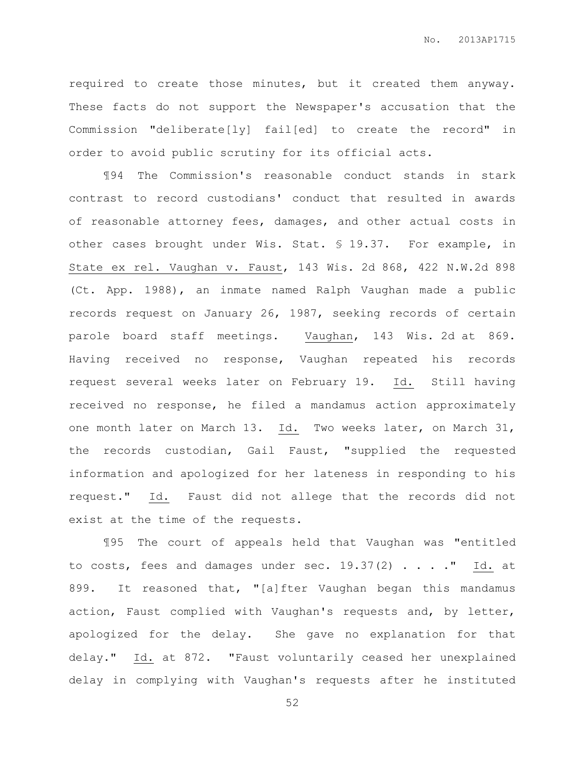required to create those minutes, but it created them anyway. These facts do not support the Newspaper's accusation that the Commission "deliberate[ly] fail[ed] to create the record" in order to avoid public scrutiny for its official acts.

¶94 The Commission's reasonable conduct stands in stark contrast to record custodians' conduct that resulted in awards of reasonable attorney fees, damages, and other actual costs in other cases brought under Wis. Stat. § 19.37. For example, in State ex rel. Vaughan v. Faust, 143 Wis. 2d 868, 422 N.W.2d 898 (Ct. App. 1988), an inmate named Ralph Vaughan made a public records request on January 26, 1987, seeking records of certain parole board staff meetings. Vaughan, 143 Wis. 2d at 869. Having received no response, Vaughan repeated his records request several weeks later on February 19. Id. Still having received no response, he filed a mandamus action approximately one month later on March 13. Id. Two weeks later, on March 31, the records custodian, Gail Faust, "supplied the requested information and apologized for her lateness in responding to his request." Id. Faust did not allege that the records did not exist at the time of the requests.

¶95 The court of appeals held that Vaughan was "entitled to costs, fees and damages under sec. 19.37(2) . . . ." Id. at 899. It reasoned that, "[a]fter Vaughan began this mandamus action, Faust complied with Vaughan's requests and, by letter, apologized for the delay. She gave no explanation for that delay." Id. at 872. "Faust voluntarily ceased her unexplained delay in complying with Vaughan's requests after he instituted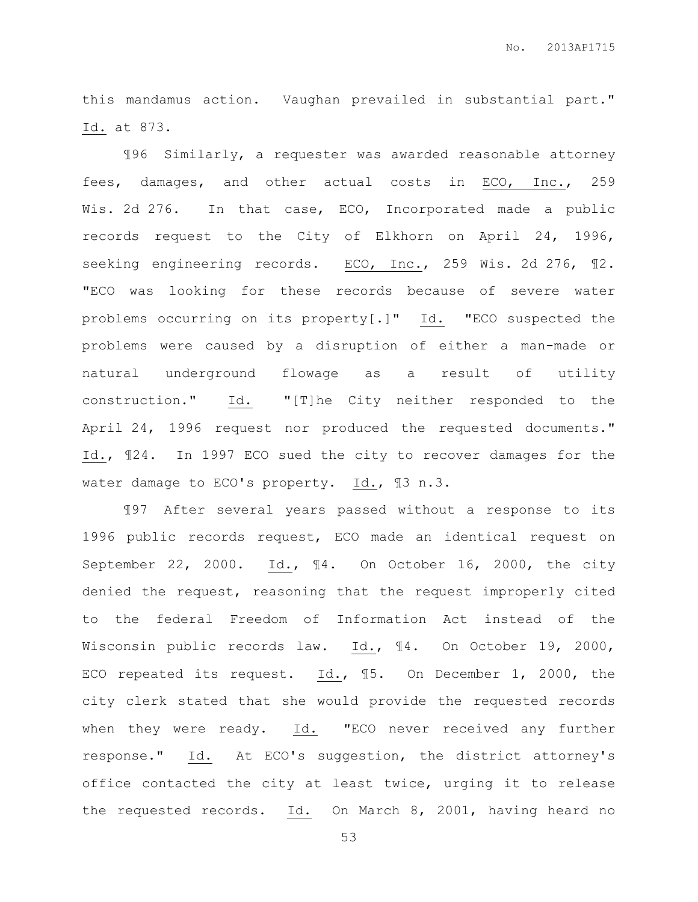this mandamus action. Vaughan prevailed in substantial part." Id. at 873.

¶96 Similarly, a requester was awarded reasonable attorney fees, damages, and other actual costs in ECO, Inc., 259 Wis. 2d 276. In that case, ECO, Incorporated made a public records request to the City of Elkhorn on April 24, 1996, seeking engineering records. ECO, Inc., 259 Wis. 2d 276, ¶2. "ECO was looking for these records because of severe water problems occurring on its property[.]" Id. "ECO suspected the problems were caused by a disruption of either a man-made or natural underground flowage as a result of utility construction." Id. "[T]he City neither responded to the April 24, 1996 request nor produced the requested documents." Id., ¶24. In 1997 ECO sued the city to recover damages for the water damage to ECO's property. Id., ¶3 n.3.

¶97 After several years passed without a response to its 1996 public records request, ECO made an identical request on September 22, 2000. Id., ¶4. On October 16, 2000, the city denied the request, reasoning that the request improperly cited to the federal Freedom of Information Act instead of the Wisconsin public records law. Id., ¶4. On October 19, 2000, ECO repeated its request. Id., ¶5. On December 1, 2000, the city clerk stated that she would provide the requested records when they were ready. Id. "ECO never received any further response." Id. At ECO's suggestion, the district attorney's office contacted the city at least twice, urging it to release the requested records. Id. On March 8, 2001, having heard no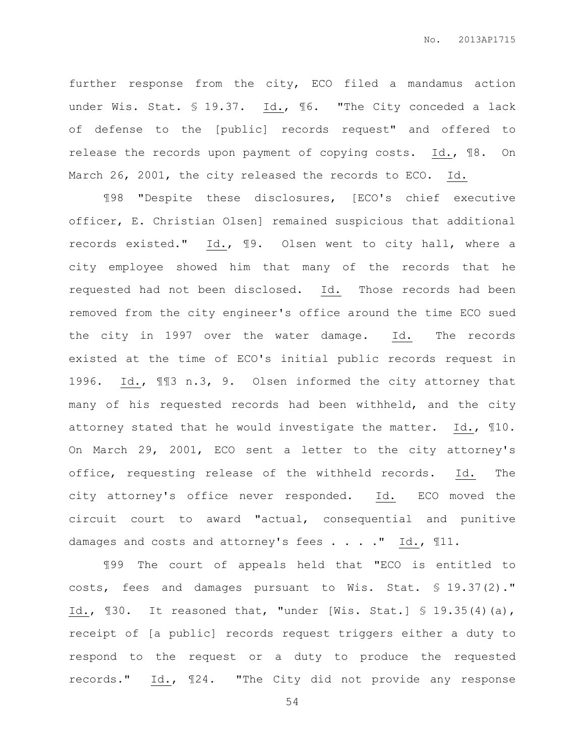further response from the city, ECO filed a mandamus action under Wis. Stat. § 19.37. Id., ¶6. "The City conceded a lack of defense to the [public] records request" and offered to release the records upon payment of copying costs. Id., ¶8. On March 26, 2001, the city released the records to ECO. Id.

¶98 "Despite these disclosures, [ECO's chief executive officer, E. Christian Olsen] remained suspicious that additional records existed." Id., ¶9. Olsen went to city hall, where a city employee showed him that many of the records that he requested had not been disclosed. Id. Those records had been removed from the city engineer's office around the time ECO sued the city in 1997 over the water damage. Id. The records existed at the time of ECO's initial public records request in 1996. Id., ¶¶3 n.3, 9. Olsen informed the city attorney that many of his requested records had been withheld, and the city attorney stated that he would investigate the matter. Id., ¶10. On March 29, 2001, ECO sent a letter to the city attorney's office, requesting release of the withheld records. Id. The city attorney's office never responded. Id. ECO moved the circuit court to award "actual, consequential and punitive damages and costs and attorney's fees . . . ." Id., ¶11.

¶99 The court of appeals held that "ECO is entitled to costs, fees and damages pursuant to Wis. Stat. § 19.37(2)." Id., ¶30. It reasoned that, "under [Wis. Stat.] § 19.35(4)(a), receipt of [a public] records request triggers either a duty to respond to the request or a duty to produce the requested records." Id., ¶24. "The City did not provide any response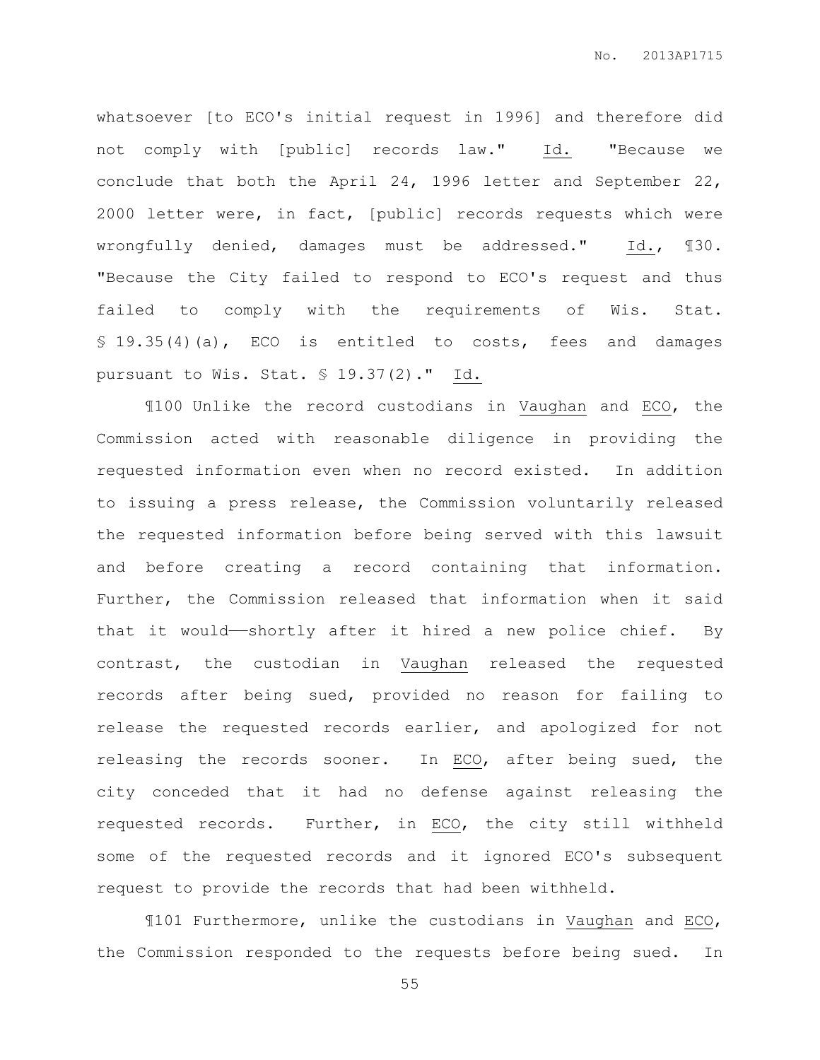whatsoever [to ECO's initial request in 1996] and therefore did not comply with [public] records law." Id. "Because we conclude that both the April 24, 1996 letter and September 22, 2000 letter were, in fact, [public] records requests which were wrongfully denied, damages must be addressed." Id., ¶30. "Because the City failed to respond to ECO's request and thus failed to comply with the requirements of Wis. Stat. § 19.35(4)(a), ECO is entitled to costs, fees and damages pursuant to Wis. Stat. § 19.37(2)." Id.

¶100 Unlike the record custodians in Vaughan and ECO, the Commission acted with reasonable diligence in providing the requested information even when no record existed. In addition to issuing a press release, the Commission voluntarily released the requested information before being served with this lawsuit and before creating a record containing that information. Further, the Commission released that information when it said that it would——shortly after it hired a new police chief. By contrast, the custodian in Vaughan released the requested records after being sued, provided no reason for failing to release the requested records earlier, and apologized for not releasing the records sooner. In ECO, after being sued, the city conceded that it had no defense against releasing the requested records. Further, in ECO, the city still withheld some of the requested records and it ignored ECO's subsequent request to provide the records that had been withheld.

¶101 Furthermore, unlike the custodians in Vaughan and ECO, the Commission responded to the requests before being sued. In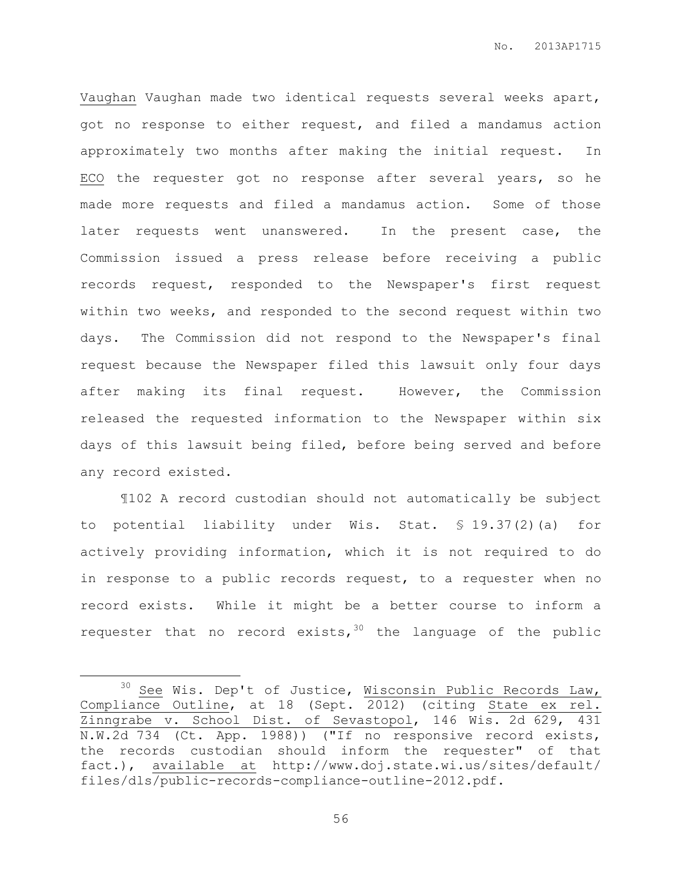Vaughan Vaughan made two identical requests several weeks apart, got no response to either request, and filed a mandamus action approximately two months after making the initial request. In ECO the requester got no response after several years, so he made more requests and filed a mandamus action. Some of those later requests went unanswered. In the present case, the Commission issued a press release before receiving a public records request, responded to the Newspaper's first request within two weeks, and responded to the second request within two days. The Commission did not respond to the Newspaper's final request because the Newspaper filed this lawsuit only four days after making its final request. However, the Commission released the requested information to the Newspaper within six days of this lawsuit being filed, before being served and before any record existed.

¶102 A record custodian should not automatically be subject to potential liability under Wis. Stat. § 19.37(2)(a) for actively providing information, which it is not required to do in response to a public records request, to a requester when no record exists. While it might be a better course to inform a requester that no record exists,[30] the language of the public

---

[30] See Wis. Dep't of Justice, Wisconsin Public Records Law, Compliance Outline, at 18 (Sept. 2012) (citing State ex rel. Zinngrabe v. School Dist. of Sevastopol, 146 Wis. 2d 629, 431 N.W.2d 734 (Ct. App. 1988)) ("If no responsive record exists, the records custodian should inform the requester" of that fact.), available at http://www.doj.state.wi.us/sites/default/files/dls/public-records-compliance-outline-2012.pdf.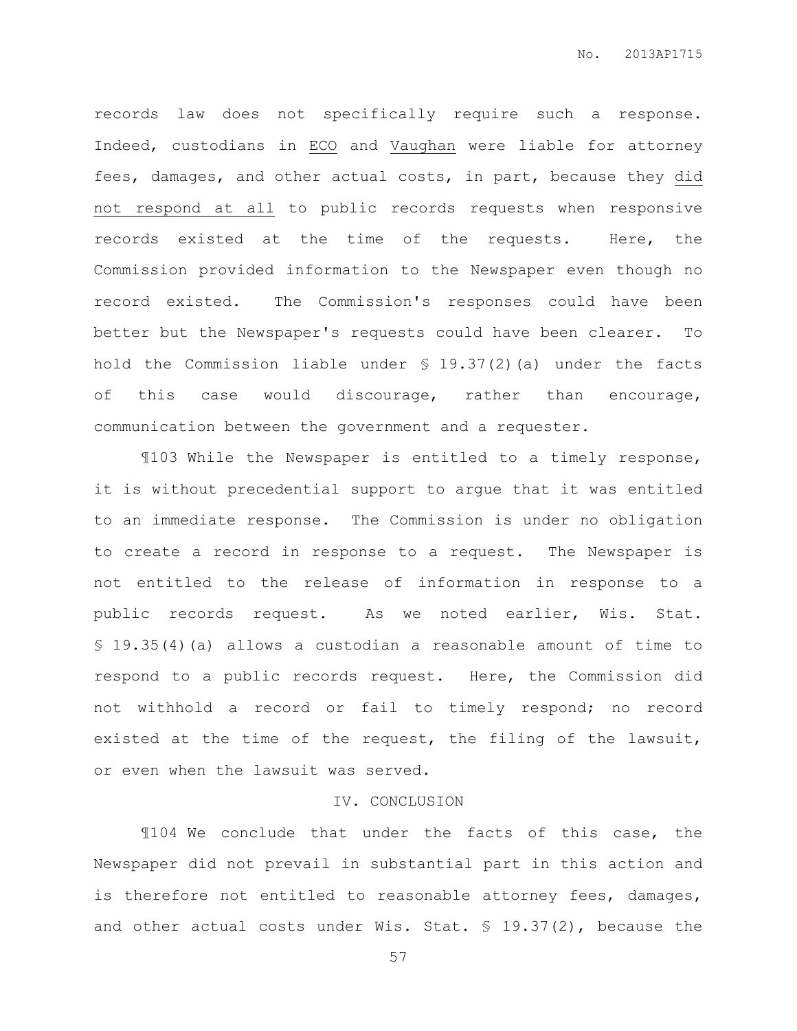records law does not specifically require such a response. Indeed, custodians in ECO and Vaughan were liable for attorney fees, damages, and other actual costs, in part, because they did not respond at all to public records requests when responsive records existed at the time of the requests. Here, the Commission provided information to the Newspaper even though no record existed. The Commission's responses could have been better but the Newspaper's requests could have been clearer. To hold the Commission liable under § 19.37(2)(a) under the facts of this case would discourage, rather than encourage, communication between the government and a requester.

¶103 While the Newspaper is entitled to a timely response, it is without precedential support to argue that it was entitled to an immediate response. The Commission is under no obligation to create a record in response to a request. The Newspaper is not entitled to the release of information in response to a public records request. As we noted earlier, Wis. Stat. § 19.35(4)(a) allows a custodian a reasonable amount of time to respond to a public records request. Here, the Commission did not withhold a record or fail to timely respond; no record existed at the time of the request, the filing of the lawsuit, or even when the lawsuit was served.

## IV. CONCLUSION

¶104 We conclude that under the facts of this case, the Newspaper did not prevail in substantial part in this action and is therefore not entitled to reasonable attorney fees, damages, and other actual costs under Wis. Stat. § 19.37(2), because the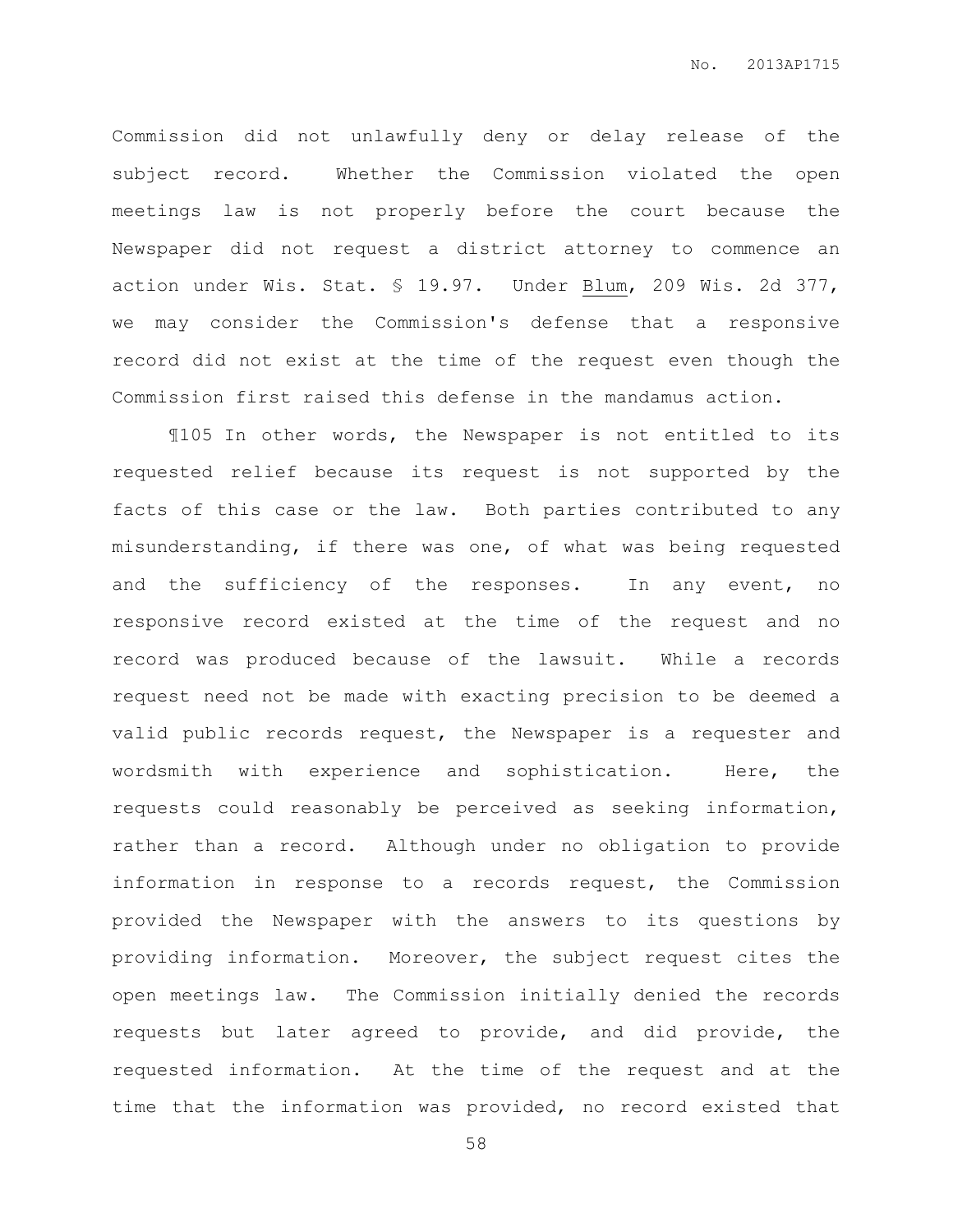Commission did not unlawfully deny or delay release of the subject record. Whether the Commission violated the open meetings law is not properly before the court because the Newspaper did not request a district attorney to commence an action under Wis. Stat. § 19.97. Under Blum, 209 Wis. 2d 377, we may consider the Commission's defense that a responsive record did not exist at the time of the request even though the Commission first raised this defense in the mandamus action.

¶105 In other words, the Newspaper is not entitled to its requested relief because its request is not supported by the facts of this case or the law. Both parties contributed to any misunderstanding, if there was one, of what was being requested and the sufficiency of the responses. In any event, no responsive record existed at the time of the request and no record was produced because of the lawsuit. While a records request need not be made with exacting precision to be deemed a valid public records request, the Newspaper is a requester and wordsmith with experience and sophistication. Here, the requests could reasonably be perceived as seeking information, rather than a record. Although under no obligation to provide information in response to a records request, the Commission provided the Newspaper with the answers to its questions by providing information. Moreover, the subject request cites the open meetings law. The Commission initially denied the records requests but later agreed to provide, and did provide, the requested information. At the time of the request and at the time that the information was provided, no record existed that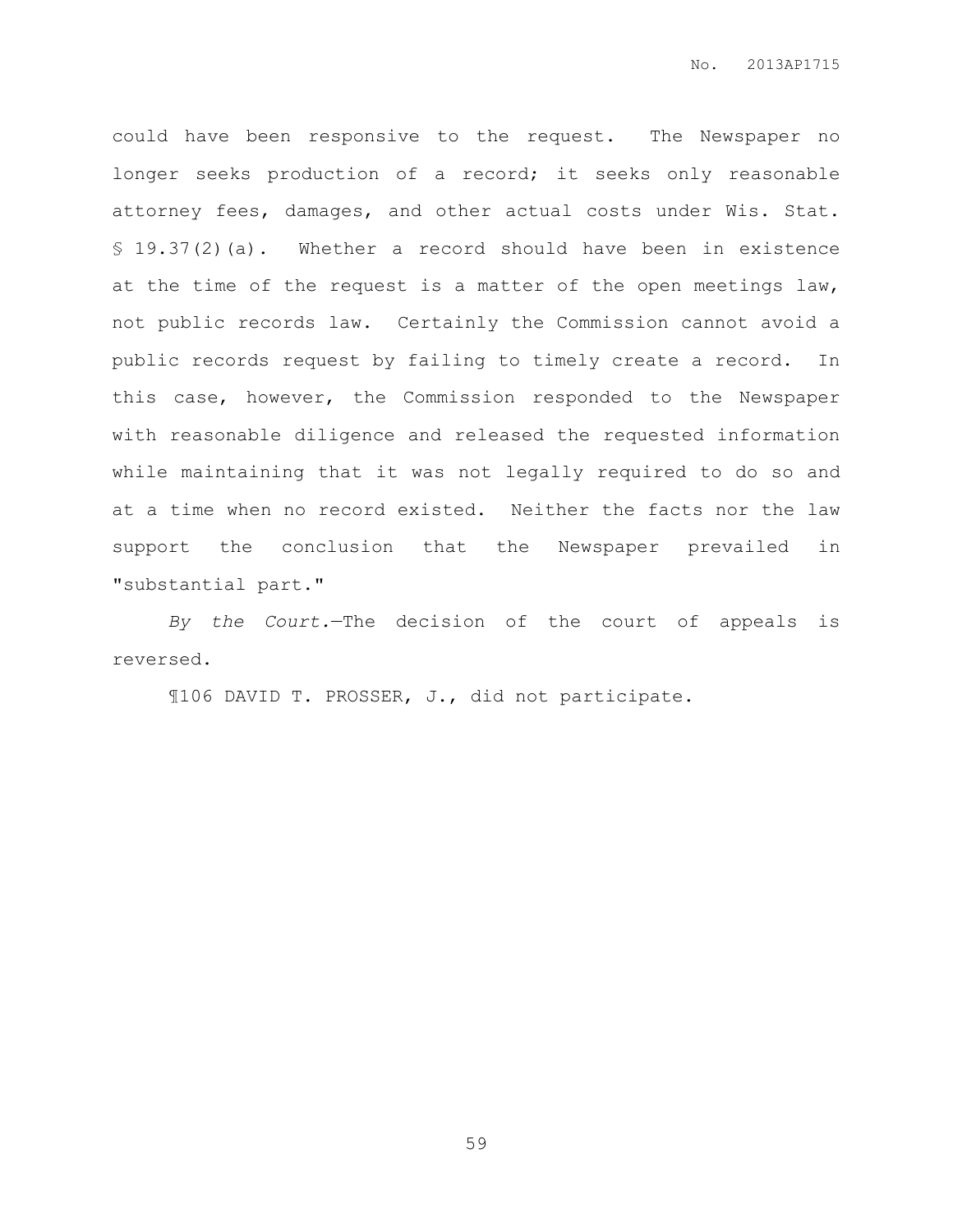could have been responsive to the request. The Newspaper no longer seeks production of a record; it seeks only reasonable attorney fees, damages, and other actual costs under Wis. Stat. § 19.37(2)(a). Whether a record should have been in existence at the time of the request is a matter of the open meetings law, not public records law. Certainly the Commission cannot avoid a public records request by failing to timely create a record. In this case, however, the Commission responded to the Newspaper with reasonable diligence and released the requested information while maintaining that it was not legally required to do so and at a time when no record existed. Neither the facts nor the law support the conclusion that the Newspaper prevailed in "substantial part."

*By the Court.*—The decision of the court of appeals is reversed.

¶106 DAVID T. PROSSER, J., did not participate.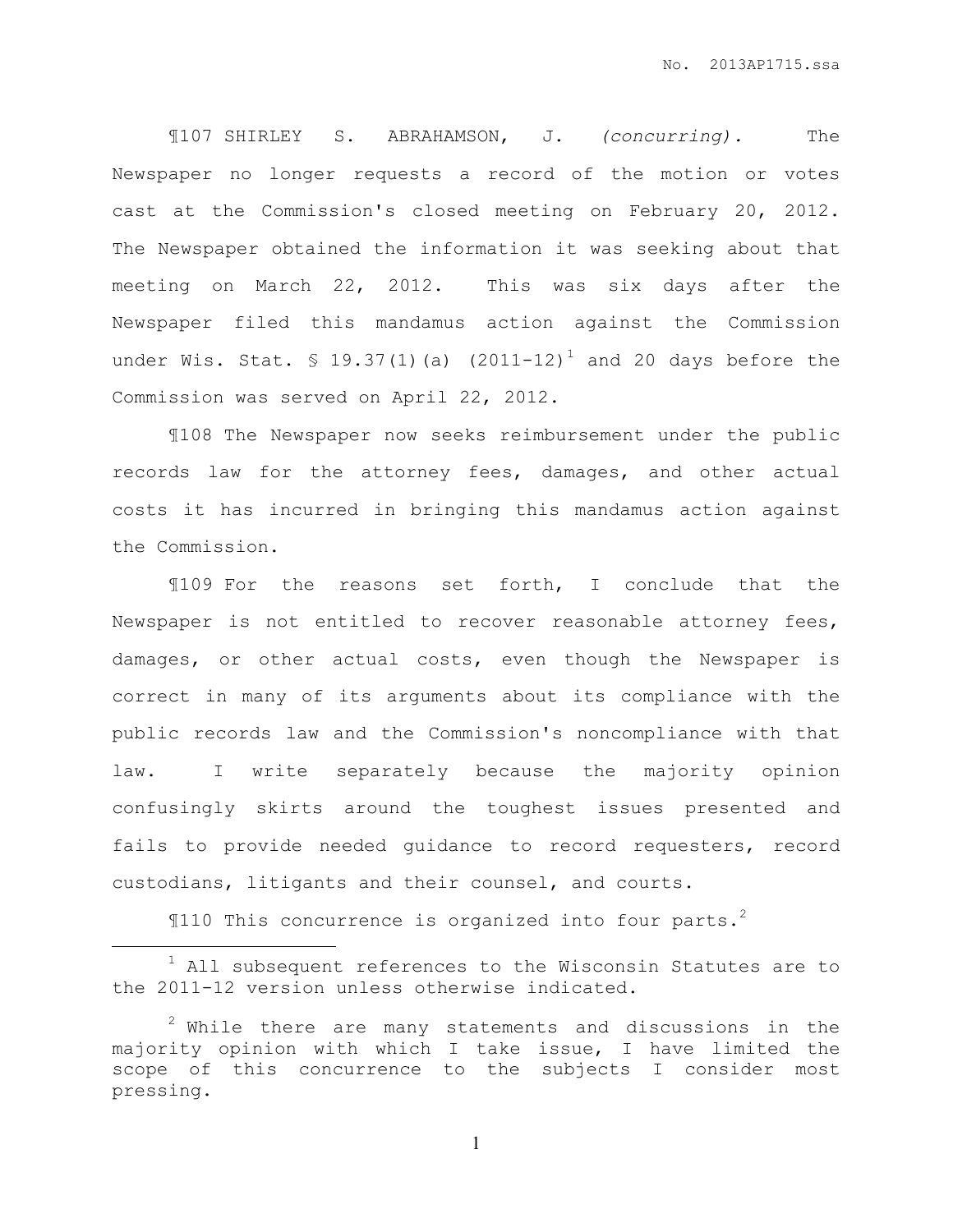¶107 SHIRLEY S. ABRAHAMSON, J. *(concurring).* The Newspaper no longer requests a record of the motion or votes cast at the Commission's closed meeting on February 20, 2012. The Newspaper obtained the information it was seeking about that meeting on March 22, 2012. This was six days after the Newspaper filed this mandamus action against the Commission under Wis. Stat. § 19.37(1)(a) (2011-12)[1] and 20 days before the Commission was served on April 22, 2012.

¶108 The Newspaper now seeks reimbursement under the public records law for the attorney fees, damages, and other actual costs it has incurred in bringing this mandamus action against the Commission.

¶109 For the reasons set forth, I conclude that the Newspaper is not entitled to recover reasonable attorney fees, damages, or other actual costs, even though the Newspaper is correct in many of its arguments about its compliance with the public records law and the Commission's noncompliance with that law. I write separately because the majority opinion confusingly skirts around the toughest issues presented and fails to provide needed guidance to record requesters, record custodians, litigants and their counsel, and courts.

¶110 This concurrence is organized into four parts.[2]

---

[1] All subsequent references to the Wisconsin Statutes are to the 2011-12 version unless otherwise indicated.

[2] While there are many statements and discussions in the majority opinion with which I take issue, I have limited the scope of this concurrence to the subjects I consider most pressing.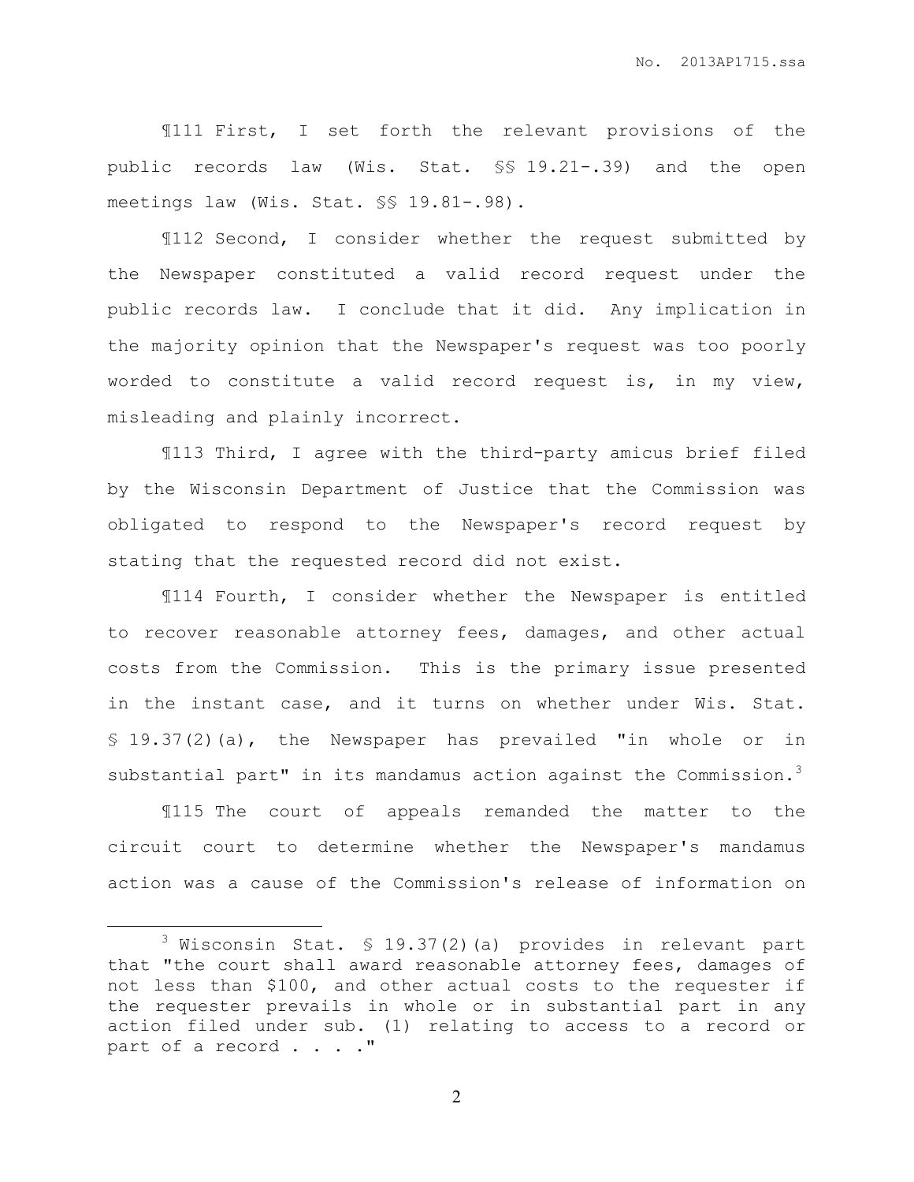¶111 First, I set forth the relevant provisions of the public records law (Wis. Stat. §§ 19.21-.39) and the open meetings law (Wis. Stat. §§ 19.81-.98).

¶112 Second, I consider whether the request submitted by the Newspaper constituted a valid record request under the public records law. I conclude that it did. Any implication in the majority opinion that the Newspaper's request was too poorly worded to constitute a valid record request is, in my view, misleading and plainly incorrect.

¶113 Third, I agree with the third-party amicus brief filed by the Wisconsin Department of Justice that the Commission was obligated to respond to the Newspaper's record request by stating that the requested record did not exist.

¶114 Fourth, I consider whether the Newspaper is entitled to recover reasonable attorney fees, damages, and other actual costs from the Commission. This is the primary issue presented in the instant case, and it turns on whether under Wis. Stat. § 19.37(2)(a), the Newspaper has prevailed "in whole or in substantial part" in its mandamus action against the Commission.[3]

¶115 The court of appeals remanded the matter to the circuit court to determine whether the Newspaper's mandamus action was a cause of the Commission's release of information on

---

[3] Wisconsin Stat. § 19.37(2)(a) provides in relevant part that "the court shall award reasonable attorney fees, damages of not less than $100, and other actual costs to the requester if the requester prevails in whole or in substantial part in any action filed under sub. (1) relating to access to a record or part of a record . . . ."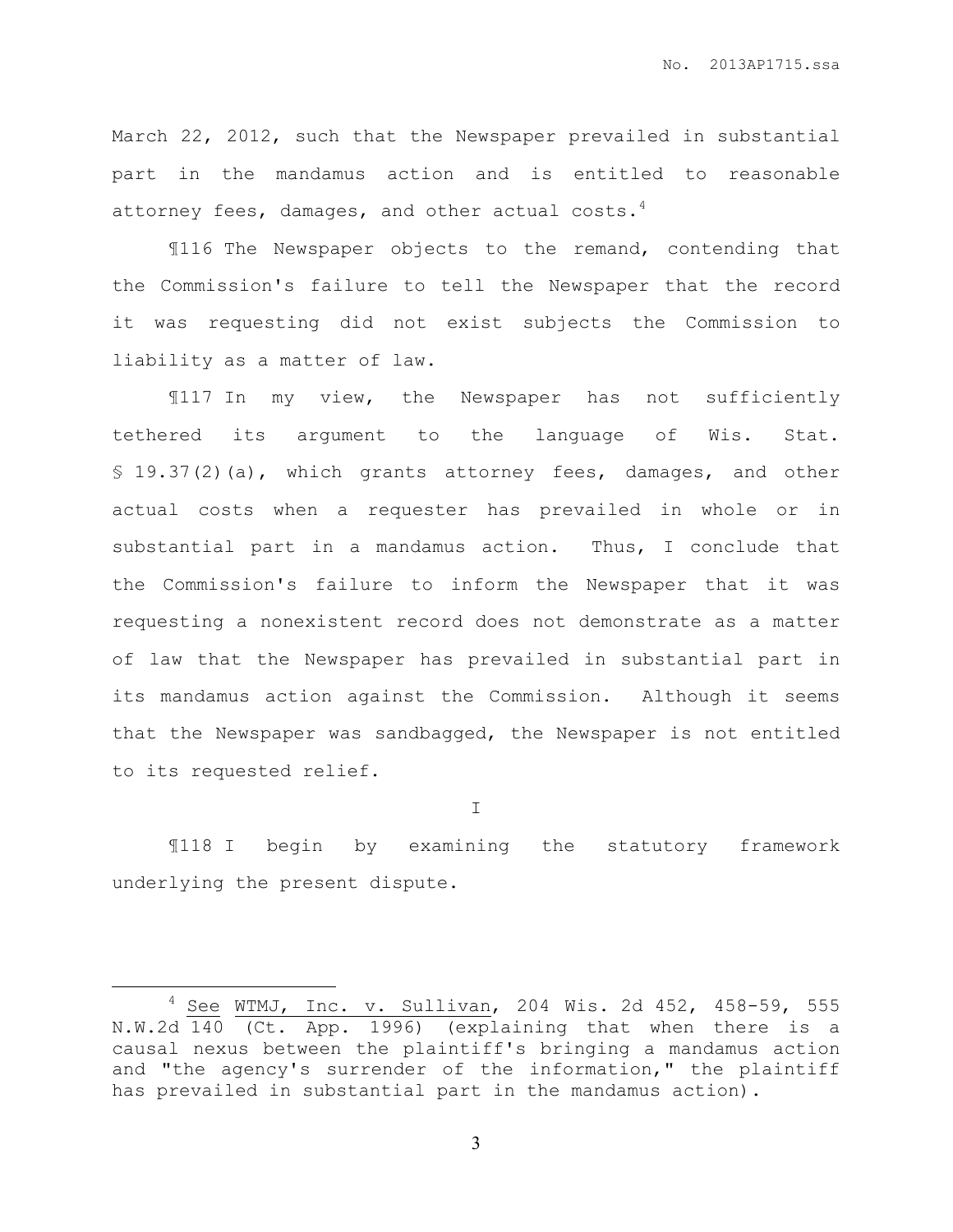March 22, 2012, such that the Newspaper prevailed in substantial part in the mandamus action and is entitled to reasonable attorney fees, damages, and other actual costs.[4]

¶116 The Newspaper objects to the remand, contending that the Commission's failure to tell the Newspaper that the record it was requesting did not exist subjects the Commission to liability as a matter of law.

¶117 In my view, the Newspaper has not sufficiently tethered its argument to the language of Wis. Stat. § 19.37(2)(a), which grants attorney fees, damages, and other actual costs when a requester has prevailed in whole or in substantial part in a mandamus action. Thus, I conclude that the Commission's failure to inform the Newspaper that it was requesting a nonexistent record does not demonstrate as a matter of law that the Newspaper has prevailed in substantial part in its mandamus action against the Commission. Although it seems that the Newspaper was sandbagged, the Newspaper is not entitled to its requested relief.

I

¶118 I begin by examining the statutory framework underlying the present dispute.

[4] See WTMJ, Inc. v. Sullivan, 204 Wis. 2d 452, 458-59, 555 N.W.2d 140 (Ct. App. 1996) (explaining that when there is a causal nexus between the plaintiff's bringing a mandamus action and "the agency's surrender of the information," the plaintiff has prevailed in substantial part in the mandamus action).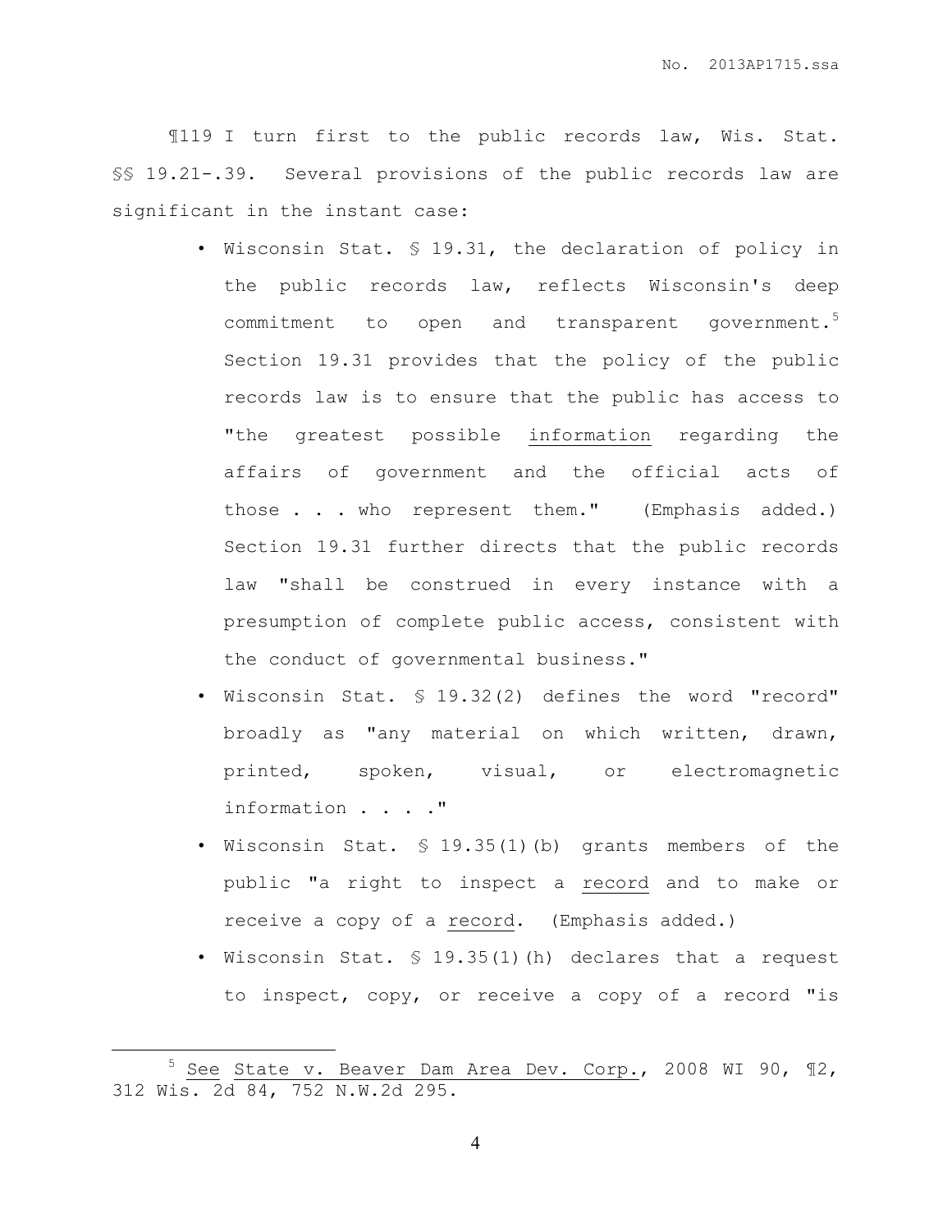¶119 I turn first to the public records law, Wis. Stat. §§ 19.21-.39. Several provisions of the public records law are significant in the instant case:

- Wisconsin Stat. § 19.31, the declaration of policy in the public records law, reflects Wisconsin's deep commitment to open and transparent government.[5] Section 19.31 provides that the policy of the public records law is to ensure that the public has access to "the greatest possible <u>information</u> regarding the affairs of government and the official acts of those . . . who represent them." (Emphasis added.) Section 19.31 further directs that the public records law "shall be construed in every instance with a presumption of complete public access, consistent with the conduct of governmental business."
- Wisconsin Stat. § 19.32(2) defines the word "record" broadly as "any material on which written, drawn, printed, spoken, visual, or electromagnetic information . . . ."
- Wisconsin Stat. § 19.35(1)(b) grants members of the public "a right to inspect a <u>record</u> and to make or receive a copy of a <u>record</u>. (Emphasis added.)
- Wisconsin Stat. § 19.35(1)(h) declares that a request to inspect, copy, or receive a copy of a record "is

---

[5] <u>See</u> <u>State v. Beaver Dam Area Dev. Corp.</u>, 2008 WI 90, ¶2, 312 Wis. 2d 84, 752 N.W.2d 295.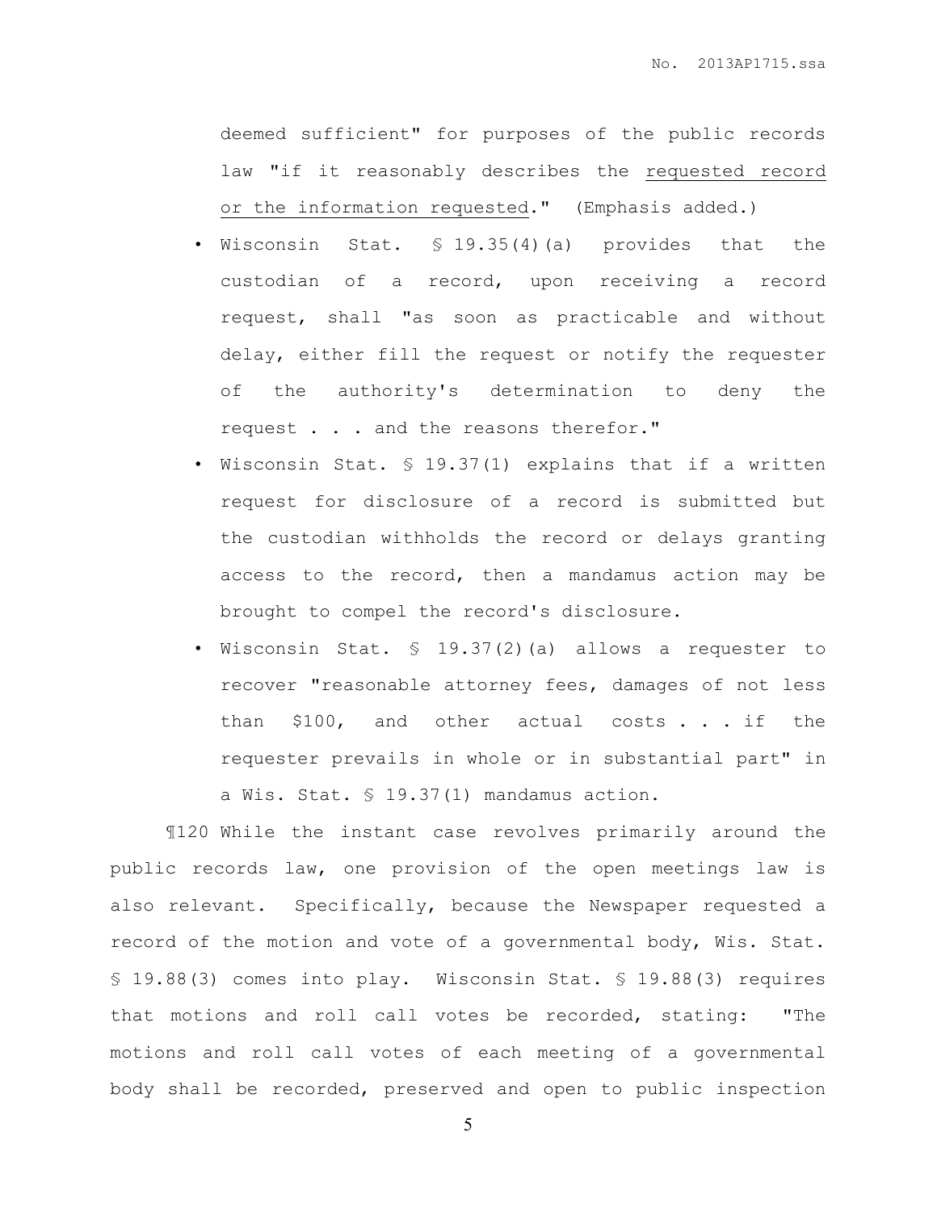deemed sufficient" for purposes of the public records law "if it reasonably describes the <u>requested record or the information requested</u>." (Emphasis added.)

- Wisconsin Stat. § 19.35(4)(a) provides that the custodian of a record, upon receiving a record request, shall "as soon as practicable and without delay, either fill the request or notify the requester of the authority's determination to deny the request . . . and the reasons therefor."
- Wisconsin Stat. § 19.37(1) explains that if a written request for disclosure of a record is submitted but the custodian withholds the record or delays granting access to the record, then a mandamus action may be brought to compel the record's disclosure.
- Wisconsin Stat. § 19.37(2)(a) allows a requester to recover "reasonable attorney fees, damages of not less than $100, and other actual costs . . . if the requester prevails in whole or in substantial part" in a Wis. Stat. § 19.37(1) mandamus action.

¶120 While the instant case revolves primarily around the public records law, one provision of the open meetings law is also relevant. Specifically, because the Newspaper requested a record of the motion and vote of a governmental body, Wis. Stat. § 19.88(3) comes into play. Wisconsin Stat. § 19.88(3) requires that motions and roll call votes be recorded, stating: "The motions and roll call votes of each meeting of a governmental body shall be recorded, preserved and open to public inspection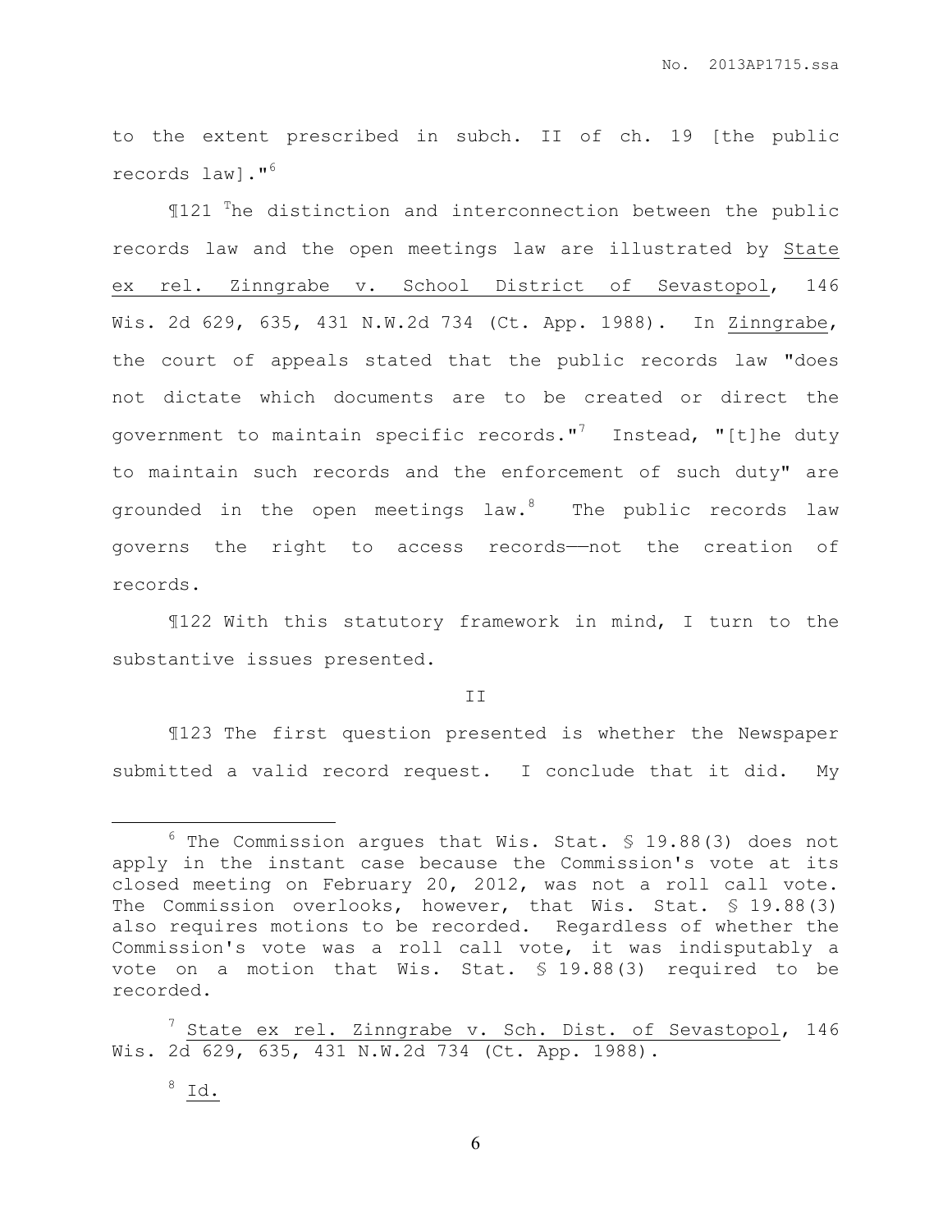to the extent prescribed in subch. II of ch. 19 [the public records law]."[6]

¶121 The distinction and interconnection between the public records law and the open meetings law are illustrated by State ex rel. Zinngrabe v. School District of Sevastopol, 146 Wis. 2d 629, 635, 431 N.W.2d 734 (Ct. App. 1988). In Zinngrabe, the court of appeals stated that the public records law "does not dictate which documents are to be created or direct the government to maintain specific records."[7] Instead, "[t]he duty to maintain such records and the enforcement of such duty" are grounded in the open meetings law.[8] The public records law governs the right to access records——not the creation of records.

¶122 With this statutory framework in mind, I turn to the substantive issues presented.

II

¶123 The first question presented is whether the Newspaper submitted a valid record request. I conclude that it did. My

---

[6] The Commission argues that Wis. Stat. § 19.88(3) does not apply in the instant case because the Commission's vote at its closed meeting on February 20, 2012, was not a roll call vote. The Commission overlooks, however, that Wis. Stat. § 19.88(3) also requires motions to be recorded. Regardless of whether the Commission's vote was a roll call vote, it was indisputably a vote on a motion that Wis. Stat. § 19.88(3) required to be recorded.

[7] State ex rel. Zinngrabe v. Sch. Dist. of Sevastopol, 146 Wis. 2d 629, 635, 431 N.W.2d 734 (Ct. App. 1988).

[8] Id.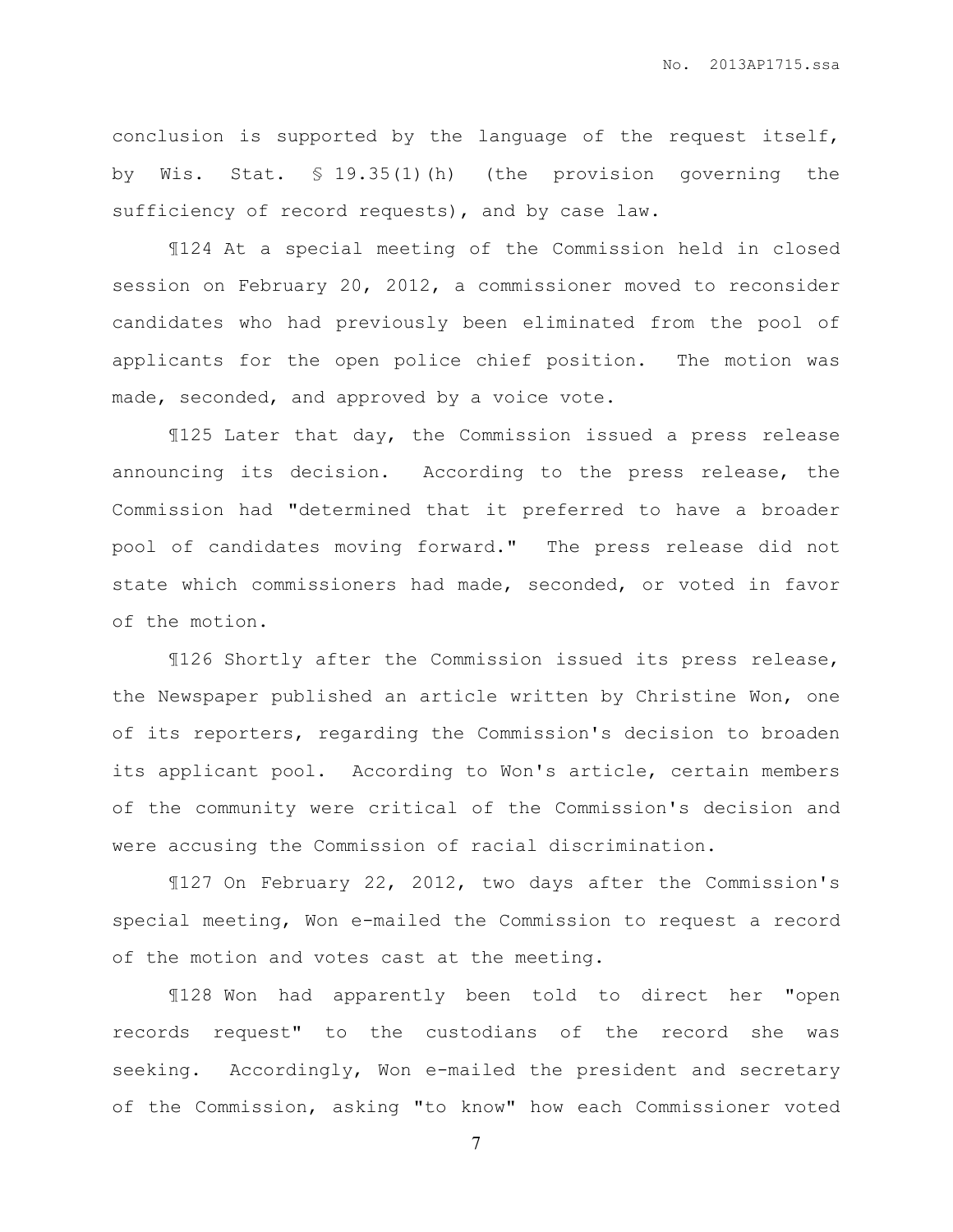conclusion is supported by the language of the request itself, by Wis. Stat. § 19.35(1)(h) (the provision governing the sufficiency of record requests), and by case law.

¶124 At a special meeting of the Commission held in closed session on February 20, 2012, a commissioner moved to reconsider candidates who had previously been eliminated from the pool of applicants for the open police chief position. The motion was made, seconded, and approved by a voice vote.

¶125 Later that day, the Commission issued a press release announcing its decision. According to the press release, the Commission had "determined that it preferred to have a broader pool of candidates moving forward." The press release did not state which commissioners had made, seconded, or voted in favor of the motion.

¶126 Shortly after the Commission issued its press release, the Newspaper published an article written by Christine Won, one of its reporters, regarding the Commission's decision to broaden its applicant pool. According to Won's article, certain members of the community were critical of the Commission's decision and were accusing the Commission of racial discrimination.

¶127 On February 22, 2012, two days after the Commission's special meeting, Won e-mailed the Commission to request a record of the motion and votes cast at the meeting.

¶128 Won had apparently been told to direct her "open records request" to the custodians of the record she was seeking. Accordingly, Won e-mailed the president and secretary of the Commission, asking "to know" how each Commissioner voted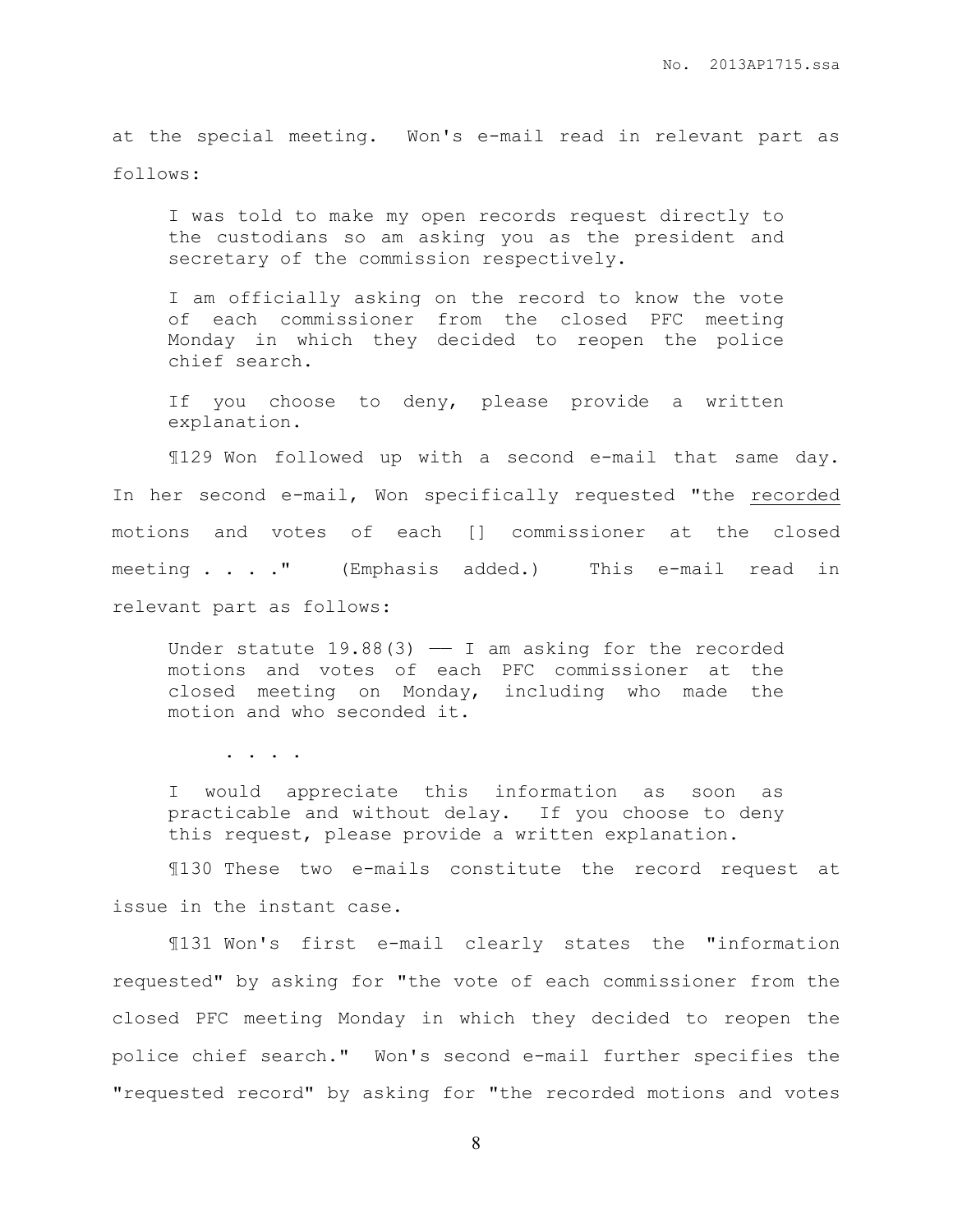at the special meeting. Won's e-mail read in relevant part as follows:

> I was told to make my open records request directly to the custodians so am asking you as the president and secretary of the commission respectively.
>
> I am officially asking on the record to know the vote of each commissioner from the closed PFC meeting Monday in which they decided to reopen the police chief search.
>
> If you choose to deny, please provide a written explanation.

¶129 Won followed up with a second e-mail that same day. In her second e-mail, Won specifically requested "the <u>recorded</u> motions and votes of each [] commissioner at the closed meeting . . . ." (Emphasis added.) This e-mail read in relevant part as follows:

> Under statute 19.88(3) —— I am asking for the recorded motions and votes of each PFC commissioner at the closed meeting on Monday, including who made the motion and who seconded it.
>
> . . . .
>
> I would appreciate this information as soon as practicable and without delay. If you choose to deny this request, please provide a written explanation.

¶130 These two e-mails constitute the record request at issue in the instant case.

¶131 Won's first e-mail clearly states the "information requested" by asking for "the vote of each commissioner from the closed PFC meeting Monday in which they decided to reopen the police chief search." Won's second e-mail further specifies the "requested record" by asking for "the recorded motions and votes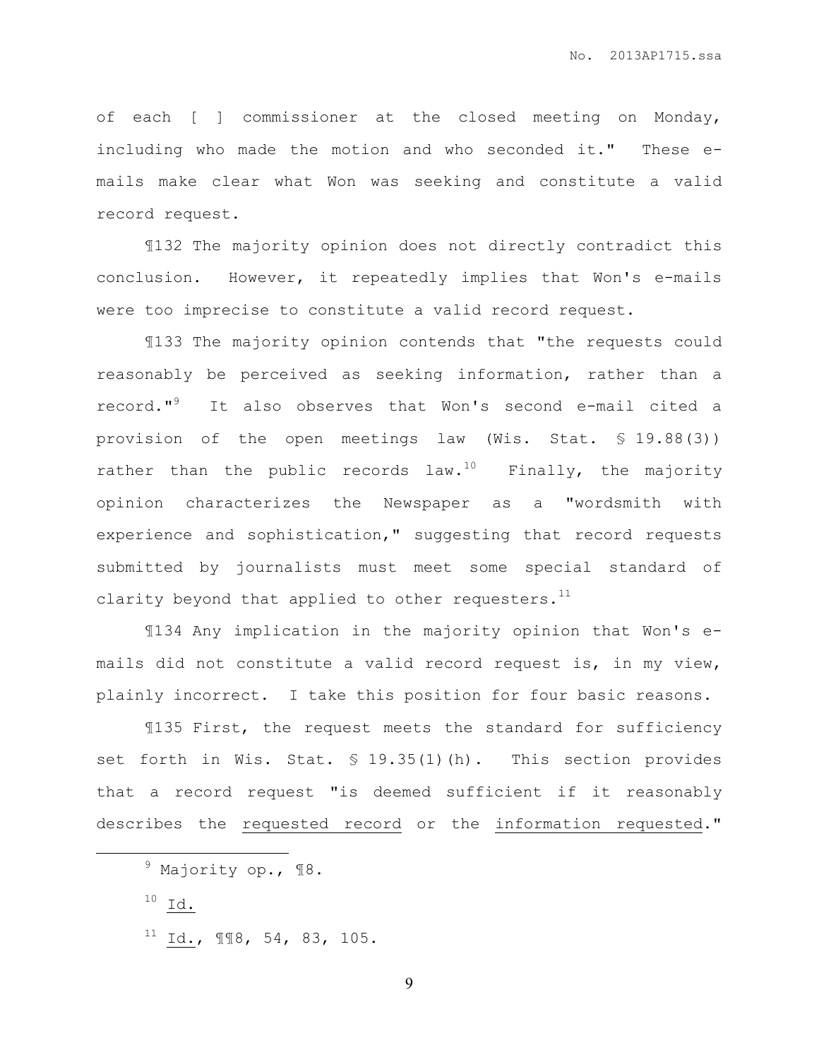of each [ ] commissioner at the closed meeting on Monday, including who made the motion and who seconded it." These e-mails make clear what Won was seeking and constitute a valid record request.

¶132 The majority opinion does not directly contradict this conclusion. However, it repeatedly implies that Won's e-mails were too imprecise to constitute a valid record request.

¶133 The majority opinion contends that "the requests could reasonably be perceived as seeking information, rather than a record."[9] It also observes that Won's second e-mail cited a provision of the open meetings law (Wis. Stat. § 19.88(3)) rather than the public records law.[10] Finally, the majority opinion characterizes the Newspaper as a "wordsmith with experience and sophistication," suggesting that record requests submitted by journalists must meet some special standard of clarity beyond that applied to other requesters.[11]

¶134 Any implication in the majority opinion that Won's e-mails did not constitute a valid record request is, in my view, plainly incorrect. I take this position for four basic reasons.

¶135 First, the request meets the standard for sufficiency set forth in Wis. Stat. § 19.35(1)(h). This section provides that a record request "is deemed sufficient if it reasonably describes the <u>requested record</u> or the <u>information requested</u>."

---

[9] Majority op., ¶8.

[10] <u>Id.</u>

[11] <u>Id.</u>, ¶¶8, 54, 83, 105.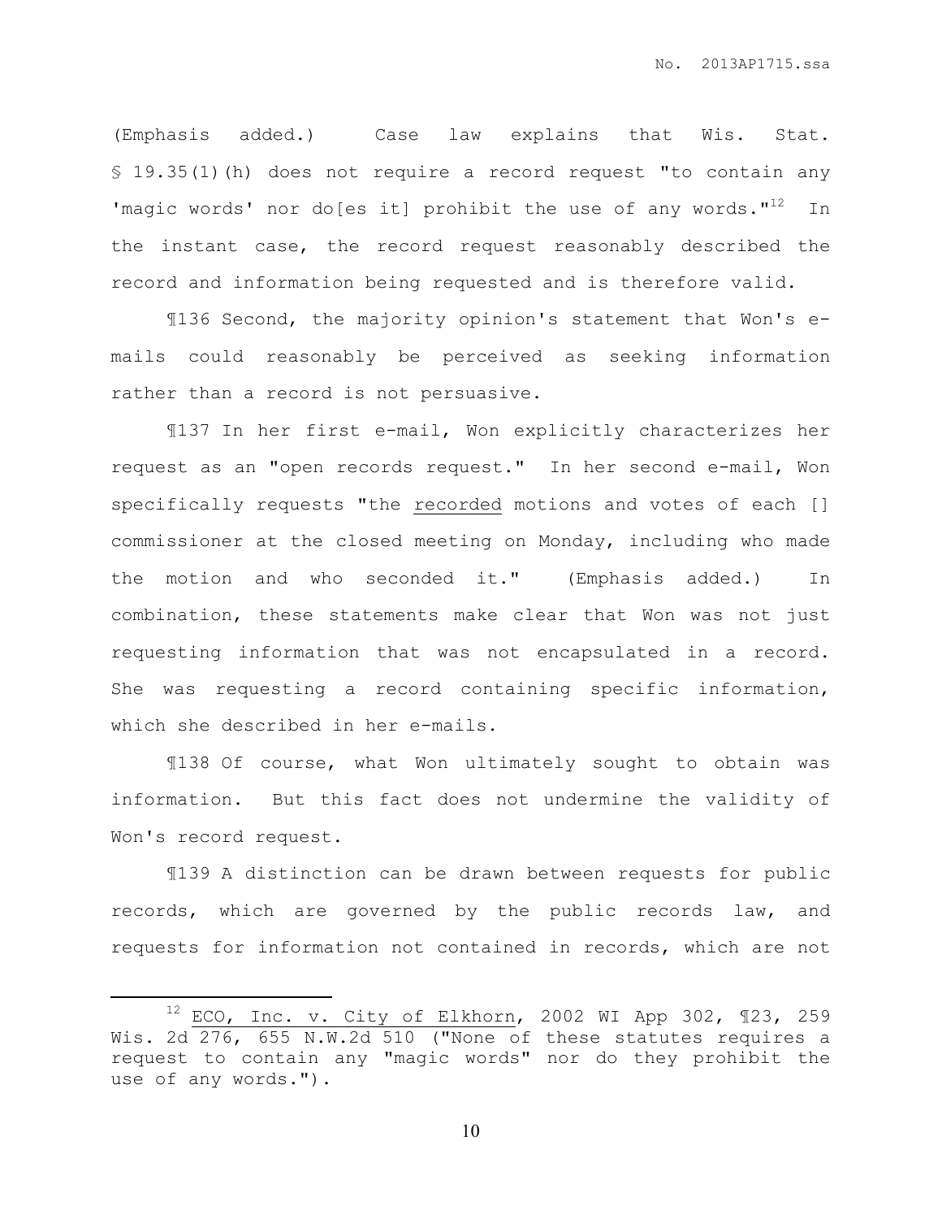(Emphasis added.) Case law explains that Wis. Stat. § 19.35(1)(h) does not require a record request "to contain any 'magic words' nor do[es it] prohibit the use of any words."[12] In the instant case, the record request reasonably described the record and information being requested and is therefore valid.

¶136 Second, the majority opinion's statement that Won's e-mails could reasonably be perceived as seeking information rather than a record is not persuasive.

¶137 In her first e-mail, Won explicitly characterizes her request as an "open records request." In her second e-mail, Won specifically requests "the <u>recorded</u> motions and votes of each [] commissioner at the closed meeting on Monday, including who made the motion and who seconded it." (Emphasis added.) In combination, these statements make clear that Won was not just requesting information that was not encapsulated in a record. She was requesting a record containing specific information, which she described in her e-mails.

¶138 Of course, what Won ultimately sought to obtain was information. But this fact does not undermine the validity of Won's record request.

¶139 A distinction can be drawn between requests for public records, which are governed by the public records law, and requests for information not contained in records, which are not

---

[12] <u>ECO, Inc. v. City of Elkhorn</u>, 2002 WI App 302, ¶23, 259 Wis. 2d 276, 655 N.W.2d 510 ("None of these statutes requires a request to contain any "magic words" nor do they prohibit the use of any words.").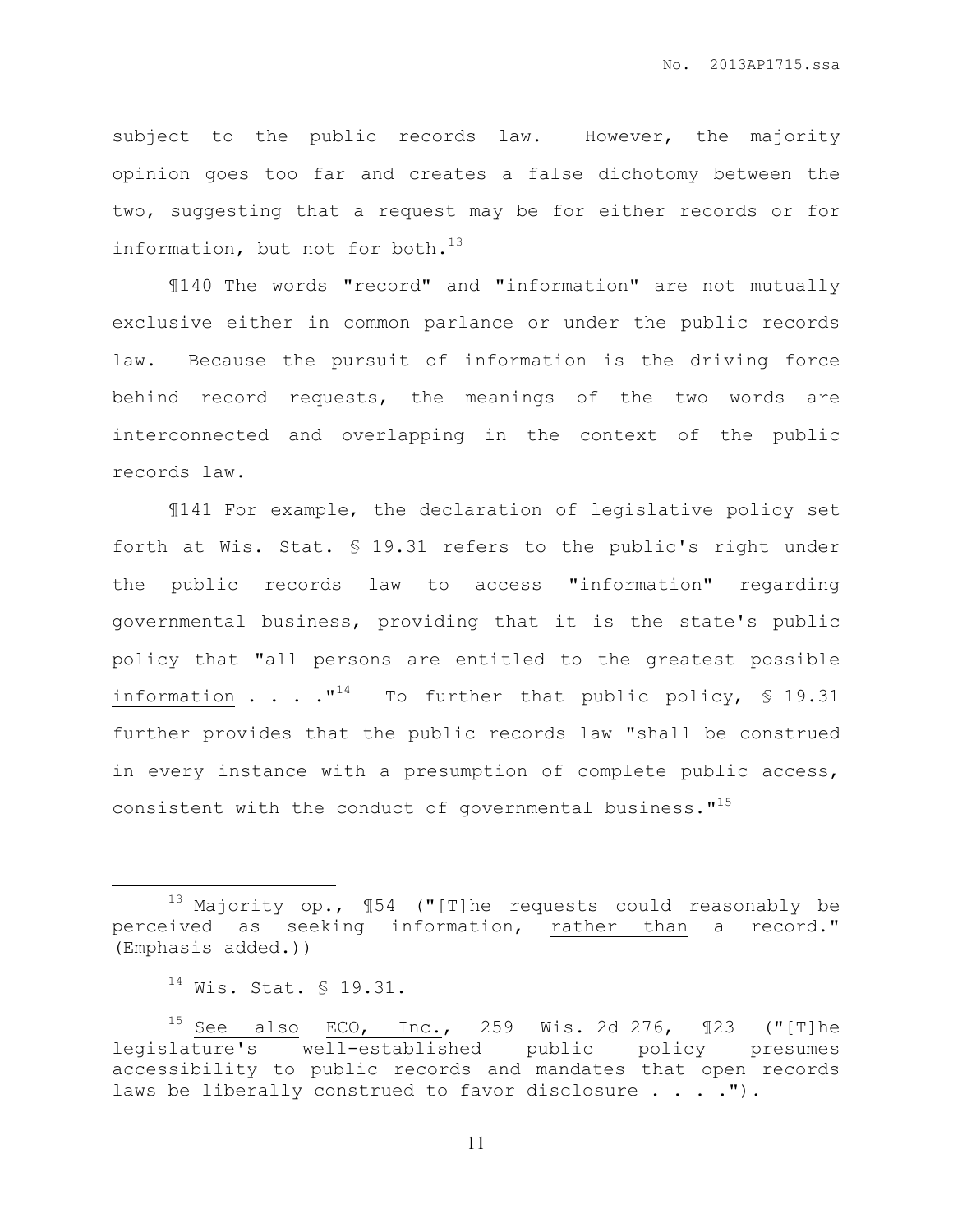subject to the public records law. However, the majority opinion goes too far and creates a false dichotomy between the two, suggesting that a request may be for either records or for information, but not for both.[13]

¶140 The words "record" and "information" are not mutually exclusive either in common parlance or under the public records law. Because the pursuit of information is the driving force behind record requests, the meanings of the two words are interconnected and overlapping in the context of the public records law.

¶141 For example, the declaration of legislative policy set forth at Wis. Stat. § 19.31 refers to the public's right under the public records law to access "information" regarding governmental business, providing that it is the state's public policy that "all persons are entitled to the <u>greatest possible information</u> . . . ."[14] To further that public policy, § 19.31 further provides that the public records law "shall be construed in every instance with a presumption of complete public access, consistent with the conduct of governmental business."[15]

---

[13] Majority op., ¶54 ("[T]he requests could reasonably be perceived as seeking information, <u>rather than</u> a record." (Emphasis added.))

[14] Wis. Stat. § 19.31.

[15] <u>See also</u> <u>ECO, Inc.</u>, 259 Wis. 2d 276, ¶23 ("[T]he legislature's well-established public policy presumes accessibility to public records and mandates that open records laws be liberally construed to favor disclosure . . . .").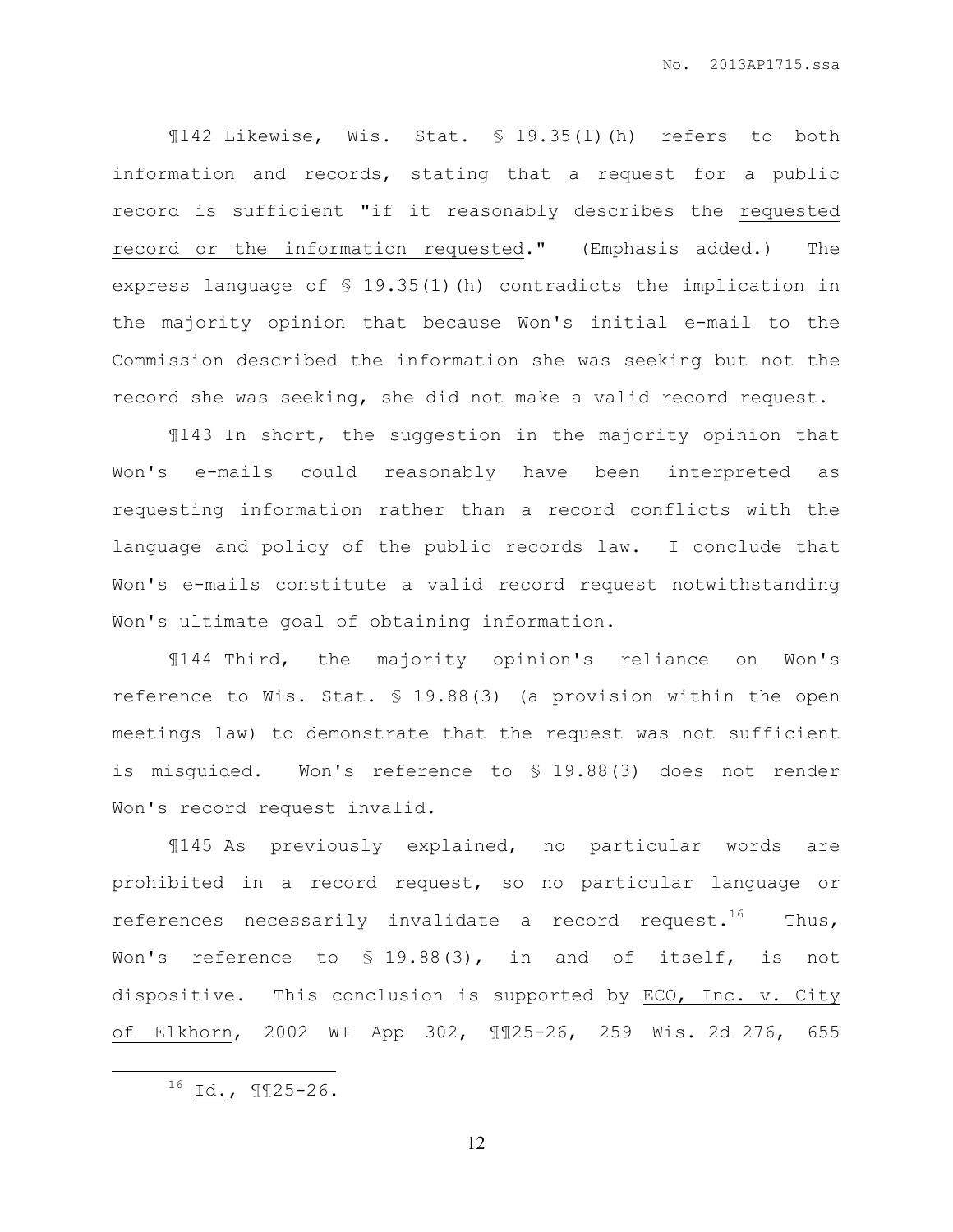¶142 Likewise, Wis. Stat. § 19.35(1)(h) refers to both information and records, stating that a request for a public record is sufficient "if it reasonably describes the requested record or the information requested." (Emphasis added.) The express language of § 19.35(1)(h) contradicts the implication in the majority opinion that because Won's initial e-mail to the Commission described the information she was seeking but not the record she was seeking, she did not make a valid record request.

¶143 In short, the suggestion in the majority opinion that Won's e-mails could reasonably have been interpreted as requesting information rather than a record conflicts with the language and policy of the public records law. I conclude that Won's e-mails constitute a valid record request notwithstanding Won's ultimate goal of obtaining information.

¶144 Third, the majority opinion's reliance on Won's reference to Wis. Stat. § 19.88(3) (a provision within the open meetings law) to demonstrate that the request was not sufficient is misguided. Won's reference to § 19.88(3) does not render Won's record request invalid.

¶145 As previously explained, no particular words are prohibited in a record request, so no particular language or references necessarily invalidate a record request.[16] Thus, Won's reference to § 19.88(3), in and of itself, is not dispositive. This conclusion is supported by ECO, Inc. v. City of Elkhorn, 2002 WI App 302, ¶¶25-26, 259 Wis. 2d 276, 655

---

[16] Id., ¶¶25-26.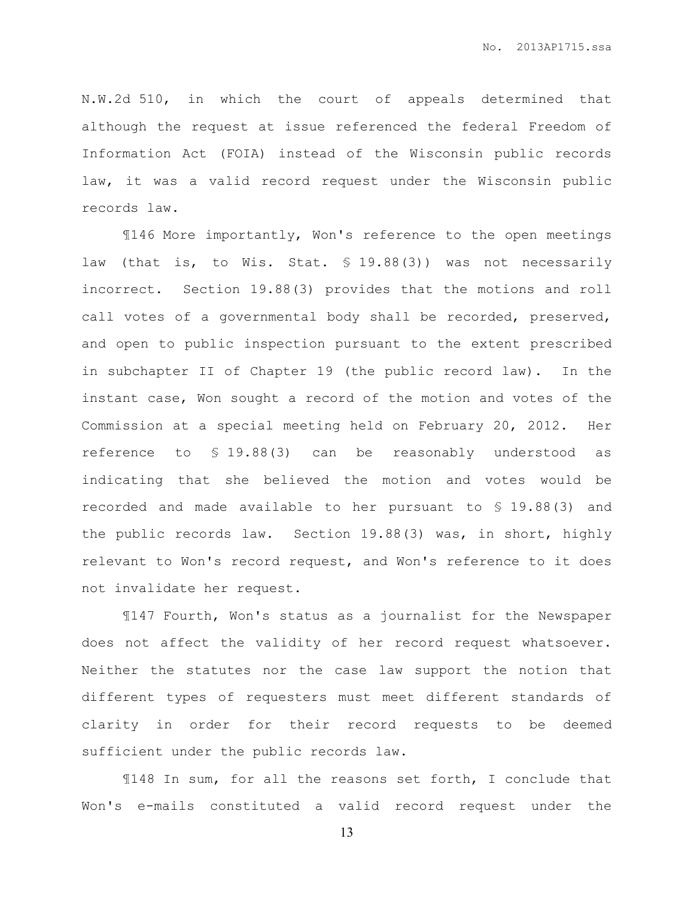N.W.2d 510, in which the court of appeals determined that although the request at issue referenced the federal Freedom of Information Act (FOIA) instead of the Wisconsin public records law, it was a valid record request under the Wisconsin public records law.

¶146 More importantly, Won's reference to the open meetings law (that is, to Wis. Stat. § 19.88(3)) was not necessarily incorrect. Section 19.88(3) provides that the motions and roll call votes of a governmental body shall be recorded, preserved, and open to public inspection pursuant to the extent prescribed in subchapter II of Chapter 19 (the public record law). In the instant case, Won sought a record of the motion and votes of the Commission at a special meeting held on February 20, 2012. Her reference to § 19.88(3) can be reasonably understood as indicating that she believed the motion and votes would be recorded and made available to her pursuant to § 19.88(3) and the public records law. Section 19.88(3) was, in short, highly relevant to Won's record request, and Won's reference to it does not invalidate her request.

¶147 Fourth, Won's status as a journalist for the Newspaper does not affect the validity of her record request whatsoever. Neither the statutes nor the case law support the notion that different types of requesters must meet different standards of clarity in order for their record requests to be deemed sufficient under the public records law.

¶148 In sum, for all the reasons set forth, I conclude that Won's e-mails constituted a valid record request under the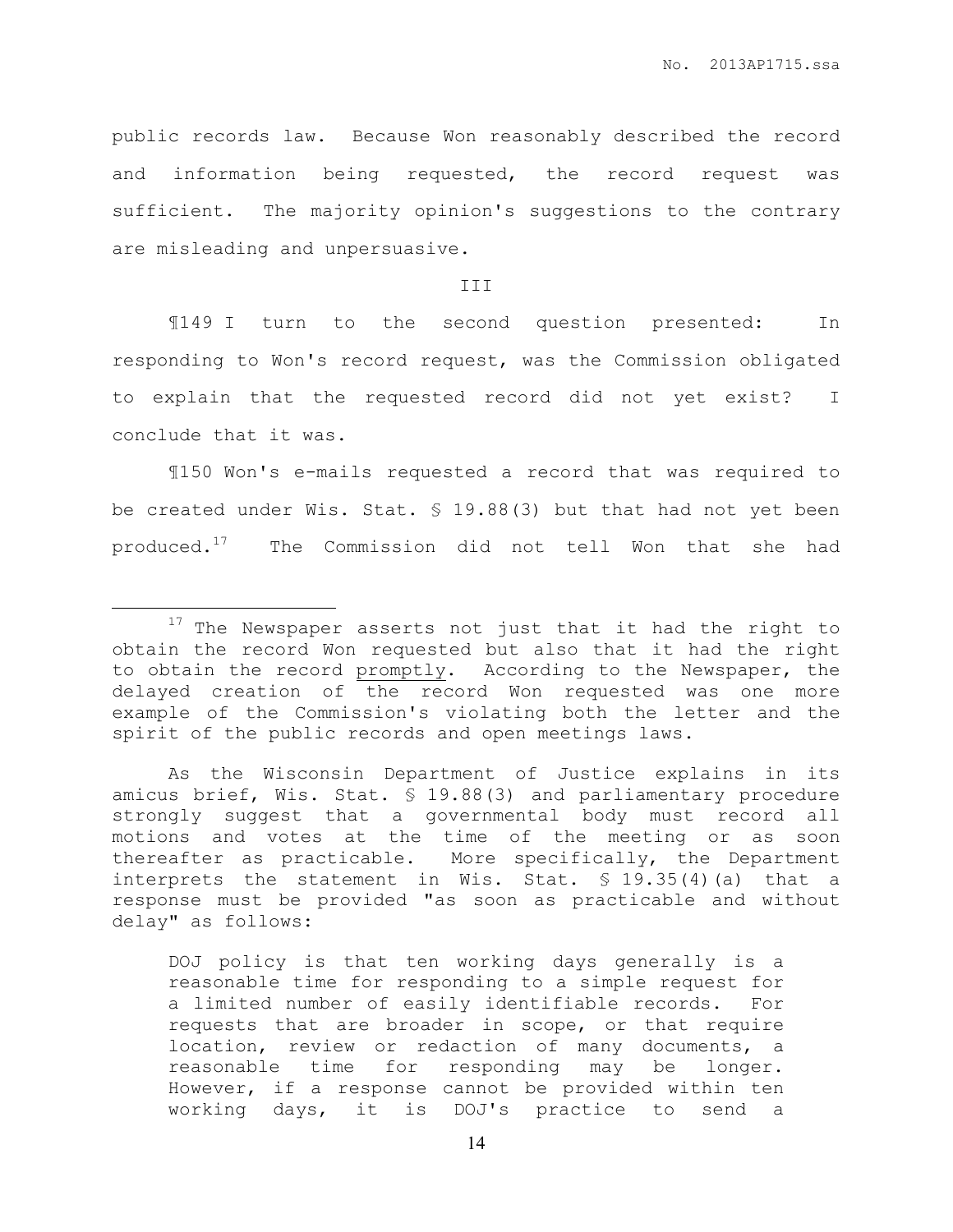public records law. Because Won reasonably described the record and information being requested, the record request was sufficient. The majority opinion's suggestions to the contrary are misleading and unpersuasive.

III

¶149 I turn to the second question presented: In responding to Won's record request, was the Commission obligated to explain that the requested record did not yet exist? I conclude that it was.

¶150 Won's e-mails requested a record that was required to be created under Wis. Stat. § 19.88(3) but that had not yet been produced.[17] The Commission did not tell Won that she had

---

[17] The Newspaper asserts not just that it had the right to obtain the record Won requested but also that it had the right to obtain the record promptly. According to the Newspaper, the delayed creation of the record Won requested was one more example of the Commission's violating both the letter and the spirit of the public records and open meetings laws.

As the Wisconsin Department of Justice explains in its amicus brief, Wis. Stat. § 19.88(3) and parliamentary procedure strongly suggest that a governmental body must record all motions and votes at the time of the meeting or as soon thereafter as practicable. More specifically, the Department interprets the statement in Wis. Stat. § 19.35(4)(a) that a response must be provided "as soon as practicable and without delay" as follows:

> DOJ policy is that ten working days generally is a reasonable time for responding to a simple request for a limited number of easily identifiable records. For requests that are broader in scope, or that require location, review or redaction of many documents, a reasonable time for responding may be longer. However, if a response cannot be provided within ten working days, it is DOJ's practice to send a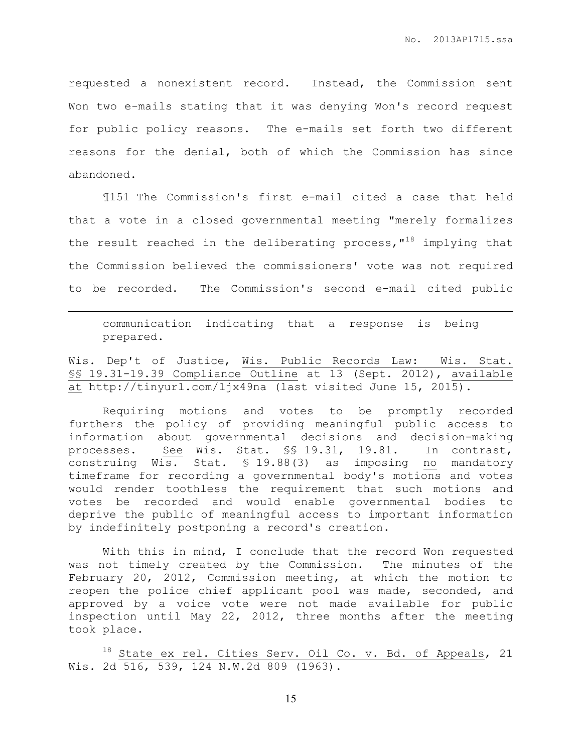requested a nonexistent record. Instead, the Commission sent Won two e-mails stating that it was denying Won's record request for public policy reasons. The e-mails set forth two different reasons for the denial, both of which the Commission has since abandoned.

¶151 The Commission's first e-mail cited a case that held that a vote in a closed governmental meeting "merely formalizes the result reached in the deliberating process,"[18] implying that the Commission believed the commissioners' vote was not required to be recorded. The Commission's second e-mail cited public

---

communication indicating that a response is being prepared.

Wis. Dep't of Justice, Wis. Public Records Law: Wis. Stat. §§ 19.31-19.39 Compliance Outline at 13 (Sept. 2012), available at http://tinyurl.com/ljx49na (last visited June 15, 2015).

Requiring motions and votes to be promptly recorded furthers the policy of providing meaningful public access to information about governmental decisions and decision-making processes. See Wis. Stat. §§ 19.31, 19.81. In contrast, construing Wis. Stat. § 19.88(3) as imposing no mandatory timeframe for recording a governmental body's motions and votes would render toothless the requirement that such motions and votes be recorded and would enable governmental bodies to deprive the public of meaningful access to important information by indefinitely postponing a record's creation.

With this in mind, I conclude that the record Won requested was not timely created by the Commission. The minutes of the February 20, 2012, Commission meeting, at which the motion to reopen the police chief applicant pool was made, seconded, and approved by a voice vote were not made available for public inspection until May 22, 2012, three months after the meeting took place.

[18] State ex rel. Cities Serv. Oil Co. v. Bd. of Appeals, 21 Wis. 2d 516, 539, 124 N.W.2d 809 (1963).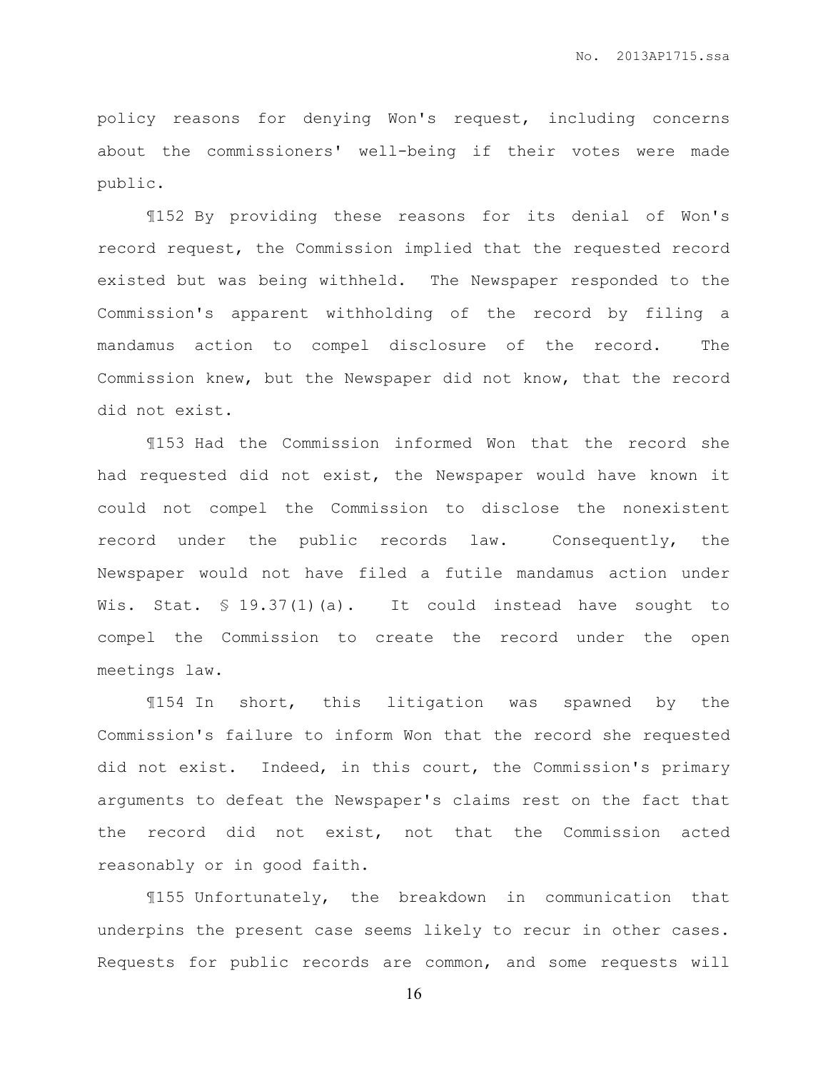policy reasons for denying Won's request, including concerns about the commissioners' well-being if their votes were made public.

¶152 By providing these reasons for its denial of Won's record request, the Commission implied that the requested record existed but was being withheld. The Newspaper responded to the Commission's apparent withholding of the record by filing a mandamus action to compel disclosure of the record. The Commission knew, but the Newspaper did not know, that the record did not exist.

¶153 Had the Commission informed Won that the record she had requested did not exist, the Newspaper would have known it could not compel the Commission to disclose the nonexistent record under the public records law. Consequently, the Newspaper would not have filed a futile mandamus action under Wis. Stat. § 19.37(1)(a). It could instead have sought to compel the Commission to create the record under the open meetings law.

¶154 In short, this litigation was spawned by the Commission's failure to inform Won that the record she requested did not exist. Indeed, in this court, the Commission's primary arguments to defeat the Newspaper's claims rest on the fact that the record did not exist, not that the Commission acted reasonably or in good faith.

¶155 Unfortunately, the breakdown in communication that underpins the present case seems likely to recur in other cases. Requests for public records are common, and some requests will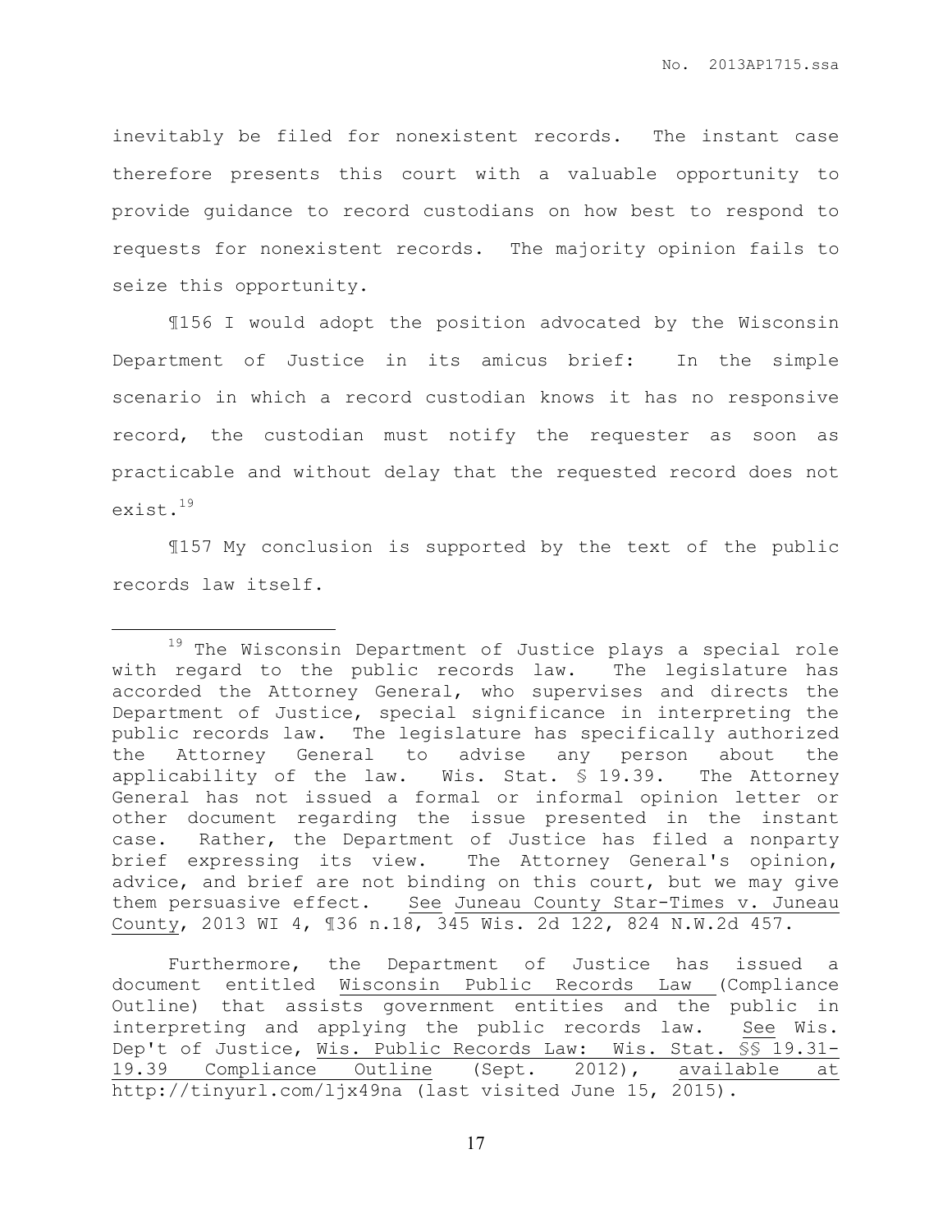inevitably be filed for nonexistent records. The instant case therefore presents this court with a valuable opportunity to provide guidance to record custodians on how best to respond to requests for nonexistent records. The majority opinion fails to seize this opportunity.

¶156 I would adopt the position advocated by the Wisconsin Department of Justice in its amicus brief: In the simple scenario in which a record custodian knows it has no responsive record, the custodian must notify the requester as soon as practicable and without delay that the requested record does not exist.[19]

¶157 My conclusion is supported by the text of the public records law itself.

---

[19] The Wisconsin Department of Justice plays a special role with regard to the public records law. The legislature has accorded the Attorney General, who supervises and directs the Department of Justice, special significance in interpreting the public records law. The legislature has specifically authorized the Attorney General to advise any person about the applicability of the law. Wis. Stat. § 19.39. The Attorney General has not issued a formal or informal opinion letter or other document regarding the issue presented in the instant case. Rather, the Department of Justice has filed a nonparty brief expressing its view. The Attorney General's opinion, advice, and brief are not binding on this court, but we may give them persuasive effect. See Juneau County Star-Times v. Juneau County, 2013 WI 4, ¶36 n.18, 345 Wis. 2d 122, 824 N.W.2d 457.

Furthermore, the Department of Justice has issued a document entitled Wisconsin Public Records Law (Compliance Outline) that assists government entities and the public in interpreting and applying the public records law. See Wis. Dep't of Justice, Wis. Public Records Law: Wis. Stat. §§ 19.31-19.39 Compliance Outline (Sept. 2012), available at http://tinyurl.com/ljx49na (last visited June 15, 2015).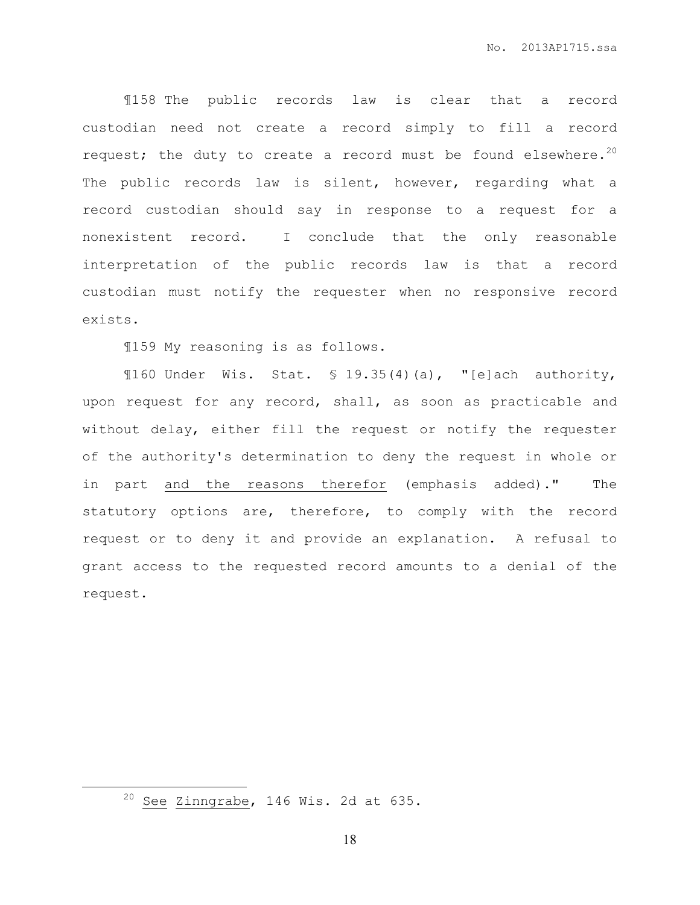¶158 The public records law is clear that a record custodian need not create a record simply to fill a record request; the duty to create a record must be found elsewhere.[20] The public records law is silent, however, regarding what a record custodian should say in response to a request for a nonexistent record. I conclude that the only reasonable interpretation of the public records law is that a record custodian must notify the requester when no responsive record exists.

¶159 My reasoning is as follows.

¶160 Under Wis. Stat. § 19.35(4)(a), "[e]ach authority, upon request for any record, shall, as soon as practicable and without delay, either fill the request or notify the requester of the authority's determination to deny the request in whole or in part <u>and the reasons therefor</u> (emphasis added)." The statutory options are, therefore, to comply with the record request or to deny it and provide an explanation. A refusal to grant access to the requested record amounts to a denial of the request.

---

[20] <u>See</u> <u>Zinngrabe</u>, 146 Wis. 2d at 635.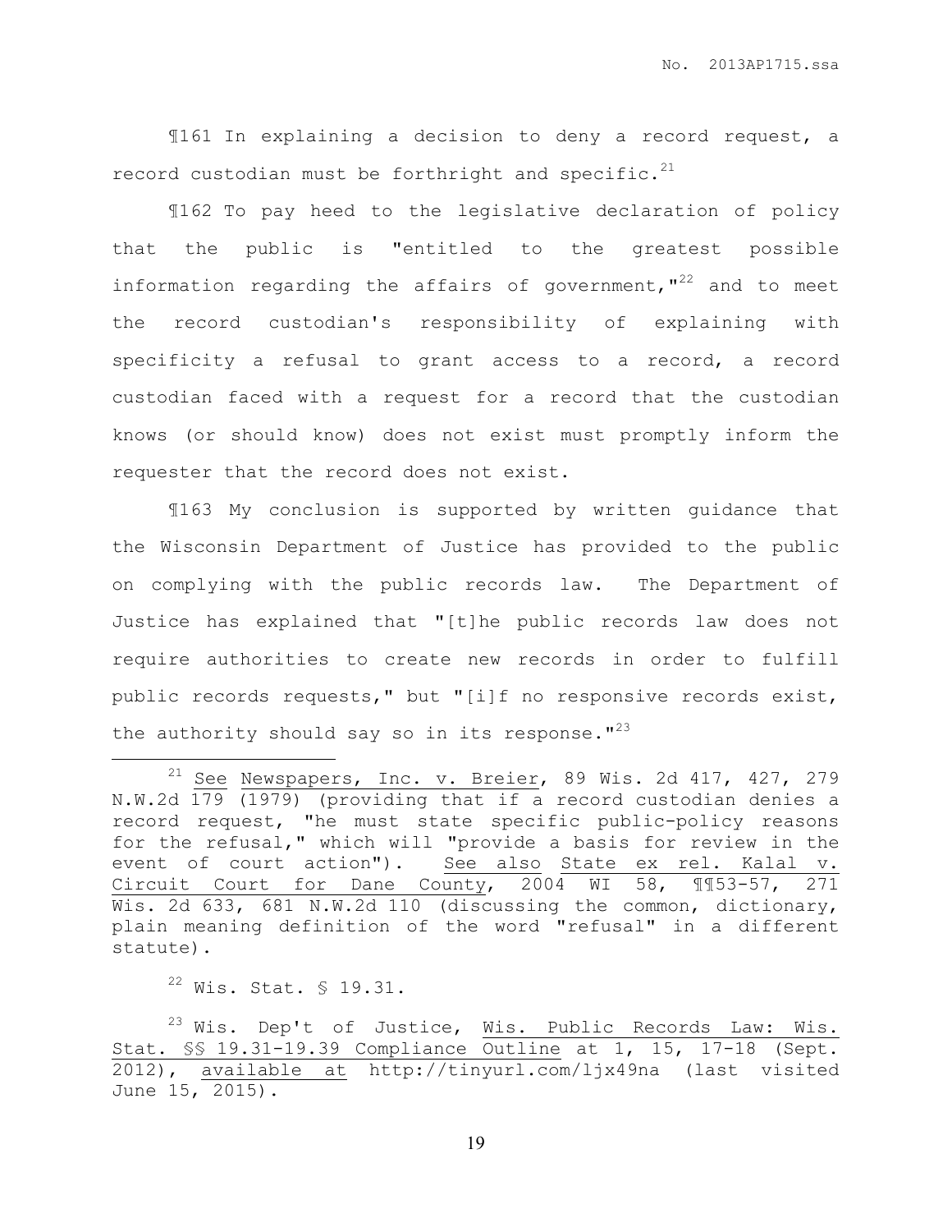¶161 In explaining a decision to deny a record request, a record custodian must be forthright and specific.[21]

¶162 To pay heed to the legislative declaration of policy that the public is "entitled to the greatest possible information regarding the affairs of government,"[22] and to meet the record custodian's responsibility of explaining with specificity a refusal to grant access to a record, a record custodian faced with a request for a record that the custodian knows (or should know) does not exist must promptly inform the requester that the record does not exist.

¶163 My conclusion is supported by written guidance that the Wisconsin Department of Justice has provided to the public on complying with the public records law. The Department of Justice has explained that "[t]he public records law does not require authorities to create new records in order to fulfill public records requests," but "[i]f no responsive records exist, the authority should say so in its response."[23]

---

[21] See Newspapers, Inc. v. Breier, 89 Wis. 2d 417, 427, 279 N.W.2d 179 (1979) (providing that if a record custodian denies a record request, "he must state specific public-policy reasons for the refusal," which will "provide a basis for review in the event of court action"). See also State ex rel. Kalal v. Circuit Court for Dane County, 2004 WI 58, ¶¶53-57, 271 Wis. 2d 633, 681 N.W.2d 110 (discussing the common, dictionary, plain meaning definition of the word "refusal" in a different statute).

[22] Wis. Stat. § 19.31.

[23] Wis. Dep't of Justice, Wis. Public Records Law: Wis. Stat. §§ 19.31-19.39 Compliance Outline at 1, 15, 17-18 (Sept. 2012), available at http://tinyurl.com/ljx49na (last visited June 15, 2015).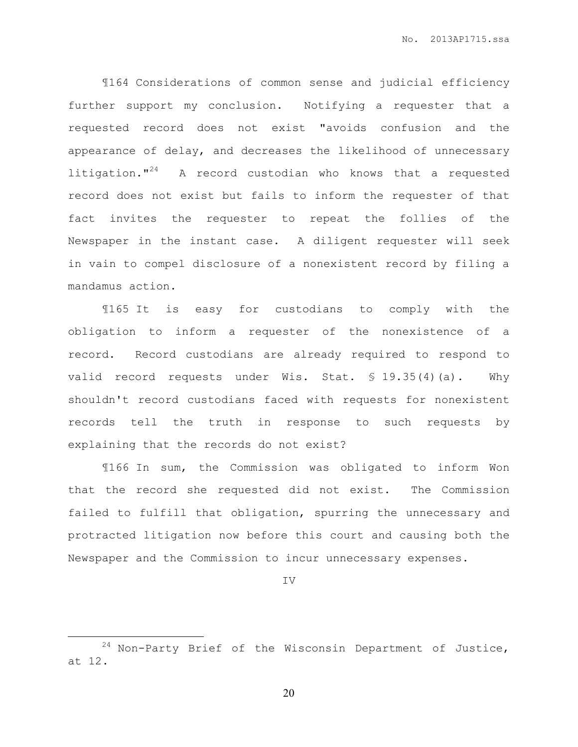¶164 Considerations of common sense and judicial efficiency further support my conclusion. Notifying a requester that a requested record does not exist "avoids confusion and the appearance of delay, and decreases the likelihood of unnecessary litigation."[24] A record custodian who knows that a requested record does not exist but fails to inform the requester of that fact invites the requester to repeat the follies of the Newspaper in the instant case. A diligent requester will seek in vain to compel disclosure of a nonexistent record by filing a mandamus action.

¶165 It is easy for custodians to comply with the obligation to inform a requester of the nonexistence of a record. Record custodians are already required to respond to valid record requests under Wis. Stat. § 19.35(4)(a). Why shouldn't record custodians faced with requests for nonexistent records tell the truth in response to such requests by explaining that the records do not exist?

¶166 In sum, the Commission was obligated to inform Won that the record she requested did not exist. The Commission failed to fulfill that obligation, spurring the unnecessary and protracted litigation now before this court and causing both the Newspaper and the Commission to incur unnecessary expenses.

IV

---

[24] Non-Party Brief of the Wisconsin Department of Justice, at 12.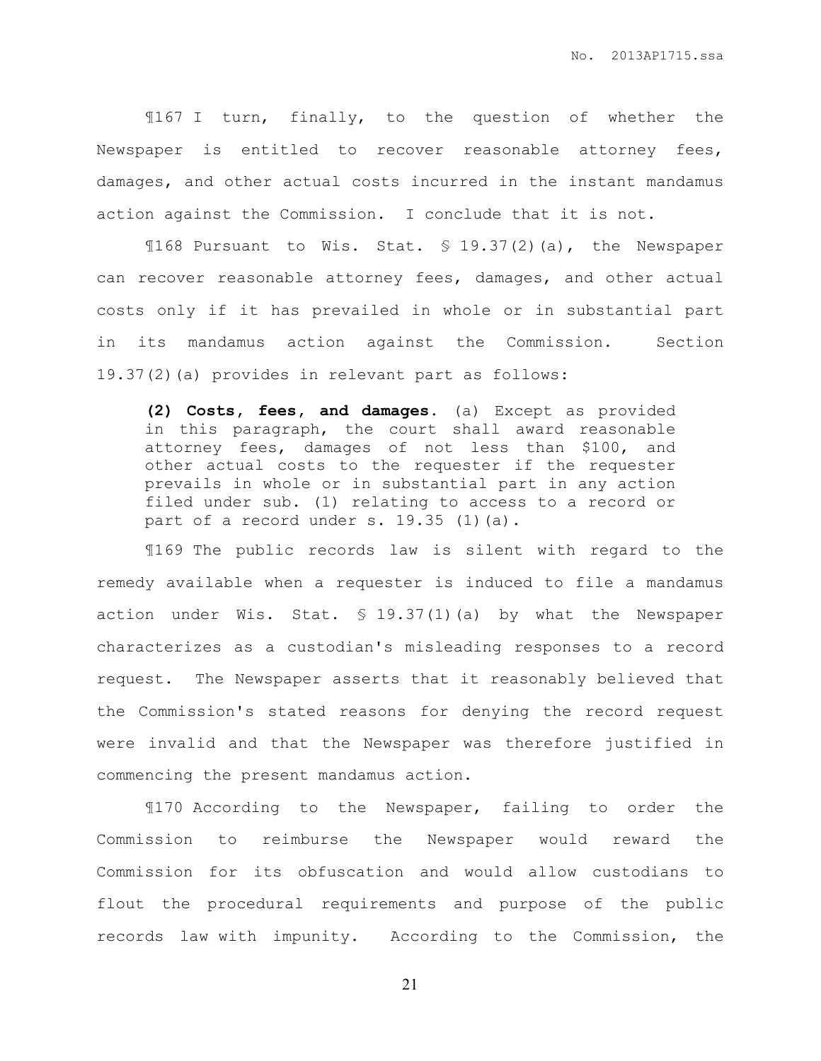¶167 I turn, finally, to the question of whether the Newspaper is entitled to recover reasonable attorney fees, damages, and other actual costs incurred in the instant mandamus action against the Commission. I conclude that it is not.

¶168 Pursuant to Wis. Stat. § 19.37(2)(a), the Newspaper can recover reasonable attorney fees, damages, and other actual costs only if it has prevailed in whole or in substantial part in its mandamus action against the Commission. Section 19.37(2)(a) provides in relevant part as follows:

> **(2) Costs, fees, and damages.** (a) Except as provided in this paragraph, the court shall award reasonable attorney fees, damages of not less than $100, and other actual costs to the requester if the requester prevails in whole or in substantial part in any action filed under sub. (1) relating to access to a record or part of a record under s. 19.35 (1)(a).

¶169 The public records law is silent with regard to the remedy available when a requester is induced to file a mandamus action under Wis. Stat. § 19.37(1)(a) by what the Newspaper characterizes as a custodian's misleading responses to a record request. The Newspaper asserts that it reasonably believed that the Commission's stated reasons for denying the record request were invalid and that the Newspaper was therefore justified in commencing the present mandamus action.

¶170 According to the Newspaper, failing to order the Commission to reimburse the Newspaper would reward the Commission for its obfuscation and would allow custodians to flout the procedural requirements and purpose of the public records law with impunity. According to the Commission, the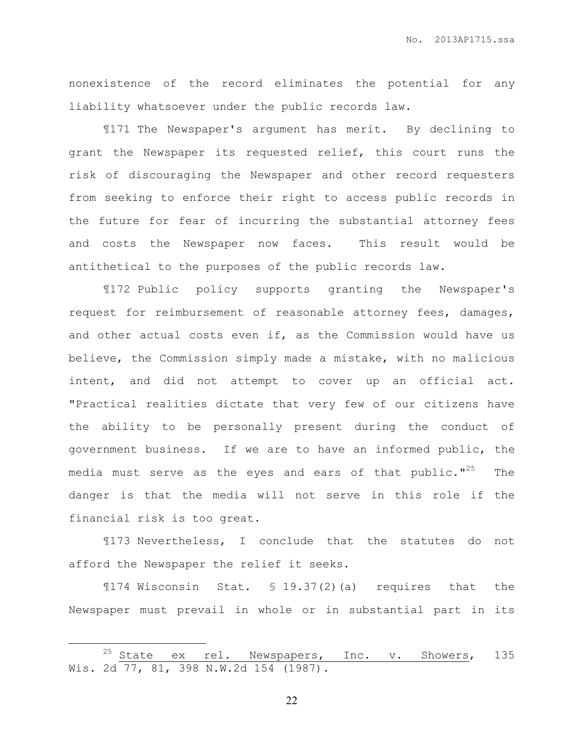nonexistence of the record eliminates the potential for any liability whatsoever under the public records law.

¶171 The Newspaper's argument has merit. By declining to grant the Newspaper its requested relief, this court runs the risk of discouraging the Newspaper and other record requesters from seeking to enforce their right to access public records in the future for fear of incurring the substantial attorney fees and costs the Newspaper now faces. This result would be antithetical to the purposes of the public records law.

¶172 Public policy supports granting the Newspaper's request for reimbursement of reasonable attorney fees, damages, and other actual costs even if, as the Commission would have us believe, the Commission simply made a mistake, with no malicious intent, and did not attempt to cover up an official act. "Practical realities dictate that very few of our citizens have the ability to be personally present during the conduct of government business. If we are to have an informed public, the media must serve as the eyes and ears of that public."[25] The danger is that the media will not serve in this role if the financial risk is too great.

¶173 Nevertheless, I conclude that the statutes do not afford the Newspaper the relief it seeks.

¶174 Wisconsin Stat. § 19.37(2)(a) requires that the Newspaper must prevail in whole or in substantial part in its

---

[25] <u>State ex rel. Newspapers, Inc. v. Showers</u>, 135 Wis. 2d 77, 81, 398 N.W.2d 154 (1987).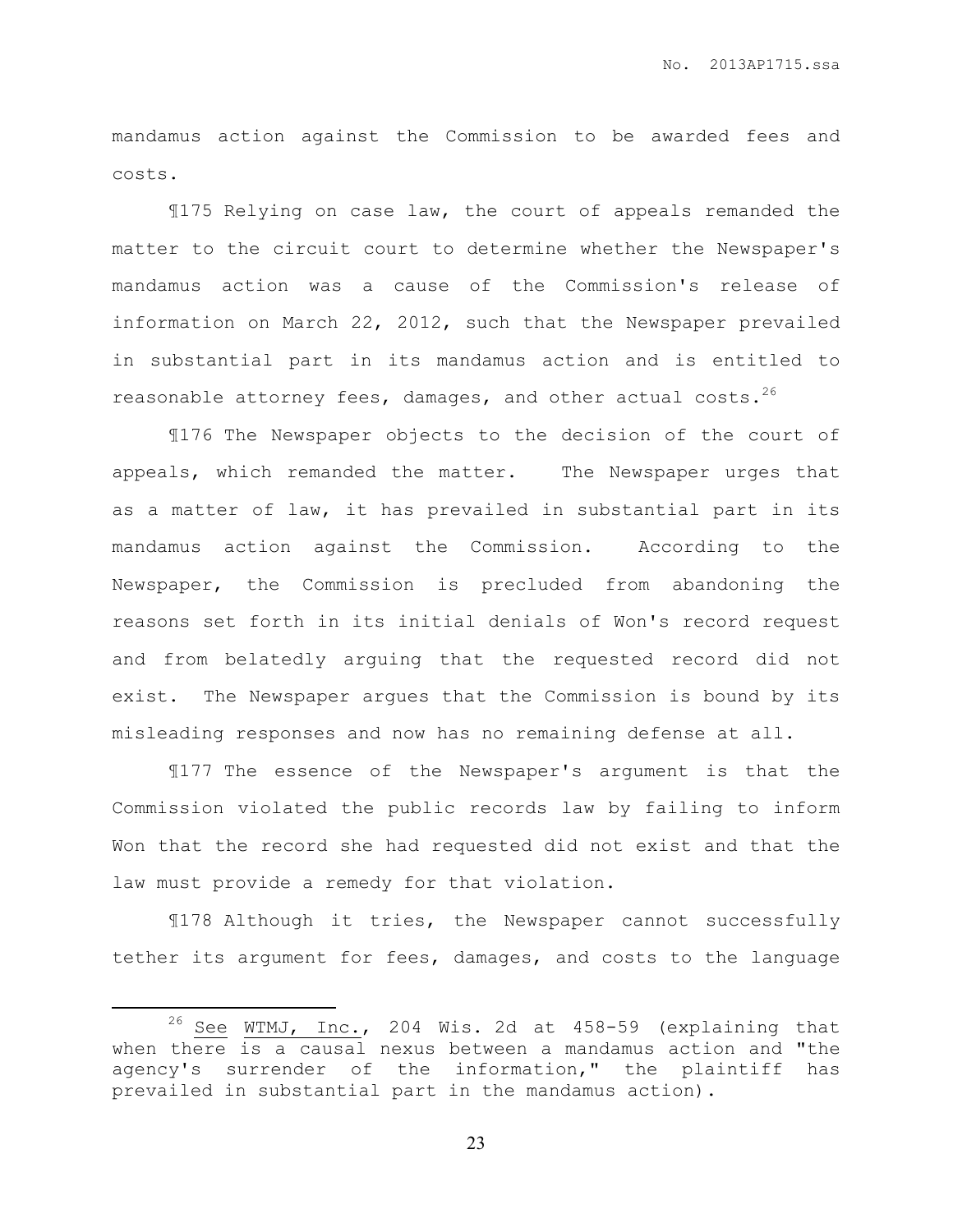mandamus action against the Commission to be awarded fees and costs.

¶175 Relying on case law, the court of appeals remanded the matter to the circuit court to determine whether the Newspaper's mandamus action was a cause of the Commission's release of information on March 22, 2012, such that the Newspaper prevailed in substantial part in its mandamus action and is entitled to reasonable attorney fees, damages, and other actual costs.[26]

¶176 The Newspaper objects to the decision of the court of appeals, which remanded the matter. The Newspaper urges that as a matter of law, it has prevailed in substantial part in its mandamus action against the Commission. According to the Newspaper, the Commission is precluded from abandoning the reasons set forth in its initial denials of Won's record request and from belatedly arguing that the requested record did not exist. The Newspaper argues that the Commission is bound by its misleading responses and now has no remaining defense at all.

¶177 The essence of the Newspaper's argument is that the Commission violated the public records law by failing to inform Won that the record she had requested did not exist and that the law must provide a remedy for that violation.

¶178 Although it tries, the Newspaper cannot successfully tether its argument for fees, damages, and costs to the language

---

[26] See WTMJ, Inc., 204 Wis. 2d at 458-59 (explaining that when there is a causal nexus between a mandamus action and "the agency's surrender of the information," the plaintiff has prevailed in substantial part in the mandamus action).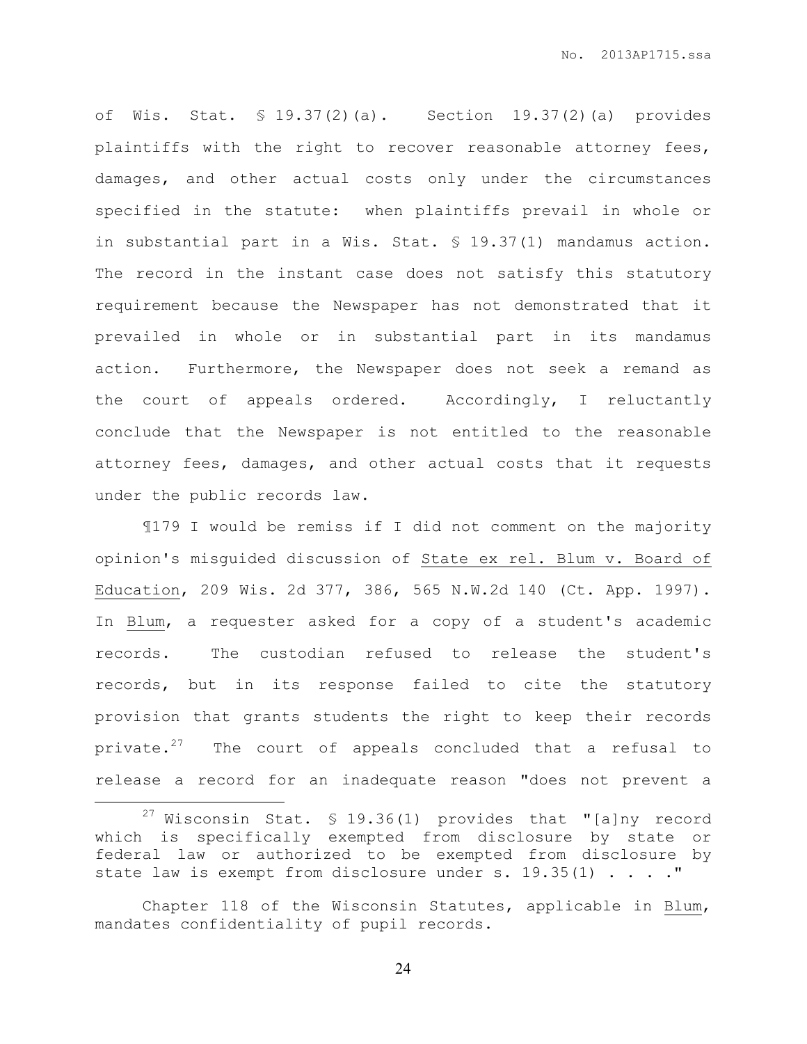of Wis. Stat. § 19.37(2)(a). Section 19.37(2)(a) provides plaintiffs with the right to recover reasonable attorney fees, damages, and other actual costs only under the circumstances specified in the statute: when plaintiffs prevail in whole or in substantial part in a Wis. Stat. § 19.37(1) mandamus action. The record in the instant case does not satisfy this statutory requirement because the Newspaper has not demonstrated that it prevailed in whole or in substantial part in its mandamus action. Furthermore, the Newspaper does not seek a remand as the court of appeals ordered. Accordingly, I reluctantly conclude that the Newspaper is not entitled to the reasonable attorney fees, damages, and other actual costs that it requests under the public records law.

¶179 I would be remiss if I did not comment on the majority opinion's misguided discussion of State ex rel. Blum v. Board of Education, 209 Wis. 2d 377, 386, 565 N.W.2d 140 (Ct. App. 1997). In Blum, a requester asked for a copy of a student's academic records. The custodian refused to release the student's records, but in its response failed to cite the statutory provision that grants students the right to keep their records private.[27] The court of appeals concluded that a refusal to release a record for an inadequate reason "does not prevent a

[27] Wisconsin Stat. § 19.36(1) provides that "[a]ny record which is specifically exempted from disclosure by state or federal law or authorized to be exempted from disclosure by state law is exempt from disclosure under s. 19.35(1) . . . ."

Chapter 118 of the Wisconsin Statutes, applicable in Blum, mandates confidentiality of pupil records.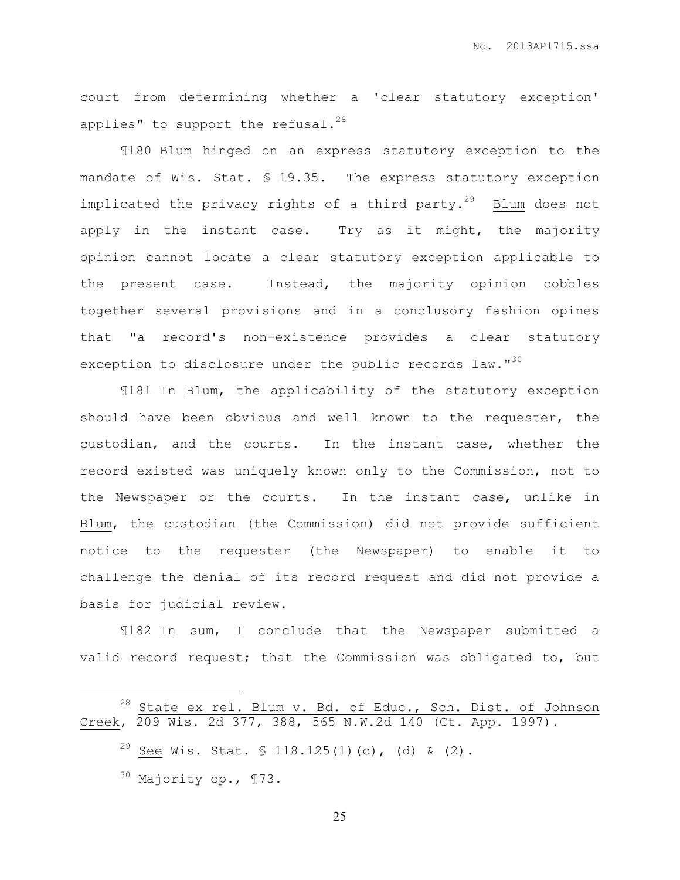court from determining whether a 'clear statutory exception' applies" to support the refusal.[28]

¶180 Blum hinged on an express statutory exception to the mandate of Wis. Stat. § 19.35. The express statutory exception implicated the privacy rights of a third party.[29] Blum does not apply in the instant case. Try as it might, the majority opinion cannot locate a clear statutory exception applicable to the present case. Instead, the majority opinion cobbles together several provisions and in a conclusory fashion opines that "a record's non-existence provides a clear statutory exception to disclosure under the public records law."[30]

¶181 In Blum, the applicability of the statutory exception should have been obvious and well known to the requester, the custodian, and the courts. In the instant case, whether the record existed was uniquely known only to the Commission, not to the Newspaper or the courts. In the instant case, unlike in Blum, the custodian (the Commission) did not provide sufficient notice to the requester (the Newspaper) to enable it to challenge the denial of its record request and did not provide a basis for judicial review.

¶182 In sum, I conclude that the Newspaper submitted a valid record request; that the Commission was obligated to, but

---

[28] State ex rel. Blum v. Bd. of Educ., Sch. Dist. of Johnson Creek, 209 Wis. 2d 377, 388, 565 N.W.2d 140 (Ct. App. 1997).

[29] See Wis. Stat. § 118.125(1)(c), (d) & (2).

[30] Majority op., ¶73.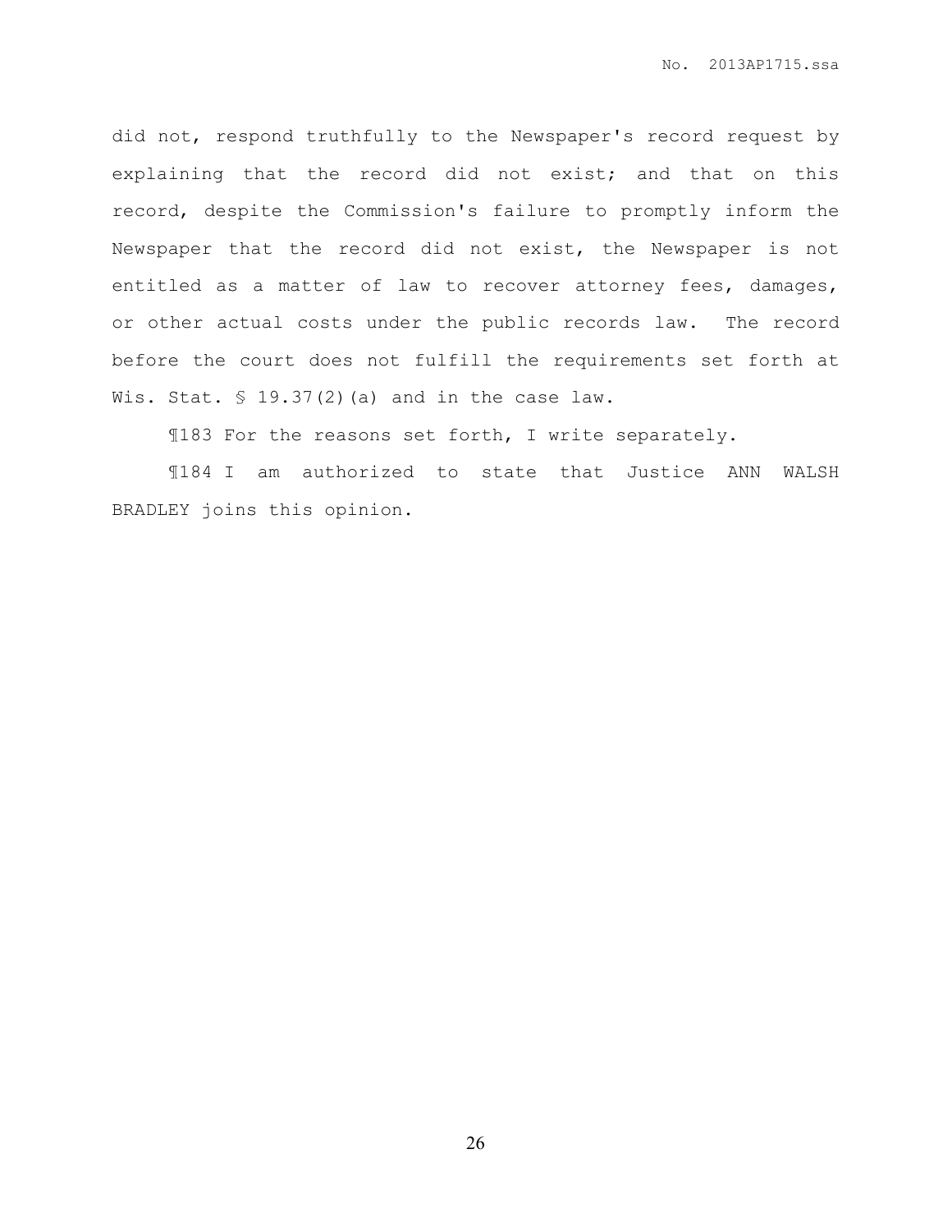did not, respond truthfully to the Newspaper's record request by explaining that the record did not exist; and that on this record, despite the Commission's failure to promptly inform the Newspaper that the record did not exist, the Newspaper is not entitled as a matter of law to recover attorney fees, damages, or other actual costs under the public records law. The record before the court does not fulfill the requirements set forth at Wis. Stat. § 19.37(2)(a) and in the case law.

¶183 For the reasons set forth, I write separately.

¶184 I am authorized to state that Justice ANN WALSH BRADLEY joins this opinion.